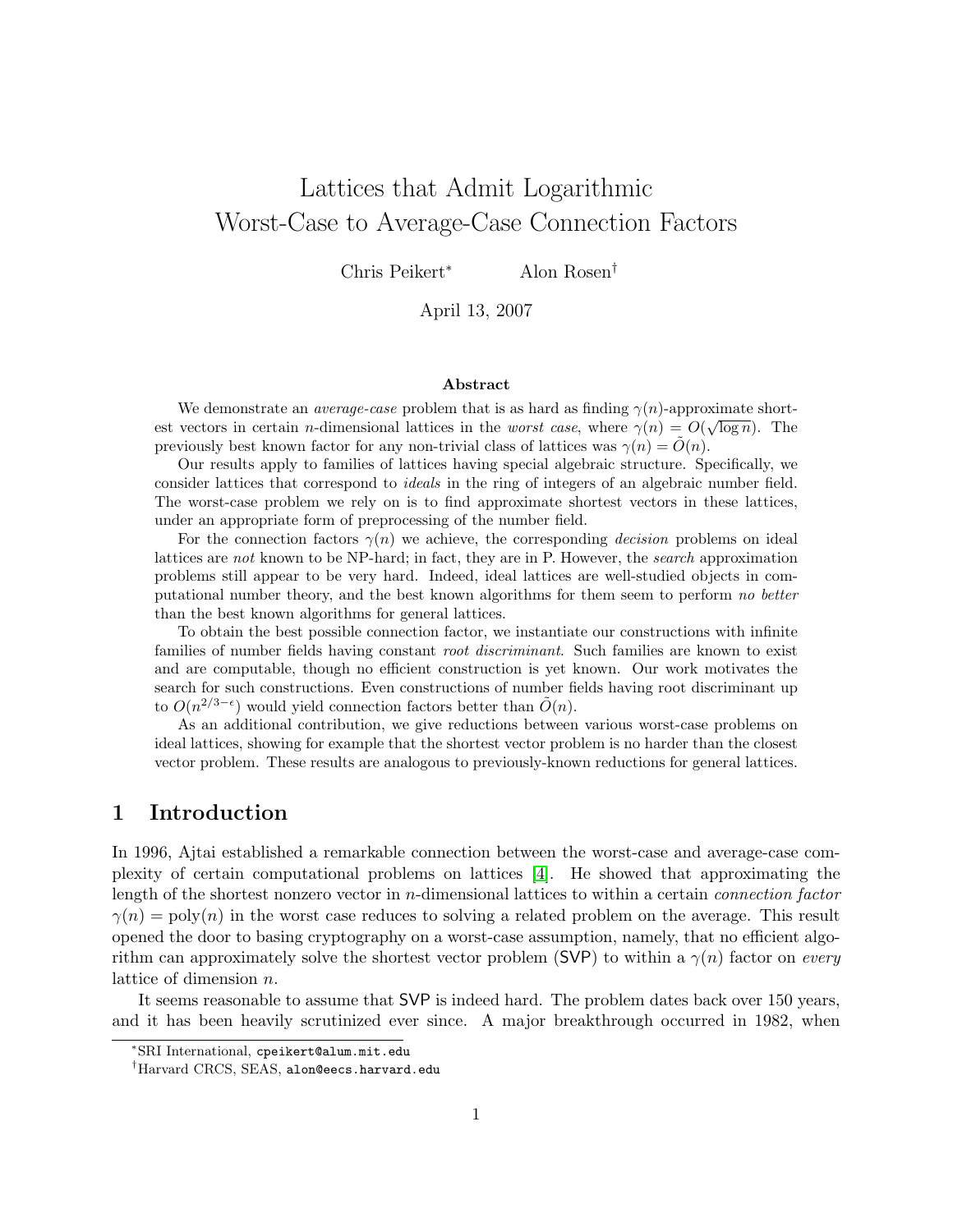# Lattices that Admit Logarithmic Worst-Case to Average-Case Connection Factors

Chris Peikert[*] Alon Rosen[†]

April 13, 2007

### Abstract

We demonstrate an *average-case* problem that is as hard as finding $\gamma(n)$-approximate shortest vectors in certain $n$-dimensional lattices in the *worst case*, where $\gamma(n) = O(\sqrt{\log n})$. The previously best known factor for any non-trivial class of lattices was $\gamma(n) = \tilde{O}(n)$.

Our results apply to families of lattices having special algebraic structure. Specifically, we consider lattices that correspond to *ideals* in the ring of integers of an algebraic number field. The worst-case problem we rely on is to find approximate shortest vectors in these lattices, under an appropriate form of preprocessing of the number field.

For the connection factors $\gamma(n)$ we achieve, the corresponding *decision* problems on ideal lattices are *not* known to be NP-hard; in fact, they are in P. However, the *search* approximation problems still appear to be very hard. Indeed, ideal lattices are well-studied objects in computational number theory, and the best known algorithms for them seem to perform *no better* than the best known algorithms for general lattices.

To obtain the best possible connection factor, we instantiate our constructions with infinite families of number fields having constant *root discriminant*. Such families are known to exist and are computable, though no efficient construction is yet known. Our work motivates the search for such constructions. Even constructions of number fields having root discriminant up to $O(n^{2/3-\epsilon})$ would yield connection factors better than $\tilde{O}(n)$.

As an additional contribution, we give reductions between various worst-case problems on ideal lattices, showing for example that the shortest vector problem is no harder than the closest vector problem. These results are analogous to previously-known reductions for general lattices.

## 1 Introduction

In 1996, Ajtai established a remarkable connection between the worst-case and average-case complexity of certain computational problems on lattices [4]. He showed that approximating the length of the shortest nonzero vector in $n$-dimensional lattices to within a certain *connection factor* $\gamma(n) = \text{poly}(n)$ in the worst case reduces to solving a related problem on the average. This result opened the door to basing cryptography on a worst-case assumption, namely, that no efficient algorithm can approximately solve the shortest vector problem (SVP) to within a $\gamma(n)$ factor on *every* lattice of dimension $n$.

It seems reasonable to assume that SVP is indeed hard. The problem dates back over 150 years, and it has been heavily scrutinized ever since. A major breakthrough occurred in 1982, when

---

[*] SRI International, cpeikert@alum.mit.edu

[†] Harvard CRCS, SEAS, alon@eecs.harvard.edu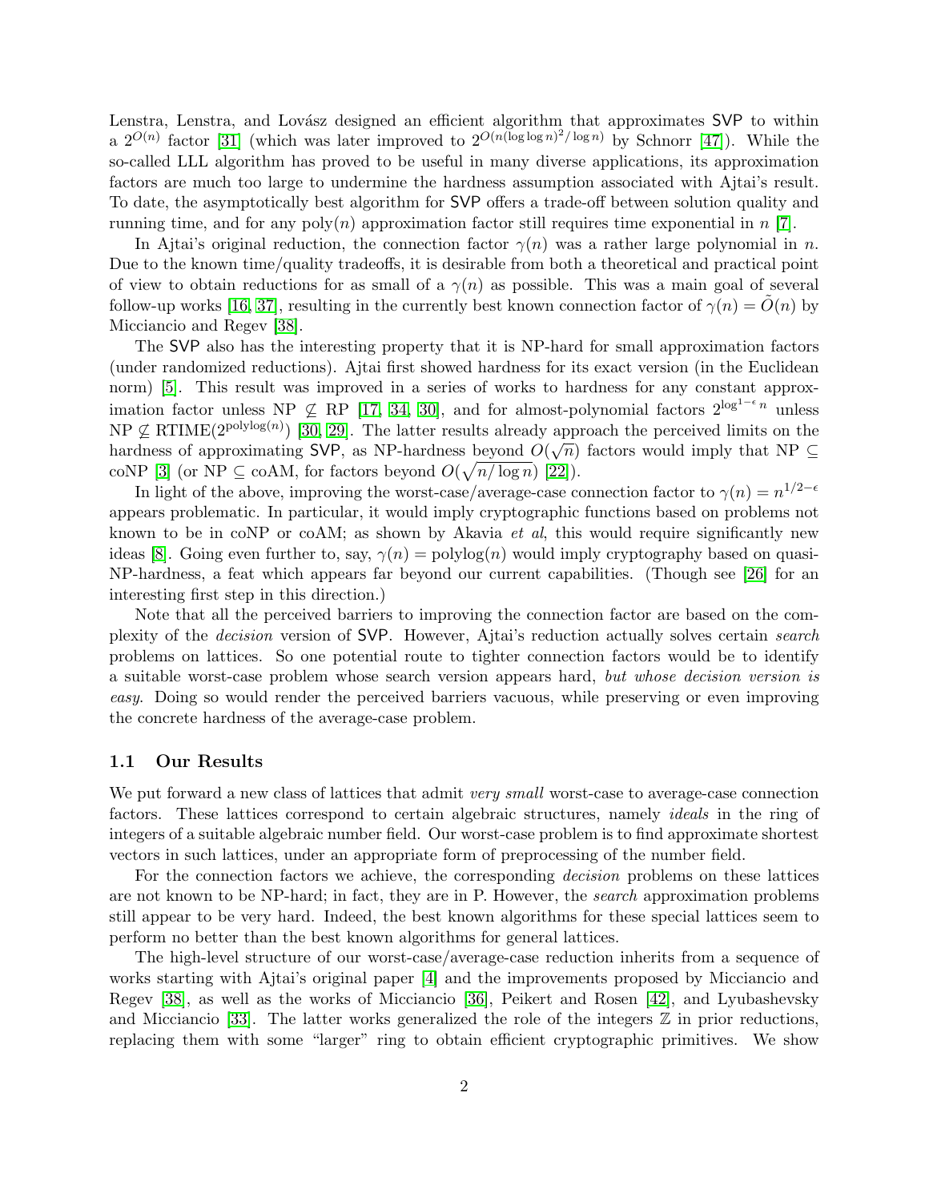Lenstra, Lenstra, and Lovász designed an efficient algorithm that approximates SVP to within a $2^{O(n)}$ factor [31] (which was later improved to $2^{O(n(\log\log n)^2/\log n)}$ by Schnorr [47]). While the so-called LLL algorithm has proved to be useful in many diverse applications, its approximation factors are much too large to undermine the hardness assumption associated with Ajtai's result. To date, the asymptotically best algorithm for SVP offers a trade-off between solution quality and running time, and for any $\text{poly}(n)$ approximation factor still requires time exponential in $n$ [7].

In Ajtai's original reduction, the connection factor $\gamma(n)$ was a rather large polynomial in $n$. Due to the known time/quality tradeoffs, it is desirable from both a theoretical and practical point of view to obtain reductions for as small of a $\gamma(n)$ as possible. This was a main goal of several follow-up works [16, 37], resulting in the currently best known connection factor of $\gamma(n) = \tilde{O}(n)$ by Micciancio and Regev [38].

The SVP also has the interesting property that it is NP-hard for small approximation factors (under randomized reductions). Ajtai first showed hardness for its exact version (in the Euclidean norm) [5]. This result was improved in a series of works to hardness for any constant approximation factor unless $\text{NP} \not\subseteq \text{RP}$ [17, 34, 30], and for almost-polynomial factors $2^{\log^{1-\epsilon} n}$ unless $\text{NP} \not\subseteq \text{RTIME}(2^{\text{polylog}(n)})$ [30, 29]. The latter results already approach the perceived limits on the hardness of approximating SVP, as NP-hardness beyond $O(\sqrt{n})$ factors would imply that $\text{NP} \subseteq \text{coNP}$ [3] (or $\text{NP} \subseteq \text{coAM}$, for factors beyond $O(\sqrt{n/\log n})$ [22]).

In light of the above, improving the worst-case/average-case connection factor to $\gamma(n) = n^{1/2-\epsilon}$ appears problematic. In particular, it would imply cryptographic functions based on problems not known to be in coNP or coAM; as shown by Akavia *et al*, this would require significantly new ideas [8]. Going even further to, say, $\gamma(n) = \text{polylog}(n)$ would imply cryptography based on quasi-NP-hardness, a feat which appears far beyond our current capabilities. (Though see [26] for an interesting first step in this direction.)

Note that all the perceived barriers to improving the connection factor are based on the complexity of the *decision* version of SVP. However, Ajtai's reduction actually solves certain *search* problems on lattices. So one potential route to tighter connection factors would be to identify a suitable worst-case problem whose search version appears hard, *but whose decision version is easy*. Doing so would render the perceived barriers vacuous, while preserving or even improving the concrete hardness of the average-case problem.

## 1.1 Our Results

We put forward a new class of lattices that admit *very small* worst-case to average-case connection factors. These lattices correspond to certain algebraic structures, namely *ideals* in the ring of integers of a suitable algebraic number field. Our worst-case problem is to find approximate shortest vectors in such lattices, under an appropriate form of preprocessing of the number field.

For the connection factors we achieve, the corresponding *decision* problems on these lattices are not known to be NP-hard; in fact, they are in P. However, the *search* approximation problems still appear to be very hard. Indeed, the best known algorithms for these special lattices seem to perform no better than the best known algorithms for general lattices.

The high-level structure of our worst-case/average-case reduction inherits from a sequence of works starting with Ajtai's original paper [4] and the improvements proposed by Micciancio and Regev [38], as well as the works of Micciancio [36], Peikert and Rosen [42], and Lyubashevsky and Micciancio [33]. The latter works generalized the role of the integers $\mathbb{Z}$ in prior reductions, replacing them with some "larger" ring to obtain efficient cryptographic primitives. We show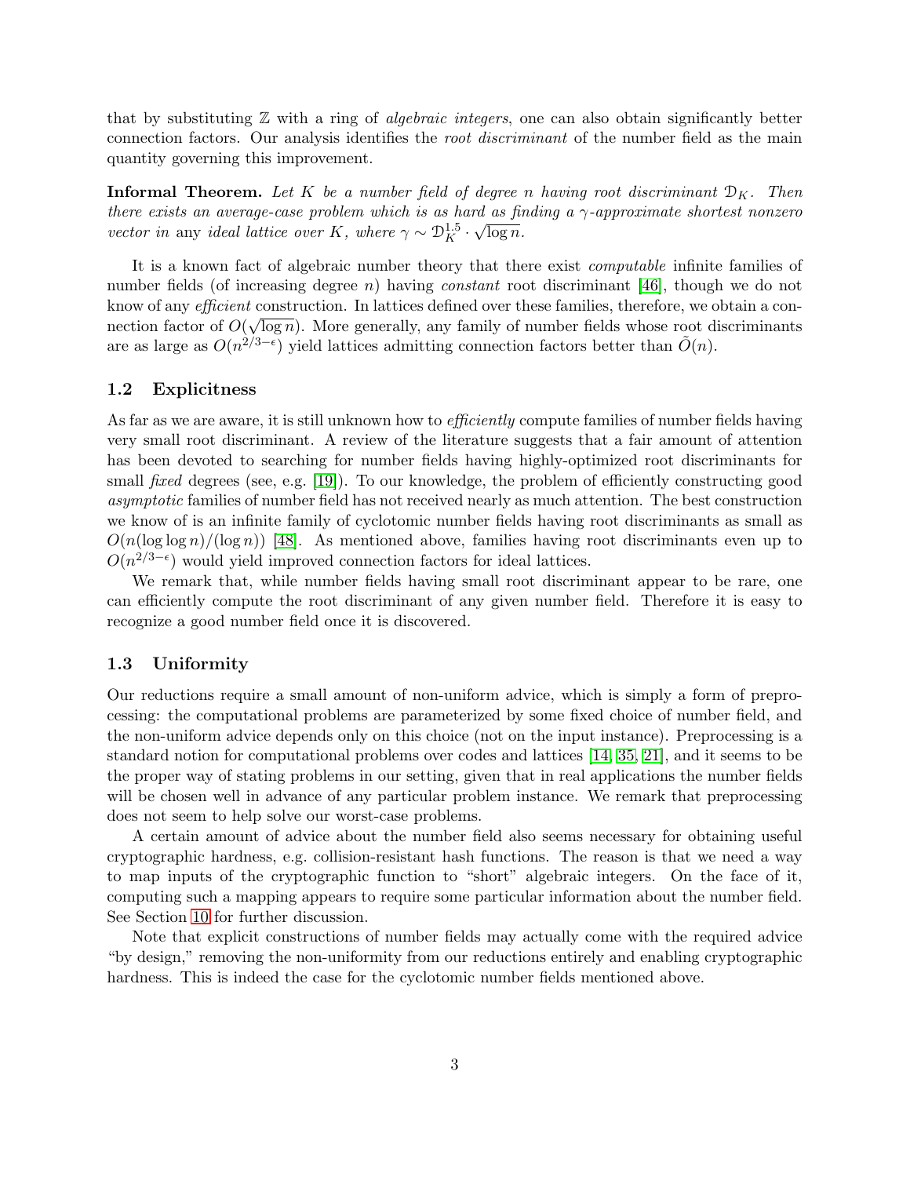that by substituting $\mathbb{Z}$ with a ring of *algebraic integers*, one can also obtain significantly better connection factors. Our analysis identifies the *root discriminant* of the number field as the main quantity governing this improvement.

**Informal Theorem.** *Let $K$ be a number field of degree $n$ having root discriminant $\mathfrak{D}_K$. Then there exists an average-case problem which is as hard as finding a $\gamma$-approximate shortest nonzero vector in* any *ideal lattice over $K$, where $\gamma \sim \mathfrak{D}_K^{1.5} \cdot \sqrt{\log n}$.*

It is a known fact of algebraic number theory that there exist *computable* infinite families of number fields (of increasing degree $n$) having *constant* root discriminant [46], though we do not know of any *efficient* construction. In lattices defined over these families, therefore, we obtain a connection factor of $O(\sqrt{\log n})$. More generally, any family of number fields whose root discriminants are as large as $O(n^{2/3-\epsilon})$ yield lattices admitting connection factors better than $\tilde{O}(n)$.

### 1.2 Explicitness

As far as we are aware, it is still unknown how to *efficiently* compute families of number fields having very small root discriminant. A review of the literature suggests that a fair amount of attention has been devoted to searching for number fields having highly-optimized root discriminants for small *fixed* degrees (see, e.g. [19]). To our knowledge, the problem of efficiently constructing good *asymptotic* families of number field has not received nearly as much attention. The best construction we know of is an infinite family of cyclotomic number fields having root discriminants as small as $O(n(\log \log n)/(\log n))$ [48]. As mentioned above, families having root discriminants even up to $O(n^{2/3-\epsilon})$ would yield improved connection factors for ideal lattices.

We remark that, while number fields having small root discriminant appear to be rare, one can efficiently compute the root discriminant of any given number field. Therefore it is easy to recognize a good number field once it is discovered.

### 1.3 Uniformity

Our reductions require a small amount of non-uniform advice, which is simply a form of preprocessing: the computational problems are parameterized by some fixed choice of number field, and the non-uniform advice depends only on this choice (not on the input instance). Preprocessing is a standard notion for computational problems over codes and lattices [14, 35, 21], and it seems to be the proper way of stating problems in our setting, given that in real applications the number fields will be chosen well in advance of any particular problem instance. We remark that preprocessing does not seem to help solve our worst-case problems.

A certain amount of advice about the number field also seems necessary for obtaining useful cryptographic hardness, e.g. collision-resistant hash functions. The reason is that we need a way to map inputs of the cryptographic function to "short" algebraic integers. On the face of it, computing such a mapping appears to require some particular information about the number field. See Section 10 for further discussion.

Note that explicit constructions of number fields may actually come with the required advice "by design," removing the non-uniformity from our reductions entirely and enabling cryptographic hardness. This is indeed the case for the cyclotomic number fields mentioned above.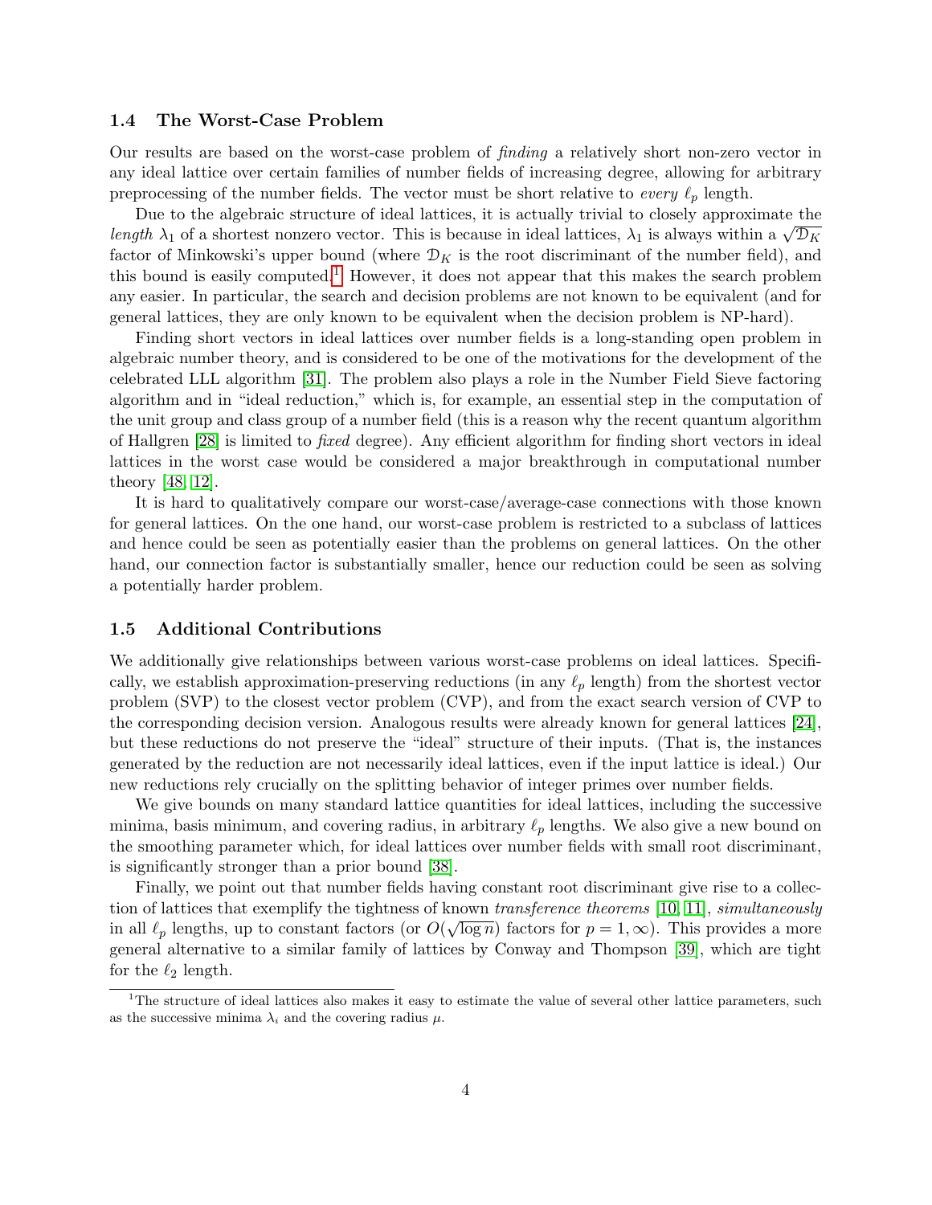### 1.4 The Worst-Case Problem

Our results are based on the worst-case problem of *finding* a relatively short non-zero vector in any ideal lattice over certain families of number fields of increasing degree, allowing for arbitrary preprocessing of the number fields. The vector must be short relative to *every* $\ell_p$ length.

Due to the algebraic structure of ideal lattices, it is actually trivial to closely approximate the *length* $\lambda_1$ of a shortest nonzero vector. This is because in ideal lattices, $\lambda_1$ is always within a $\sqrt{\mathcal{D}_K}$ factor of Minkowski's upper bound (where $\mathcal{D}_K$ is the root discriminant of the number field), and this bound is easily computed.[1] However, it does not appear that this makes the search problem any easier. In particular, the search and decision problems are not known to be equivalent (and for general lattices, they are only known to be equivalent when the decision problem is NP-hard).

Finding short vectors in ideal lattices over number fields is a long-standing open problem in algebraic number theory, and is considered to be one of the motivations for the development of the celebrated LLL algorithm [31]. The problem also plays a role in the Number Field Sieve factoring algorithm and in "ideal reduction," which is, for example, an essential step in the computation of the unit group and class group of a number field (this is a reason why the recent quantum algorithm of Hallgren [28] is limited to *fixed* degree). Any efficient algorithm for finding short vectors in ideal lattices in the worst case would be considered a major breakthrough in computational number theory [48, 12].

It is hard to qualitatively compare our worst-case/average-case connections with those known for general lattices. On the one hand, our worst-case problem is restricted to a subclass of lattices and hence could be seen as potentially easier than the problems on general lattices. On the other hand, our connection factor is substantially smaller, hence our reduction could be seen as solving a potentially harder problem.

### 1.5 Additional Contributions

We additionally give relationships between various worst-case problems on ideal lattices. Specifically, we establish approximation-preserving reductions (in any $\ell_p$ length) from the shortest vector problem (SVP) to the closest vector problem (CVP), and from the exact search version of CVP to the corresponding decision version. Analogous results were already known for general lattices [24], but these reductions do not preserve the "ideal" structure of their inputs. (That is, the instances generated by the reduction are not necessarily ideal lattices, even if the input lattice is ideal.) Our new reductions rely crucially on the splitting behavior of integer primes over number fields.

We give bounds on many standard lattice quantities for ideal lattices, including the successive minima, basis minimum, and covering radius, in arbitrary $\ell_p$ lengths. We also give a new bound on the smoothing parameter which, for ideal lattices over number fields with small root discriminant, is significantly stronger than a prior bound [38].

Finally, we point out that number fields having constant root discriminant give rise to a collection of lattices that exemplify the tightness of known *transference theorems* [10, 11], *simultaneously* in all $\ell_p$ lengths, up to constant factors (or $O(\sqrt{\log n})$ factors for $p = 1, \infty$). This provides a more general alternative to a similar family of lattices by Conway and Thompson [39], which are tight for the $\ell_2$ length.

[1] The structure of ideal lattices also makes it easy to estimate the value of several other lattice parameters, such as the successive minima $\lambda_i$ and the covering radius $\mu$.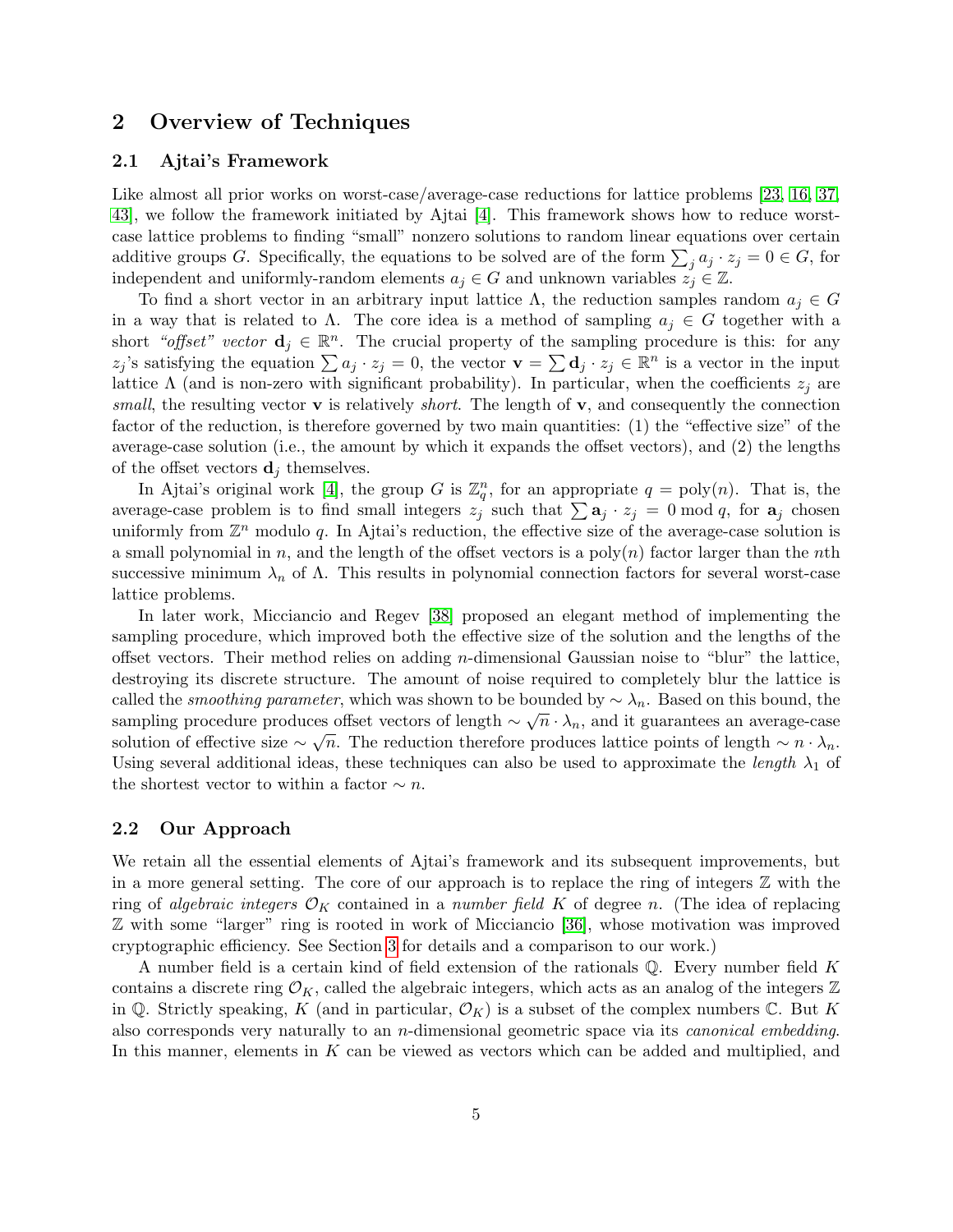## 2 Overview of Techniques

### 2.1 Ajtai's Framework

Like almost all prior works on worst-case/average-case reductions for lattice problems [23, 16, 37, 43], we follow the framework initiated by Ajtai [4]. This framework shows how to reduce worst-case lattice problems to finding "small" nonzero solutions to random linear equations over certain additive groups $G$. Specifically, the equations to be solved are of the form $\sum_j a_j \cdot z_j = 0 \in G$, for independent and uniformly-random elements $a_j \in G$ and unknown variables $z_j \in \mathbb{Z}$.

To find a short vector in an arbitrary input lattice $\Lambda$, the reduction samples random $a_j \in G$ in a way that is related to $\Lambda$. The core idea is a method of sampling $a_j \in G$ together with a short *"offset" vector* $\mathbf{d}_j \in \mathbb{R}^n$. The crucial property of the sampling procedure is this: for any $z_j$'s satisfying the equation $\sum a_j \cdot z_j = 0$, the vector $\mathbf{v} = \sum \mathbf{d}_j \cdot z_j \in \mathbb{R}^n$ is a vector in the input lattice $\Lambda$ (and is non-zero with significant probability). In particular, when the coefficients $z_j$ are *small*, the resulting vector $\mathbf{v}$ is relatively *short*. The length of $\mathbf{v}$, and consequently the connection factor of the reduction, is therefore governed by two main quantities: (1) the "effective size" of the average-case solution (i.e., the amount by which it expands the offset vectors), and (2) the lengths of the offset vectors $\mathbf{d}_j$ themselves.

In Ajtai's original work [4], the group $G$ is $\mathbb{Z}_q^n$, for an appropriate $q = \text{poly}(n)$. That is, the average-case problem is to find small integers $z_j$ such that $\sum \mathbf{a}_j \cdot z_j = 0 \bmod q$, for $\mathbf{a}_j$ chosen uniformly from $\mathbb{Z}^n$ modulo $q$. In Ajtai's reduction, the effective size of the average-case solution is a small polynomial in $n$, and the length of the offset vectors is a $\text{poly}(n)$ factor larger than the $n$th successive minimum $\lambda_n$ of $\Lambda$. This results in polynomial connection factors for several worst-case lattice problems.

In later work, Micciancio and Regev [38] proposed an elegant method of implementing the sampling procedure, which improved both the effective size of the solution and the lengths of the offset vectors. Their method relies on adding $n$-dimensional Gaussian noise to "blur" the lattice, destroying its discrete structure. The amount of noise required to completely blur the lattice is called the *smoothing parameter*, which was shown to be bounded by $\sim \lambda_n$. Based on this bound, the sampling procedure produces offset vectors of length $\sim \sqrt{n} \cdot \lambda_n$, and it guarantees an average-case solution of effective size $\sim \sqrt{n}$. The reduction therefore produces lattice points of length $\sim n \cdot \lambda_n$. Using several additional ideas, these techniques can also be used to approximate the *length* $\lambda_1$ of the shortest vector to within a factor $\sim n$.

### 2.2 Our Approach

We retain all the essential elements of Ajtai's framework and its subsequent improvements, but in a more general setting. The core of our approach is to replace the ring of integers $\mathbb{Z}$ with the ring of *algebraic integers* $\mathcal{O}_K$ contained in a *number field* $K$ of degree $n$. (The idea of replacing $\mathbb{Z}$ with some "larger" ring is rooted in work of Micciancio [36], whose motivation was improved cryptographic efficiency. See Section 3 for details and a comparison to our work.)

A number field is a certain kind of field extension of the rationals $\mathbb{Q}$. Every number field $K$ contains a discrete ring $\mathcal{O}_K$, called the algebraic integers, which acts as an analog of the integers $\mathbb{Z}$ in $\mathbb{Q}$. Strictly speaking, $K$ (and in particular, $\mathcal{O}_K$) is a subset of the complex numbers $\mathbb{C}$. But $K$ also corresponds very naturally to an $n$-dimensional geometric space via its *canonical embedding*. In this manner, elements in $K$ can be viewed as vectors which can be added and multiplied, and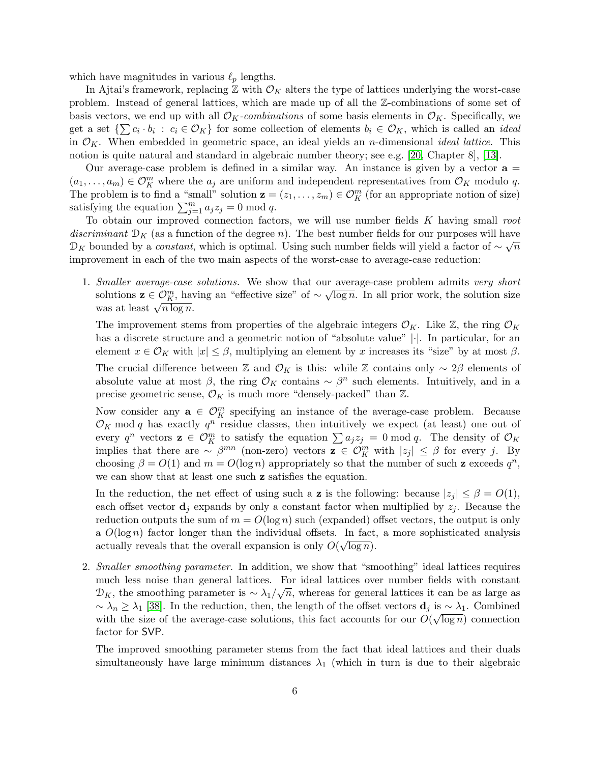which have magnitudes in various $\ell_p$ lengths.

In Ajtai's framework, replacing $\mathbb{Z}$ with $\mathcal{O}_K$ alters the type of lattices underlying the worst-case problem. Instead of general lattices, which are made up of all the $\mathbb{Z}$-combinations of some set of basis vectors, we end up with all $\mathcal{O}_K$-*combinations* of some basis elements in $\mathcal{O}_K$. Specifically, we get a set $\{\sum c_i \cdot b_i \, : \, c_i \in \mathcal{O}_K\}$ for some collection of elements $b_i \in \mathcal{O}_K$, which is called an *ideal* in $\mathcal{O}_K$. When embedded in geometric space, an ideal yields an $n$-dimensional *ideal lattice*. This notion is quite natural and standard in algebraic number theory; see e.g. [20, Chapter 8], [13].

Our average-case problem is defined in a similar way. An instance is given by a vector $\mathbf{a} = (a_1, \ldots, a_m) \in \mathcal{O}_K^m$ where the $a_j$ are uniform and independent representatives from $\mathcal{O}_K$ modulo $q$. The problem is to find a "small" solution $\mathbf{z} = (z_1, \ldots, z_m) \in \mathcal{O}_K^m$ (for an appropriate notion of size) satisfying the equation $\sum_{j=1}^{m} a_j z_j = 0 \bmod q$.

To obtain our improved connection factors, we will use number fields $K$ having small *root discriminant* $\mathfrak{D}_K$ (as a function of the degree $n$). The best number fields for our purposes will have $\mathfrak{D}_K$ bounded by a *constant*, which is optimal. Using such number fields will yield a factor of $\sim \sqrt{n}$ improvement in each of the two main aspects of the worst-case to average-case reduction:

1. *Smaller average-case solutions.* We show that our average-case problem admits *very short* solutions $\mathbf{z} \in \mathcal{O}_K^m$, having an "effective size" of $\sim \sqrt{\log n}$. In all prior work, the solution size was at least $\sqrt{n \log n}$.

   The improvement stems from properties of the algebraic integers $\mathcal{O}_K$. Like $\mathbb{Z}$, the ring $\mathcal{O}_K$ has a discrete structure and a geometric notion of "absolute value" $|\cdot|$. In particular, for an element $x \in \mathcal{O}_K$ with $|x| \leq \beta$, multiplying an element by $x$ increases its "size" by at most $\beta$.

   The crucial difference between $\mathbb{Z}$ and $\mathcal{O}_K$ is this: while $\mathbb{Z}$ contains only $\sim 2\beta$ elements of absolute value at most $\beta$, the ring $\mathcal{O}_K$ contains $\sim \beta^n$ such elements. Intuitively, and in a precise geometric sense, $\mathcal{O}_K$ is much more "densely-packed" than $\mathbb{Z}$.

   Now consider any $\mathbf{a} \in \mathcal{O}_K^m$ specifying an instance of the average-case problem. Because $\mathcal{O}_K \bmod q$ has exactly $q^n$ residue classes, then intuitively we expect (at least) one out of every $q^n$ vectors $\mathbf{z} \in \mathcal{O}_K^m$ to satisfy the equation $\sum a_j z_j = 0 \bmod q$. The density of $\mathcal{O}_K$ implies that there are $\sim \beta^{mn}$ (non-zero) vectors $\mathbf{z} \in \mathcal{O}_K^m$ with $|z_j| \leq \beta$ for every $j$. By choosing $\beta = O(1)$ and $m = O(\log n)$ appropriately so that the number of such $\mathbf{z}$ exceeds $q^n$, we can show that at least one such $\mathbf{z}$ satisfies the equation.

   In the reduction, the net effect of using such a $\mathbf{z}$ is the following: because $|z_j| \leq \beta = O(1)$, each offset vector $\mathbf{d}_j$ expands by only a constant factor when multiplied by $z_j$. Because the reduction outputs the sum of $m = O(\log n)$ such (expanded) offset vectors, the output is only a $O(\log n)$ factor longer than the individual offsets. In fact, a more sophisticated analysis actually reveals that the overall expansion is only $O(\sqrt{\log n})$.

2. *Smaller smoothing parameter.* In addition, we show that "smoothing" ideal lattices requires much less noise than general lattices. For ideal lattices over number fields with constant $\mathfrak{D}_K$, the smoothing parameter is $\sim \lambda_1/\sqrt{n}$, whereas for general lattices it can be as large as $\sim \lambda_n \geq \lambda_1$ [38]. In the reduction, then, the length of the offset vectors $\mathbf{d}_j$ is $\sim \lambda_1$. Combined with the size of the average-case solutions, this fact accounts for our $O(\sqrt{\log n})$ connection factor for SVP.

   The improved smoothing parameter stems from the fact that ideal lattices and their duals simultaneously have large minimum distances $\lambda_1$ (which in turn is due to their algebraic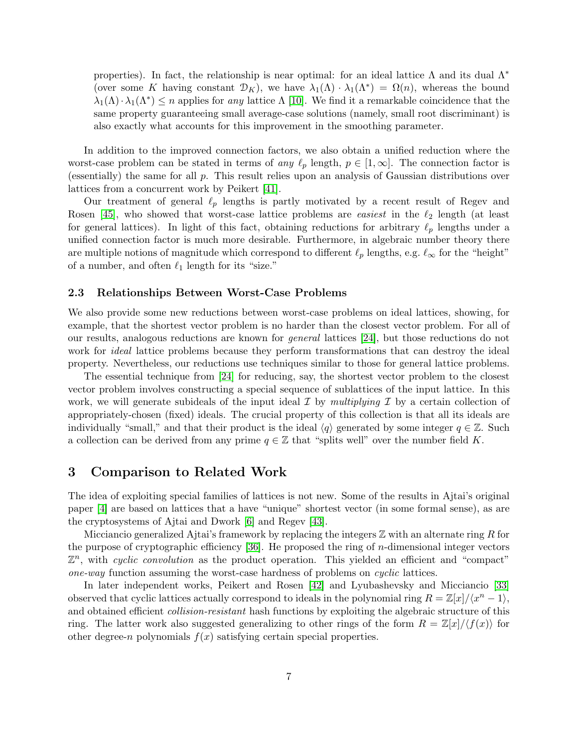properties). In fact, the relationship is near optimal: for an ideal lattice $\Lambda$ and its dual $\Lambda^*$ (over some $K$ having constant $\mathfrak{D}_K$), we have $\lambda_1(\Lambda) \cdot \lambda_1(\Lambda^*) = \Omega(n)$, whereas the bound $\lambda_1(\Lambda) \cdot \lambda_1(\Lambda^*) \leq n$ applies for *any* lattice $\Lambda$ [10]. We find it a remarkable coincidence that the same property guaranteeing small average-case solutions (namely, small root discriminant) is also exactly what accounts for this improvement in the smoothing parameter.

In addition to the improved connection factors, we also obtain a unified reduction where the worst-case problem can be stated in terms of *any* $\ell_p$ length, $p \in [1, \infty]$. The connection factor is (essentially) the same for all $p$. This result relies upon an analysis of Gaussian distributions over lattices from a concurrent work by Peikert [41].

Our treatment of general $\ell_p$ lengths is partly motivated by a recent result of Regev and Rosen [45], who showed that worst-case lattice problems are *easiest* in the $\ell_2$ length (at least for general lattices). In light of this fact, obtaining reductions for arbitrary $\ell_p$ lengths under a unified connection factor is much more desirable. Furthermore, in algebraic number theory there are multiple notions of magnitude which correspond to different $\ell_p$ lengths, e.g. $\ell_\infty$ for the "height" of a number, and often $\ell_1$ length for its "size."

### 2.3 Relationships Between Worst-Case Problems

We also provide some new reductions between worst-case problems on ideal lattices, showing, for example, that the shortest vector problem is no harder than the closest vector problem. For all of our results, analogous reductions are known for *general* lattices [24], but those reductions do not work for *ideal* lattice problems because they perform transformations that can destroy the ideal property. Nevertheless, our reductions use techniques similar to those for general lattice problems.

The essential technique from [24] for reducing, say, the shortest vector problem to the closest vector problem involves constructing a special sequence of sublattices of the input lattice. In this work, we will generate subideals of the input ideal $\mathcal{I}$ by *multiplying* $\mathcal{I}$ by a certain collection of appropriately-chosen (fixed) ideals. The crucial property of this collection is that all its ideals are individually "small," and that their product is the ideal $\langle q \rangle$ generated by some integer $q \in \mathbb{Z}$. Such a collection can be derived from any prime $q \in \mathbb{Z}$ that "splits well" over the number field $K$.

## 3 Comparison to Related Work

The idea of exploiting special families of lattices is not new. Some of the results in Ajtai's original paper [4] are based on lattices that a have "unique" shortest vector (in some formal sense), as are the cryptosystems of Ajtai and Dwork [6] and Regev [43].

Micciancio generalized Ajtai's framework by replacing the integers $\mathbb{Z}$ with an alternate ring $R$ for the purpose of cryptographic efficiency [36]. He proposed the ring of $n$-dimensional integer vectors $\mathbb{Z}^n$, with *cyclic convolution* as the product operation. This yielded an efficient and "compact" *one-way* function assuming the worst-case hardness of problems on *cyclic* lattices.

In later independent works, Peikert and Rosen [42] and Lyubashevsky and Micciancio [33] observed that cyclic lattices actually correspond to ideals in the polynomial ring $R = \mathbb{Z}[x]/\langle x^n - 1 \rangle$, and obtained efficient *collision-resistant* hash functions by exploiting the algebraic structure of this ring. The latter work also suggested generalizing to other rings of the form $R = \mathbb{Z}[x]/\langle f(x) \rangle$ for other degree-$n$ polynomials $f(x)$ satisfying certain special properties.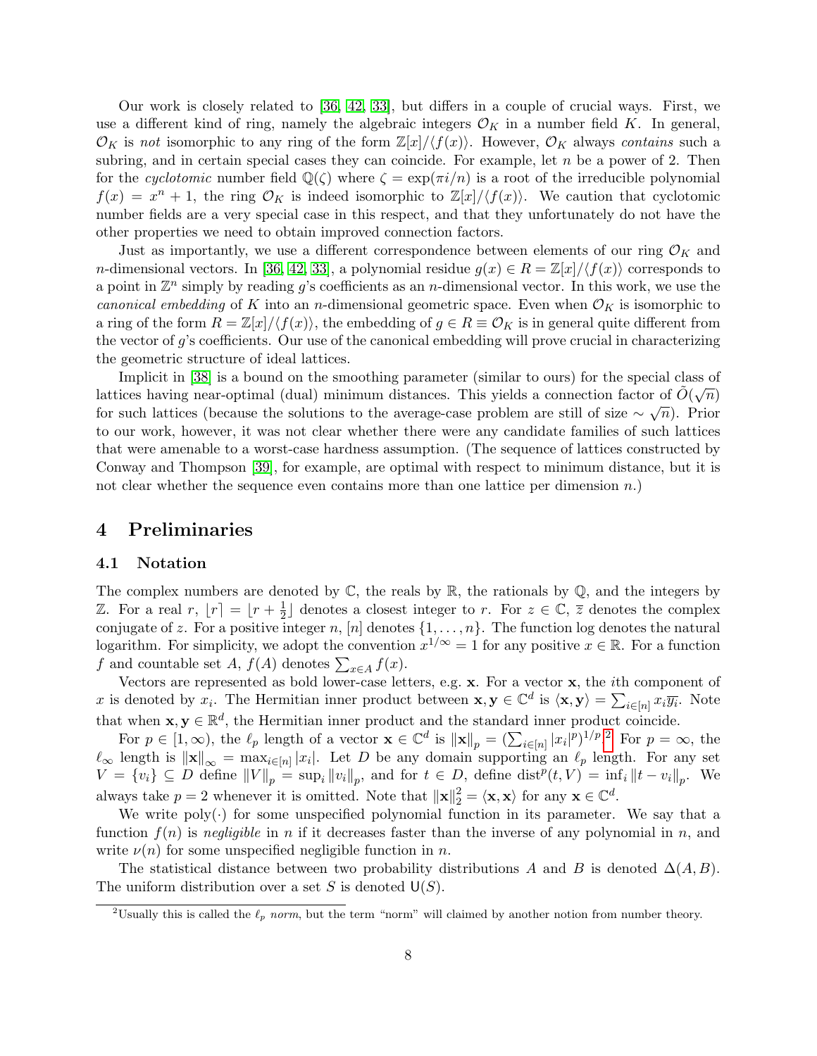Our work is closely related to [36, 42, 33], but differs in a couple of crucial ways. First, we use a different kind of ring, namely the algebraic integers $\mathcal{O}_K$ in a number field $K$. In general, $\mathcal{O}_K$ is *not* isomorphic to any ring of the form $\mathbb{Z}[x]/\langle f(x) \rangle$. However, $\mathcal{O}_K$ always *contains* such a subring, and in certain special cases they can coincide. For example, let $n$ be a power of 2. Then for the *cyclotomic* number field $\mathbb{Q}(\zeta)$ where $\zeta = \exp(\pi i/n)$ is a root of the irreducible polynomial $f(x) = x^n + 1$, the ring $\mathcal{O}_K$ is indeed isomorphic to $\mathbb{Z}[x]/\langle f(x) \rangle$. We caution that cyclotomic number fields are a very special case in this respect, and that they unfortunately do not have the other properties we need to obtain improved connection factors.

Just as importantly, we use a different correspondence between elements of our ring $\mathcal{O}_K$ and $n$-dimensional vectors. In [36, 42, 33], a polynomial residue $g(x) \in R = \mathbb{Z}[x]/\langle f(x) \rangle$ corresponds to a point in $\mathbb{Z}^n$ simply by reading $g$'s coefficients as an $n$-dimensional vector. In this work, we use the *canonical embedding* of $K$ into an $n$-dimensional geometric space. Even when $\mathcal{O}_K$ is isomorphic to a ring of the form $R = \mathbb{Z}[x]/\langle f(x) \rangle$, the embedding of $g \in R \equiv \mathcal{O}_K$ is in general quite different from the vector of $g$'s coefficients. Our use of the canonical embedding will prove crucial in characterizing the geometric structure of ideal lattices.

Implicit in [38] is a bound on the smoothing parameter (similar to ours) for the special class of lattices having near-optimal (dual) minimum distances. This yields a connection factor of $\tilde{O}(\sqrt{n})$ for such lattices (because the solutions to the average-case problem are still of size $\sim \sqrt{n}$). Prior to our work, however, it was not clear whether there were any candidate families of such lattices that were amenable to a worst-case hardness assumption. (The sequence of lattices constructed by Conway and Thompson [39], for example, are optimal with respect to minimum distance, but it is not clear whether the sequence even contains more than one lattice per dimension $n$.)

# 4 Preliminaries

## 4.1 Notation

The complex numbers are denoted by $\mathbb{C}$, the reals by $\mathbb{R}$, the rationals by $\mathbb{Q}$, and the integers by $\mathbb{Z}$. For a real $r$, $\lfloor r \rceil = \lfloor r + \frac{1}{2} \rfloor$ denotes a closest integer to $r$. For $z \in \mathbb{C}$, $\overline{z}$ denotes the complex conjugate of $z$. For a positive integer $n$, $[n]$ denotes $\{1, \ldots, n\}$. The function log denotes the natural logarithm. For simplicity, we adopt the convention $x^{1/\infty} = 1$ for any positive $x \in \mathbb{R}$. For a function $f$ and countable set $A$, $f(A)$ denotes $\sum_{x \in A} f(x)$.

Vectors are represented as bold lower-case letters, e.g. $\mathbf{x}$. For a vector $\mathbf{x}$, the $i$th component of $x$ is denoted by $x_i$. The Hermitian inner product between $\mathbf{x}, \mathbf{y} \in \mathbb{C}^d$ is $\langle \mathbf{x}, \mathbf{y} \rangle = \sum_{i \in [n]} x_i \overline{y_i}$. Note that when $\mathbf{x}, \mathbf{y} \in \mathbb{R}^d$, the Hermitian inner product and the standard inner product coincide.

For $p \in [1, \infty)$, the $\ell_p$ length of a vector $\mathbf{x} \in \mathbb{C}^d$ is $\|\mathbf{x}\|_p = (\sum_{i \in [n]} |x_i|^p)^{1/p}$.[2] For $p = \infty$, the $\ell_\infty$ length is $\|\mathbf{x}\|_\infty = \max_{i \in [n]} |x_i|$. Let $D$ be any domain supporting an $\ell_p$ length. For any set $V = \{v_i\} \subseteq D$ define $\|V\|_p = \sup_i \|v_i\|_p$, and for $t \in D$, define $\text{dist}^p(t, V) = \inf_i \|t - v_i\|_p$. We always take $p = 2$ whenever it is omitted. Note that $\|\mathbf{x}\|_2^2 = \langle \mathbf{x}, \mathbf{x} \rangle$ for any $\mathbf{x} \in \mathbb{C}^d$.

We write $\text{poly}(\cdot)$ for some unspecified polynomial function in its parameter. We say that a function $f(n)$ is *negligible* in $n$ if it decreases faster than the inverse of any polynomial in $n$, and write $\nu(n)$ for some unspecified negligible function in $n$.

The statistical distance between two probability distributions $A$ and $B$ is denoted $\Delta(A, B)$. The uniform distribution over a set $S$ is denoted $\mathsf{U}(S)$.

[2] Usually this is called the $\ell_p$ *norm*, but the term "norm" will claimed by another notion from number theory.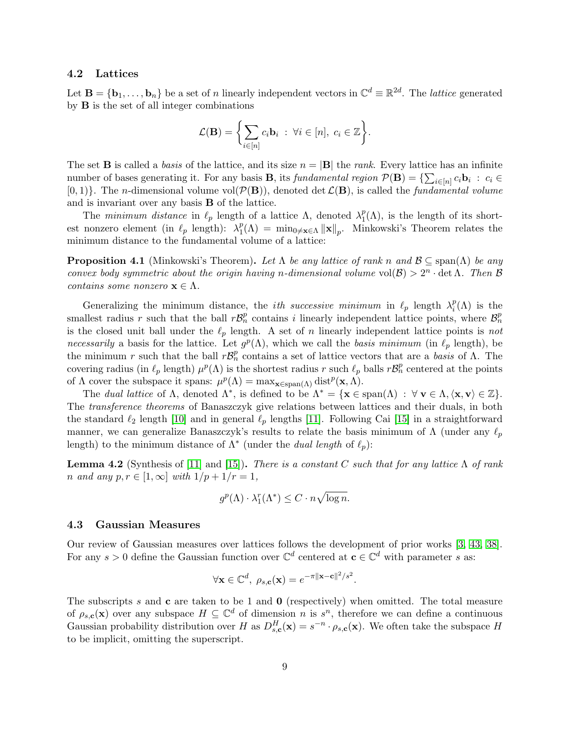### 4.2 Lattices

Let $\mathbf{B} = \{\mathbf{b}_1, \ldots, \mathbf{b}_n\}$ be a set of $n$ linearly independent vectors in $\mathbb{C}^d \equiv \mathbb{R}^{2d}$. The *lattice* generated by $\mathbf{B}$ is the set of all integer combinations

$$\mathcal{L}(\mathbf{B}) = \left\{ \sum_{i \in [n]} c_i \mathbf{b}_i \;:\; \forall i \in [n],\; c_i \in \mathbb{Z} \right\}.$$

The set $\mathbf{B}$ is called a *basis* of the lattice, and its size $n = |\mathbf{B}|$ the *rank*. Every lattice has an infinite number of bases generating it. For any basis $\mathbf{B}$, its *fundamental region* $\mathcal{P}(\mathbf{B}) = \{\sum_{i\in[n]} c_i \mathbf{b}_i \;:\; c_i \in [0, 1)\}$. The $n$-dimensional volume $\text{vol}(\mathcal{P}(\mathbf{B}))$, denoted $\det \mathcal{L}(\mathbf{B})$, is called the *fundamental volume* and is invariant over any basis $\mathbf{B}$ of the lattice.

The *minimum distance* in $\ell_p$ length of a lattice $\Lambda$, denoted $\lambda_1^p(\Lambda)$, is the length of its shortest nonzero element (in $\ell_p$ length): $\lambda_1^p(\Lambda) = \min_{0 \neq \mathbf{x} \in \Lambda} \|\mathbf{x}\|_p$. Minkowski's Theorem relates the minimum distance to the fundamental volume of a lattice:

**Proposition 4.1** (Minkowski's Theorem)**.** *Let $\Lambda$ be any lattice of rank $n$ and $\mathcal{B} \subseteq \text{span}(\Lambda)$ be any convex body symmetric about the origin having $n$-dimensional volume $\text{vol}(\mathcal{B}) > 2^n \cdot \det \Lambda$. Then $\mathcal{B}$ contains some nonzero $\mathbf{x} \in \Lambda$.*

Generalizing the minimum distance, the *ith successive minimum* in $\ell_p$ length $\lambda_i^p(\Lambda)$ is the smallest radius $r$ such that the ball $r\mathcal{B}_n^p$ contains $i$ linearly independent lattice points, where $\mathcal{B}_n^p$ is the closed unit ball under the $\ell_p$ length. A set of $n$ linearly independent lattice points is *not necessarily* a basis for the lattice. Let $g^p(\Lambda)$, which we call the *basis minimum* (in $\ell_p$ length), be the minimum $r$ such that the ball $r\mathcal{B}_n^p$ contains a set of lattice vectors that are a *basis* of $\Lambda$. The covering radius (in $\ell_p$ length) $\mu^p(\Lambda)$ is the shortest radius $r$ such $\ell_p$ balls $r\mathcal{B}_n^p$ centered at the points of $\Lambda$ cover the subspace it spans: $\mu^p(\Lambda) = \max_{\mathbf{x} \in \text{span}(\Lambda)} \text{dist}^p(\mathbf{x}, \Lambda)$.

The *dual lattice* of $\Lambda$, denoted $\Lambda^*$, is defined to be $\Lambda^* = \{\mathbf{x} \in \text{span}(\Lambda) \;:\; \forall\, \mathbf{v} \in \Lambda, \langle \mathbf{x}, \mathbf{v} \rangle \in \mathbb{Z}\}$. The *transference theorems* of Banaszczyk give relations between lattices and their duals, in both the standard $\ell_2$ length [10] and in general $\ell_p$ lengths [11]. Following Cai [15] in a straightforward manner, we can generalize Banaszczyk's results to relate the basis minimum of $\Lambda$ (under any $\ell_p$ length) to the minimum distance of $\Lambda^*$ (under the *dual length* of $\ell_p$):

**Lemma 4.2** (Synthesis of [11] and [15])**.** *There is a constant $C$ such that for any lattice $\Lambda$ of rank $n$ and any $p, r \in [1, \infty]$ with $1/p + 1/r = 1$,*

$$g^p(\Lambda) \cdot \lambda_1^r(\Lambda^*) \le C \cdot n\sqrt{\log n}.$$

### 4.3 Gaussian Measures

Our review of Gaussian measures over lattices follows the development of prior works [3, 43, 38]. For any $s > 0$ define the Gaussian function over $\mathbb{C}^d$ centered at $\mathbf{c} \in \mathbb{C}^d$ with parameter $s$ as:

$$\forall \mathbf{x} \in \mathbb{C}^d,\; \rho_{s,\mathbf{c}}(\mathbf{x}) = e^{-\pi \|\mathbf{x} - \mathbf{c}\|^2 / s^2}.$$

The subscripts $s$ and $\mathbf{c}$ are taken to be 1 and $\mathbf{0}$ (respectively) when omitted. The total measure of $\rho_{s,\mathbf{c}}(\mathbf{x})$ over any subspace $H \subseteq \mathbb{C}^d$ of dimension $n$ is $s^n$, therefore we can define a continuous Gaussian probability distribution over $H$ as $D_{s,\mathbf{c}}^H(\mathbf{x}) = s^{-n} \cdot \rho_{s,\mathbf{c}}(\mathbf{x})$. We often take the subspace $H$ to be implicit, omitting the superscript.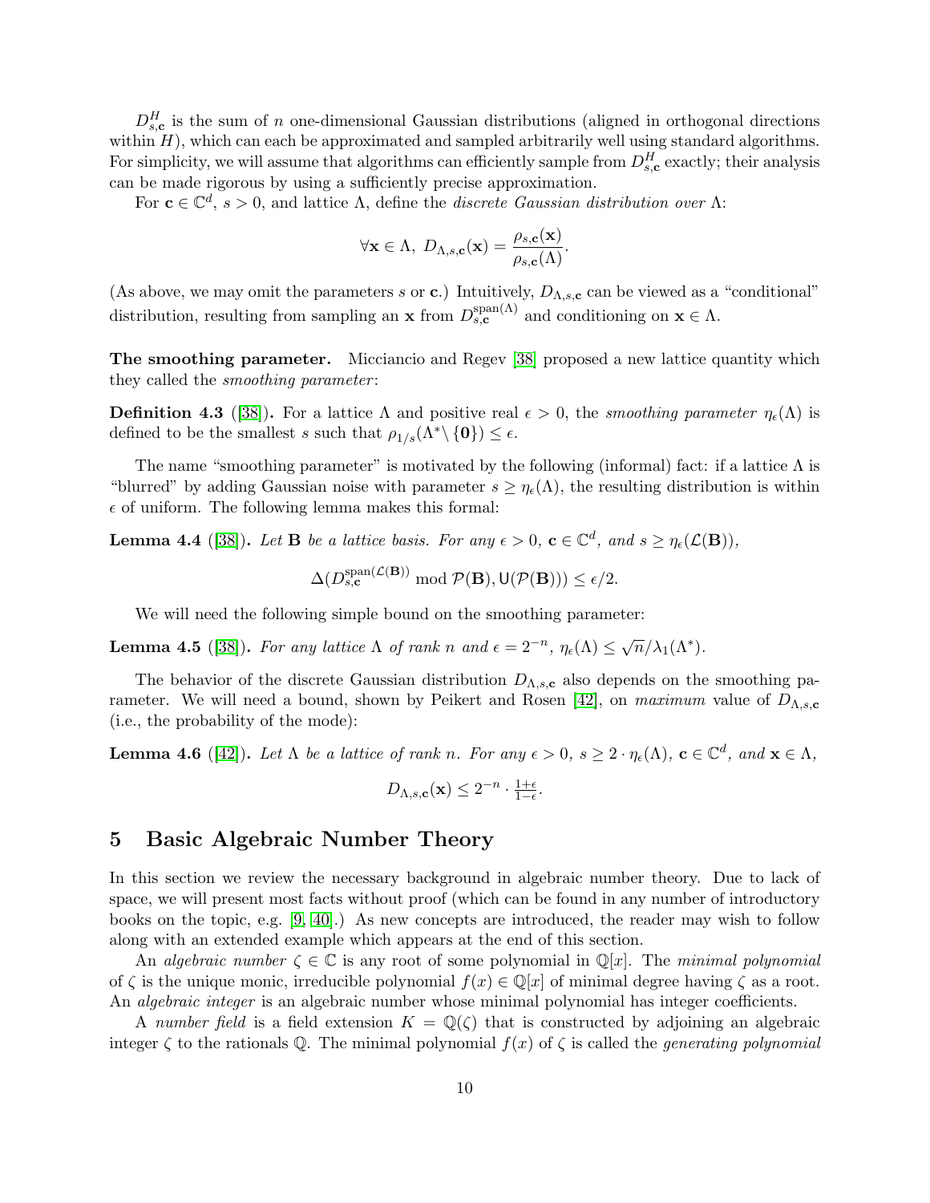$D^H_{s,\mathbf{c}}$ is the sum of $n$ one-dimensional Gaussian distributions (aligned in orthogonal directions within $H$), which can each be approximated and sampled arbitrarily well using standard algorithms. For simplicity, we will assume that algorithms can efficiently sample from $D^H_{s,\mathbf{c}}$ exactly; their analysis can be made rigorous by using a sufficiently precise approximation.

For $\mathbf{c} \in \mathbb{C}^d$, $s > 0$, and lattice $\Lambda$, define the *discrete Gaussian distribution over* $\Lambda$:

$$\forall \mathbf{x} \in \Lambda,\ D_{\Lambda,s,\mathbf{c}}(\mathbf{x}) = \frac{\rho_{s,\mathbf{c}}(\mathbf{x})}{\rho_{s,\mathbf{c}}(\Lambda)}.$$

(As above, we may omit the parameters $s$ or $\mathbf{c}$.) Intuitively, $D_{\Lambda,s,\mathbf{c}}$ can be viewed as a "conditional" distribution, resulting from sampling an $\mathbf{x}$ from $D^{\text{span}(\Lambda)}_{s,\mathbf{c}}$ and conditioning on $\mathbf{x} \in \Lambda$.

**The smoothing parameter.** Micciancio and Regev [38] proposed a new lattice quantity which they called the *smoothing parameter*:

**Definition 4.3** ([38])**.** For a lattice $\Lambda$ and positive real $\epsilon > 0$, the *smoothing parameter* $\eta_\epsilon(\Lambda)$ is defined to be the smallest $s$ such that $\rho_{1/s}(\Lambda^* \setminus \{\mathbf{0}\}) \leq \epsilon$.

The name "smoothing parameter" is motivated by the following (informal) fact: if a lattice $\Lambda$ is "blurred" by adding Gaussian noise with parameter $s \geq \eta_\epsilon(\Lambda)$, the resulting distribution is within $\epsilon$ of uniform. The following lemma makes this formal:

**Lemma 4.4** ([38])**.** *Let $\mathbf{B}$ be a lattice basis. For any $\epsilon > 0$, $\mathbf{c} \in \mathbb{C}^d$, and $s \geq \eta_\epsilon(\mathcal{L}(\mathbf{B}))$,*

$$\Delta(D^{\text{span}(\mathcal{L}(\mathbf{B}))}_{s,\mathbf{c}} \bmod \mathcal{P}(\mathbf{B}), \mathsf{U}(\mathcal{P}(\mathbf{B}))) \leq \epsilon/2.$$

We will need the following simple bound on the smoothing parameter:

**Lemma 4.5** ([38])**.** *For any lattice $\Lambda$ of rank $n$ and $\epsilon = 2^{-n}$, $\eta_\epsilon(\Lambda) \leq \sqrt{n}/\lambda_1(\Lambda^*)$.*

The behavior of the discrete Gaussian distribution $D_{\Lambda,s,\mathbf{c}}$ also depends on the smoothing parameter. We will need a bound, shown by Peikert and Rosen [42], on *maximum* value of $D_{\Lambda,s,\mathbf{c}}$ (i.e., the probability of the mode):

**Lemma 4.6** ([42])**.** *Let $\Lambda$ be a lattice of rank $n$. For any $\epsilon > 0$, $s \geq 2 \cdot \eta_\epsilon(\Lambda)$, $\mathbf{c} \in \mathbb{C}^d$, and $\mathbf{x} \in \Lambda$,*

$$D_{\Lambda,s,\mathbf{c}}(\mathbf{x}) \leq 2^{-n} \cdot \tfrac{1+\epsilon}{1-\epsilon}.$$

# 5 Basic Algebraic Number Theory

In this section we review the necessary background in algebraic number theory. Due to lack of space, we will present most facts without proof (which can be found in any number of introductory books on the topic, e.g. [9, 40].) As new concepts are introduced, the reader may wish to follow along with an extended example which appears at the end of this section.

An *algebraic number* $\zeta \in \mathbb{C}$ is any root of some polynomial in $\mathbb{Q}[x]$. The *minimal polynomial* of $\zeta$ is the unique monic, irreducible polynomial $f(x) \in \mathbb{Q}[x]$ of minimal degree having $\zeta$ as a root. An *algebraic integer* is an algebraic number whose minimal polynomial has integer coefficients.

A *number field* is a field extension $K = \mathbb{Q}(\zeta)$ that is constructed by adjoining an algebraic integer $\zeta$ to the rationals $\mathbb{Q}$. The minimal polynomial $f(x)$ of $\zeta$ is called the *generating polynomial*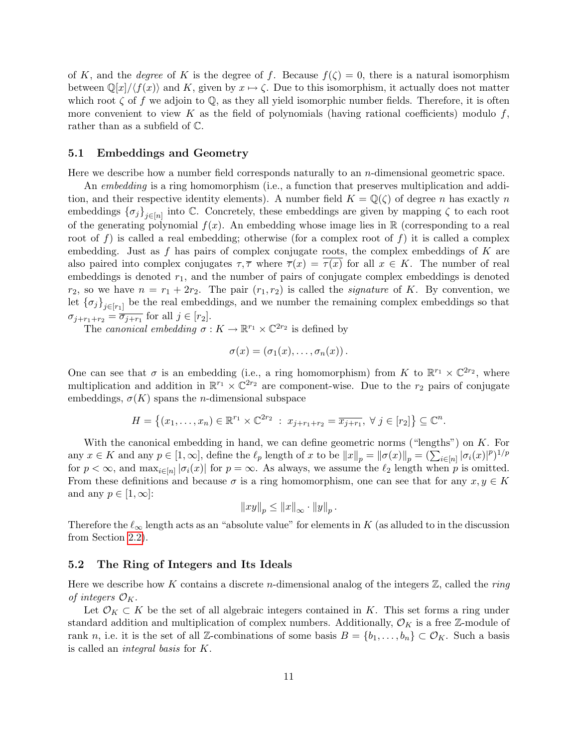of $K$, and the *degree* of $K$ is the degree of $f$. Because $f(\zeta) = 0$, there is a natural isomorphism between $\mathbb{Q}[x]/\langle f(x)\rangle$ and $K$, given by $x \mapsto \zeta$. Due to this isomorphism, it actually does not matter which root $\zeta$ of $f$ we adjoin to $\mathbb{Q}$, as they all yield isomorphic number fields. Therefore, it is often more convenient to view $K$ as the field of polynomials (having rational coefficients) modulo $f$, rather than as a subfield of $\mathbb{C}$.

### 5.1 Embeddings and Geometry

Here we describe how a number field corresponds naturally to an $n$-dimensional geometric space.

An *embedding* is a ring homomorphism (i.e., a function that preserves multiplication and addition, and their respective identity elements). A number field $K = \mathbb{Q}(\zeta)$ of degree $n$ has exactly $n$ embeddings $\{\sigma_j\}_{j\in[n]}$ into $\mathbb{C}$. Concretely, these embeddings are given by mapping $\zeta$ to each root of the generating polynomial $f(x)$. An embedding whose image lies in $\mathbb{R}$ (corresponding to a real root of $f$) is called a real embedding; otherwise (for a complex root of $f$) it is called a complex embedding. Just as $f$ has pairs of complex conjugate roots, the complex embeddings of $K$ are also paired into complex conjugates $\tau, \overline{\tau}$ where $\overline{\tau}(x) = \overline{\tau(x)}$ for all $x \in K$. The number of real embeddings is denoted $r_1$, and the number of pairs of conjugate complex embeddings is denoted $r_2$, so we have $n = r_1 + 2r_2$. The pair $(r_1, r_2)$ is called the *signature* of $K$. By convention, we let $\{\sigma_j\}_{j\in[r_1]}$ be the real embeddings, and we number the remaining complex embeddings so that $\sigma_{j+r_1+r_2} = \overline{\sigma_{j+r_1}}$ for all $j \in [r_2]$.

The *canonical embedding* $\sigma : K \to \mathbb{R}^{r_1} \times \mathbb{C}^{2r_2}$ is defined by

$$\sigma(x) = (\sigma_1(x), \ldots, \sigma_n(x)) .$$

One can see that $\sigma$ is an embedding (i.e., a ring homomorphism) from $K$ to $\mathbb{R}^{r_1} \times \mathbb{C}^{2r_2}$, where multiplication and addition in $\mathbb{R}^{r_1} \times \mathbb{C}^{2r_2}$ are component-wise. Due to the $r_2$ pairs of conjugate embeddings, $\sigma(K)$ spans the $n$-dimensional subspace

$$H = \left\{(x_1, \ldots, x_n) \in \mathbb{R}^{r_1} \times \mathbb{C}^{2r_2} \;:\; x_{j+r_1+r_2} = \overline{x_{j+r_1}},\ \forall\, j \in [r_2]\right\} \subseteq \mathbb{C}^n.$$

With the canonical embedding in hand, we can define geometric norms ("lengths") on $K$. For any $x \in K$ and any $p \in [1, \infty]$, define the $\ell_p$ length of $x$ to be $\|x\|_p = \|\sigma(x)\|_p = (\sum_{i\in[n]} |\sigma_i(x)|^p)^{1/p}$ for $p < \infty$, and $\max_{i\in[n]} |\sigma_i(x)|$ for $p = \infty$. As always, we assume the $\ell_2$ length when $p$ is omitted. From these definitions and because $\sigma$ is a ring homomorphism, one can see that for any $x, y \in K$ and any $p \in [1, \infty]$:

$$\|xy\|_p \leq \|x\|_\infty \cdot \|y\|_p .$$

Therefore the $\ell_\infty$ length acts as an "absolute value" for elements in $K$ (as alluded to in the discussion from Section 2.2).

### 5.2 The Ring of Integers and Its Ideals

Here we describe how $K$ contains a discrete $n$-dimensional analog of the integers $\mathbb{Z}$, called the *ring of integers* $\mathcal{O}_K$.

Let $\mathcal{O}_K \subset K$ be the set of all algebraic integers contained in $K$. This set forms a ring under standard addition and multiplication of complex numbers. Additionally, $\mathcal{O}_K$ is a free $\mathbb{Z}$-module of rank $n$, i.e. it is the set of all $\mathbb{Z}$-combinations of some basis $B = \{b_1, \ldots, b_n\} \subset \mathcal{O}_K$. Such a basis is called an *integral basis* for $K$.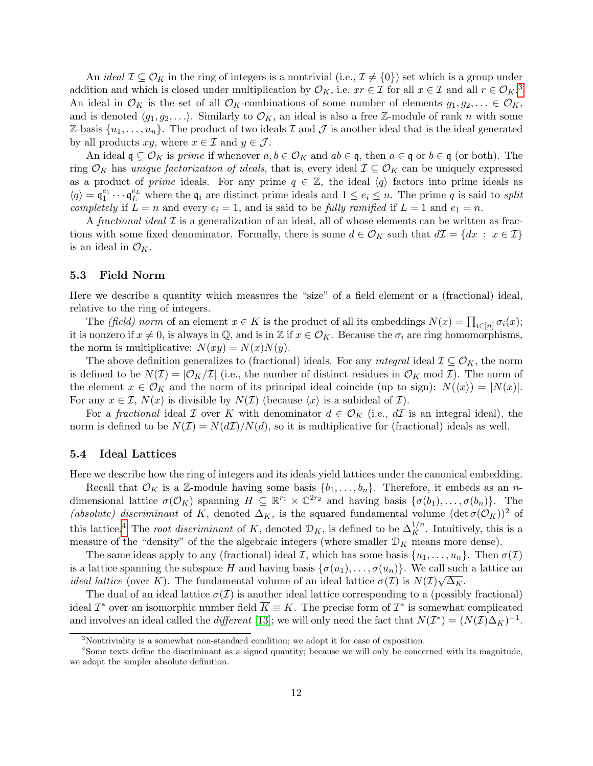An *ideal* $\mathcal{I} \subseteq \mathcal{O}_K$ in the ring of integers is a nontrivial (i.e., $\mathcal{I} \neq \{0\}$) set which is a group under addition and which is closed under multiplication by $\mathcal{O}_K$, i.e. $xr \in \mathcal{I}$ for all $x \in \mathcal{I}$ and all $r \in \mathcal{O}_K$.[3] An ideal in $\mathcal{O}_K$ is the set of all $\mathcal{O}_K$-combinations of some number of elements $g_1, g_2, \ldots \in \mathcal{O}_K$, and is denoted $\langle g_1, g_2, \ldots \rangle$. Similarly to $\mathcal{O}_K$, an ideal is also a free $\mathbb{Z}$-module of rank $n$ with some $\mathbb{Z}$-basis $\{u_1, \ldots, u_n\}$. The product of two ideals $\mathcal{I}$ and $\mathcal{J}$ is another ideal that is the ideal generated by all products $xy$, where $x \in \mathcal{I}$ and $y \in \mathcal{J}$.

An ideal $\mathfrak{q} \subsetneq \mathcal{O}_K$ is *prime* if whenever $a, b \in \mathcal{O}_K$ and $ab \in \mathfrak{q}$, then $a \in \mathfrak{q}$ or $b \in \mathfrak{q}$ (or both). The ring $\mathcal{O}_K$ has *unique factorization of ideals*, that is, every ideal $\mathcal{I} \subseteq \mathcal{O}_K$ can be uniquely expressed as a product of *prime* ideals. For any prime $q \in \mathbb{Z}$, the ideal $\langle q \rangle$ factors into prime ideals as $\langle q \rangle = \mathfrak{q}_1^{e_1} \cdots \mathfrak{q}_L^{e_L}$ where the $\mathfrak{q}_i$ are distinct prime ideals and $1 \leq e_i \leq n$. The prime $q$ is said to *split completely* if $L = n$ and every $e_i = 1$, and is said to be *fully ramified* if $L = 1$ and $e_1 = n$.

A *fractional ideal* $\mathcal{I}$ is a generalization of an ideal, all of whose elements can be written as fractions with some fixed denominator. Formally, there is some $d \in \mathcal{O}_K$ such that $d\mathcal{I} = \{dx : x \in \mathcal{I}\}$ is an ideal in $\mathcal{O}_K$.

### 5.3 Field Norm

Here we describe a quantity which measures the "size" of a field element or a (fractional) ideal, relative to the ring of integers.

The *(field) norm* of an element $x \in K$ is the product of all its embeddings $N(x) = \prod_{i \in [n]} \sigma_i(x)$; it is nonzero if $x \neq 0$, is always in $\mathbb{Q}$, and is in $\mathbb{Z}$ if $x \in \mathcal{O}_K$. Because the $\sigma_i$ are ring homomorphisms, the norm is multiplicative: $N(xy) = N(x)N(y)$.

The above definition generalizes to (fractional) ideals. For any *integral* ideal $\mathcal{I} \subseteq \mathcal{O}_K$, the norm is defined to be $N(\mathcal{I}) = |\mathcal{O}_K/\mathcal{I}|$ (i.e., the number of distinct residues in $\mathcal{O}_K$ mod $\mathcal{I}$). The norm of the element $x \in \mathcal{O}_K$ and the norm of its principal ideal coincide (up to sign): $N(\langle x \rangle) = |N(x)|$. For any $x \in \mathcal{I}$, $N(x)$ is divisible by $N(\mathcal{I})$ (because $\langle x \rangle$ is a subideal of $\mathcal{I}$).

For a *fractional* ideal $\mathcal{I}$ over $K$ with denominator $d \in \mathcal{O}_K$ (i.e., $d\mathcal{I}$ is an integral ideal), the norm is defined to be $N(\mathcal{I}) = N(d\mathcal{I})/N(d)$, so it is multiplicative for (fractional) ideals as well.

### 5.4 Ideal Lattices

Here we describe how the ring of integers and its ideals yield lattices under the canonical embedding.

Recall that $\mathcal{O}_K$ is a $\mathbb{Z}$-module having some basis $\{b_1, \ldots, b_n\}$. Therefore, it embeds as an $n$-dimensional lattice $\sigma(\mathcal{O}_K)$ spanning $H \subseteq \mathbb{R}^{r_1} \times \mathbb{C}^{2r_2}$ and having basis $\{\sigma(b_1), \ldots, \sigma(b_n)\}$. The *(absolute) discriminant* of $K$, denoted $\Delta_K$, is the squared fundamental volume $(\det \sigma(\mathcal{O}_K))^2$ of this lattice.[4] The *root discriminant* of $K$, denoted $\mathfrak{D}_K$, is defined to be $\Delta_K^{1/n}$. Intuitively, this is a measure of the "density" of the the algebraic integers (where smaller $\mathfrak{D}_K$ means more dense).

The same ideas apply to any (fractional) ideal $\mathcal{I}$, which has some basis $\{u_1, \ldots, u_n\}$. Then $\sigma(\mathcal{I})$ is a lattice spanning the subspace $H$ and having basis $\{\sigma(u_1), \ldots, \sigma(u_n)\}$. We call such a lattice an *ideal lattice* (over $K$). The fundamental volume of an ideal lattice $\sigma(\mathcal{I})$ is $N(\mathcal{I})\sqrt{\Delta_K}$.

The dual of an ideal lattice $\sigma(\mathcal{I})$ is another ideal lattice corresponding to a (possibly fractional) ideal $\mathcal{I}^*$ over an isomorphic number field $\overline{K} \equiv K$. The precise form of $\mathcal{I}^*$ is somewhat complicated and involves an ideal called the *different* [13]; we will only need the fact that $N(\mathcal{I}^*) = (N(\mathcal{I})\Delta_K)^{-1}$.

---

[3] Nontriviality is a somewhat non-standard condition; we adopt it for ease of exposition.

[4] Some texts define the discriminant as a signed quantity; because we will only be concerned with its magnitude, we adopt the simpler absolute definition.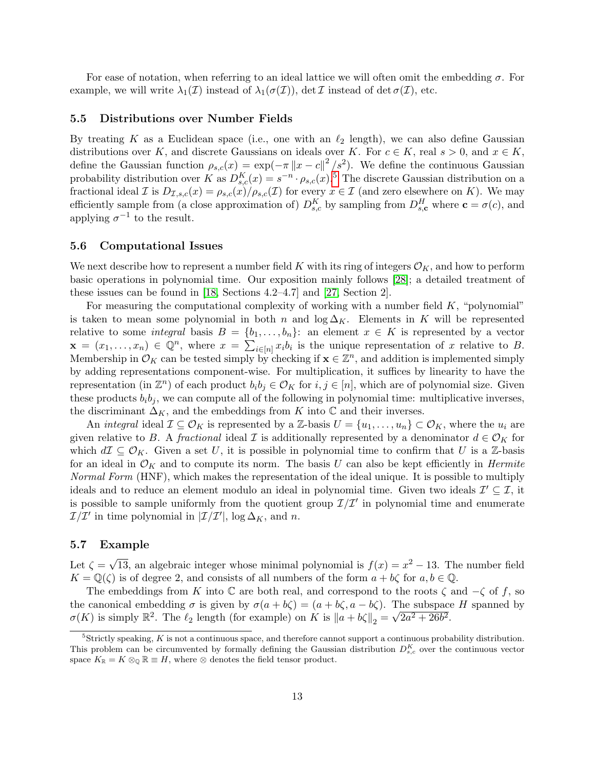For ease of notation, when referring to an ideal lattice we will often omit the embedding $\sigma$. For example, we will write $\lambda_1(\mathcal{I})$ instead of $\lambda_1(\sigma(\mathcal{I}))$, $\det \mathcal{I}$ instead of $\det \sigma(\mathcal{I})$, etc.

### 5.5 Distributions over Number Fields

By treating $K$ as a Euclidean space (i.e., one with an $\ell_2$ length), we can also define Gaussian distributions over $K$, and discrete Gaussians on ideals over $K$. For $c \in K$, real $s > 0$, and $x \in K$, define the Gaussian function $\rho_{s,c}(x) = \exp(-\pi \|x - c\|^2 / s^2)$. We define the continuous Gaussian probability distribution over $K$ as $D^K_{s,c}(x) = s^{-n} \cdot \rho_{s,c}(x)$.[5] The discrete Gaussian distribution on a fractional ideal $\mathcal{I}$ is $D_{\mathcal{I},s,c}(x) = \rho_{s,c}(x)/\rho_{s,c}(\mathcal{I})$ for every $x \in \mathcal{I}$ (and zero elsewhere on $K$). We may efficiently sample from (a close approximation of) $D^K_{s,c}$ by sampling from $D^H_{s,\mathbf{c}}$ where $\mathbf{c} = \sigma(c)$, and applying $\sigma^{-1}$ to the result.

### 5.6 Computational Issues

We next describe how to represent a number field $K$ with its ring of integers $\mathcal{O}_K$, and how to perform basic operations in polynomial time. Our exposition mainly follows [28]; a detailed treatment of these issues can be found in [18, Sections 4.2–4.7] and [27, Section 2].

For measuring the computational complexity of working with a number field $K$, "polynomial" is taken to mean some polynomial in both $n$ and $\log \Delta_K$. Elements in $K$ will be represented relative to some *integral* basis $B = \{b_1, \ldots, b_n\}$: an element $x \in K$ is represented by a vector $\mathbf{x} = (x_1, \ldots, x_n) \in \mathbb{Q}^n$, where $x = \sum_{i \in [n]} x_i b_i$ is the unique representation of $x$ relative to $B$. Membership in $\mathcal{O}_K$ can be tested simply by checking if $\mathbf{x} \in \mathbb{Z}^n$, and addition is implemented simply by adding representations component-wise. For multiplication, it suffices by linearity to have the representation (in $\mathbb{Z}^n$) of each product $b_i b_j \in \mathcal{O}_K$ for $i, j \in [n]$, which are of polynomial size. Given these products $b_i b_j$, we can compute all of the following in polynomial time: multiplicative inverses, the discriminant $\Delta_K$, and the embeddings from $K$ into $\mathbb{C}$ and their inverses.

An *integral* ideal $\mathcal{I} \subseteq \mathcal{O}_K$ is represented by a $\mathbb{Z}$-basis $U = \{u_1, \ldots, u_n\} \subset \mathcal{O}_K$, where the $u_i$ are given relative to $B$. A *fractional* ideal $\mathcal{I}$ is additionally represented by a denominator $d \in \mathcal{O}_K$ for which $d\mathcal{I} \subseteq \mathcal{O}_K$. Given a set $U$, it is possible in polynomial time to confirm that $U$ is a $\mathbb{Z}$-basis for an ideal in $\mathcal{O}_K$ and to compute its norm. The basis $U$ can also be kept efficiently in *Hermite Normal Form* (HNF), which makes the representation of the ideal unique. It is possible to multiply ideals and to reduce an element modulo an ideal in polynomial time. Given two ideals $\mathcal{I}' \subseteq \mathcal{I}$, it is possible to sample uniformly from the quotient group $\mathcal{I}/\mathcal{I}'$ in polynomial time and enumerate $\mathcal{I}/\mathcal{I}'$ in time polynomial in $|\mathcal{I}/\mathcal{I}'|$, $\log \Delta_K$, and $n$.

### 5.7 Example

Let $\zeta = \sqrt{13}$, an algebraic integer whose minimal polynomial is $f(x) = x^2 - 13$. The number field $K = \mathbb{Q}(\zeta)$ is of degree 2, and consists of all numbers of the form $a + b\zeta$ for $a, b \in \mathbb{Q}$.

The embeddings from $K$ into $\mathbb{C}$ are both real, and correspond to the roots $\zeta$ and $-\zeta$ of $f$, so the canonical embedding $\sigma$ is given by $\sigma(a + b\zeta) = (a + b\zeta, a - b\zeta)$. The subspace $H$ spanned by $\sigma(K)$ is simply $\mathbb{R}^2$. The $\ell_2$ length (for example) on $K$ is $\|a + b\zeta\|_2 = \sqrt{2a^2 + 26b^2}$.

[5] Strictly speaking, $K$ is not a continuous space, and therefore cannot support a continuous probability distribution. This problem can be circumvented by formally defining the Gaussian distribution $D^K_{s,c}$ over the continuous vector space $K_\mathbb{R} = K \otimes_\mathbb{Q} \mathbb{R} \equiv H$, where $\otimes$ denotes the field tensor product.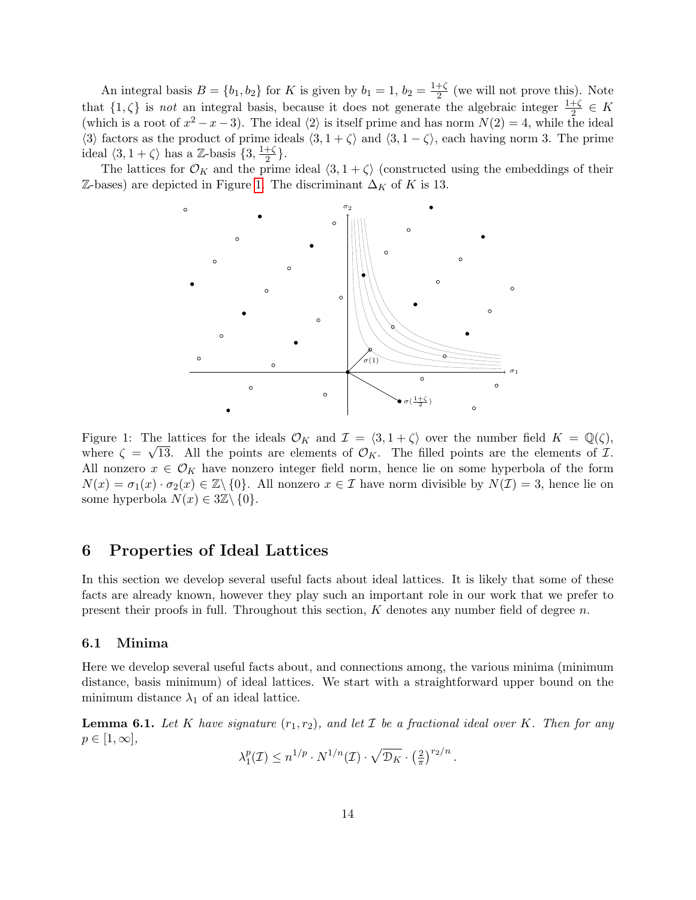An integral basis $B = \{b_1, b_2\}$ for $K$ is given by $b_1 = 1$, $b_2 = \frac{1+\zeta}{2}$ (we will not prove this). Note that $\{1, \zeta\}$ is *not* an integral basis, because it does not generate the algebraic integer $\frac{1+\zeta}{2} \in K$ (which is a root of $x^2 - x - 3$). The ideal $\langle 2 \rangle$ is itself prime and has norm $N(2) = 4$, while the ideal $\langle 3 \rangle$ factors as the product of prime ideals $\langle 3, 1+\zeta \rangle$ and $\langle 3, 1-\zeta \rangle$, each having norm 3. The prime ideal $\langle 3, 1+\zeta \rangle$ has a $\mathbb{Z}$-basis $\{3, \frac{1+\zeta}{2}\}$.

The lattices for $\mathcal{O}_K$ and the prime ideal $\langle 3, 1+\zeta \rangle$ (constructed using the embeddings of their $\mathbb{Z}$-bases) are depicted in Figure 1. The discriminant $\Delta_K$ of $K$ is 13.

$\sigma_2$

$\sigma_1$

$\sigma(1)$

$\sigma(\frac{1+\zeta}{2})$

Figure 1: The lattices for the ideals $\mathcal{O}_K$ and $\mathcal{I} = \langle 3, 1+\zeta \rangle$ over the number field $K = \mathbb{Q}(\zeta)$, where $\zeta = \sqrt{13}$. All the points are elements of $\mathcal{O}_K$. The filled points are the elements of $\mathcal{I}$. All nonzero $x \in \mathcal{O}_K$ have nonzero integer field norm, hence lie on some hyperbola of the form $N(x) = \sigma_1(x) \cdot \sigma_2(x) \in \mathbb{Z} \setminus \{0\}$. All nonzero $x \in \mathcal{I}$ have norm divisible by $N(\mathcal{I}) = 3$, hence lie on some hyperbola $N(x) \in 3\mathbb{Z} \setminus \{0\}$.

## 6 Properties of Ideal Lattices

In this section we develop several useful facts about ideal lattices. It is likely that some of these facts are already known, however they play such an important role in our work that we prefer to present their proofs in full. Throughout this section, $K$ denotes any number field of degree $n$.

### 6.1 Minima

Here we develop several useful facts about, and connections among, the various minima (minimum distance, basis minimum) of ideal lattices. We start with a straightforward upper bound on the minimum distance $\lambda_1$ of an ideal lattice.

**Lemma 6.1.** *Let $K$ have signature $(r_1, r_2)$, and let $\mathcal{I}$ be a fractional ideal over $K$. Then for any $p \in [1, \infty]$,*

$$\lambda_1^p(\mathcal{I}) \leq n^{1/p} \cdot N^{1/n}(\mathcal{I}) \cdot \sqrt{\mathcal{D}_K} \cdot \left(\tfrac{2}{\pi}\right)^{r_2/n}.$$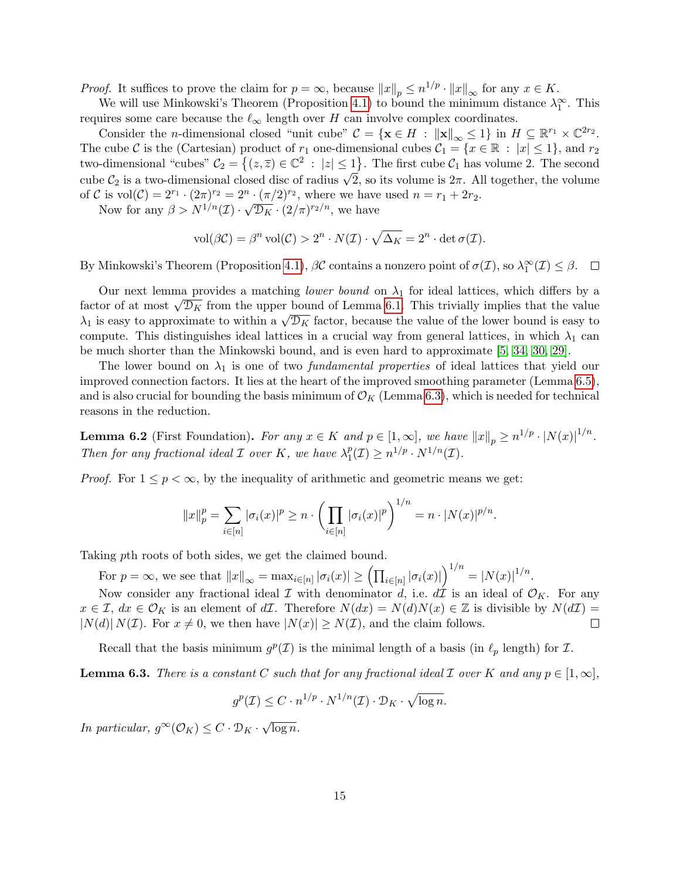*Proof.* It suffices to prove the claim for $p = \infty$, because $\|x\|_p \le n^{1/p} \cdot \|x\|_\infty$ for any $x \in K$.

We will use Minkowski's Theorem (Proposition 4.1) to bound the minimum distance $\lambda_1^\infty$. This requires some care because the $\ell_\infty$ length over $H$ can involve complex coordinates.

Consider the $n$-dimensional closed "unit cube" $\mathcal{C} = \{\mathbf{x} \in H : \|\mathbf{x}\|_\infty \le 1\}$ in $H \subseteq \mathbb{R}^{r_1} \times \mathbb{C}^{2r_2}$. The cube $\mathcal{C}$ is the (Cartesian) product of $r_1$ one-dimensional cubes $\mathcal{C}_1 = \{x \in \mathbb{R} : |x| \le 1\}$, and $r_2$ two-dimensional "cubes" $\mathcal{C}_2 = \{(z, \overline{z}) \in \mathbb{C}^2 : |z| \le 1\}$. The first cube $\mathcal{C}_1$ has volume 2. The second cube $\mathcal{C}_2$ is a two-dimensional closed disc of radius $\sqrt{2}$, so its volume is $2\pi$. All together, the volume of $\mathcal{C}$ is $\text{vol}(\mathcal{C}) = 2^{r_1} \cdot (2\pi)^{r_2} = 2^n \cdot (\pi/2)^{r_2}$, where we have used $n = r_1 + 2r_2$.

Now for any $\beta > N^{1/n}(\mathcal{I}) \cdot \sqrt{\mathfrak{D}_K} \cdot (2/\pi)^{r_2/n}$, we have

$$\text{vol}(\beta\mathcal{C}) = \beta^n \, \text{vol}(\mathcal{C}) > 2^n \cdot N(\mathcal{I}) \cdot \sqrt{\Delta_K} = 2^n \cdot \det \sigma(\mathcal{I}).$$

By Minkowski's Theorem (Proposition 4.1), $\beta\mathcal{C}$ contains a nonzero point of $\sigma(\mathcal{I})$, so $\lambda_1^\infty(\mathcal{I}) \le \beta$. ◻

Our next lemma provides a matching *lower bound* on $\lambda_1$ for ideal lattices, which differs by a factor of at most $\sqrt{\mathfrak{D}_K}$ from the upper bound of Lemma 6.1. This trivially implies that the value $\lambda_1$ is easy to approximate to within a $\sqrt{\mathfrak{D}_K}$ factor, because the value of the lower bound is easy to compute. This distinguishes ideal lattices in a crucial way from general lattices, in which $\lambda_1$ can be much shorter than the Minkowski bound, and is even hard to approximate [5, 34, 30, 29].

The lower bound on $\lambda_1$ is one of two *fundamental properties* of ideal lattices that yield our improved connection factors. It lies at the heart of the improved smoothing parameter (Lemma 6.5), and is also crucial for bounding the basis minimum of $\mathcal{O}_K$ (Lemma 6.3), which is needed for technical reasons in the reduction.

**Lemma 6.2** (First Foundation)**.** *For any $x \in K$ and $p \in [1, \infty]$, we have $\|x\|_p \ge n^{1/p} \cdot |N(x)|^{1/n}$. Then for any fractional ideal $\mathcal{I}$ over $K$, we have $\lambda_1^p(\mathcal{I}) \ge n^{1/p} \cdot N^{1/n}(\mathcal{I})$.*

*Proof.* For $1 \le p < \infty$, by the inequality of arithmetic and geometric means we get:

$$\|x\|_p^p = \sum_{i \in [n]} |\sigma_i(x)|^p \ge n \cdot \left( \prod_{i \in [n]} |\sigma_i(x)|^p \right)^{1/n} = n \cdot |N(x)|^{p/n}.$$

Taking $p$th roots of both sides, we get the claimed bound.

For $p = \infty$, we see that $\|x\|_\infty = \max_{i \in [n]} |\sigma_i(x)| \ge \left( \prod_{i \in [n]} |\sigma_i(x)| \right)^{1/n} = |N(x)|^{1/n}$.

Now consider any fractional ideal $\mathcal{I}$ with denominator $d$, i.e. $d\mathcal{I}$ is an ideal of $\mathcal{O}_K$. For any $x \in \mathcal{I}$, $dx \in \mathcal{O}_K$ is an element of $d\mathcal{I}$. Therefore $N(dx) = N(d)N(x) \in \mathbb{Z}$ is divisible by $N(d\mathcal{I}) = |N(d)| \, N(\mathcal{I})$. For $x \ne 0$, we then have $|N(x)| \ge N(\mathcal{I})$, and the claim follows. ◻

Recall that the basis minimum $g^p(\mathcal{I})$ is the minimal length of a basis (in $\ell_p$ length) for $\mathcal{I}$.

**Lemma 6.3.** *There is a constant $C$ such that for any fractional ideal $\mathcal{I}$ over $K$ and any $p \in [1, \infty]$,*

$$g^p(\mathcal{I}) \le C \cdot n^{1/p} \cdot N^{1/n}(\mathcal{I}) \cdot \mathfrak{D}_K \cdot \sqrt{\log n}.$$

*In particular, $g^\infty(\mathcal{O}_K) \le C \cdot \mathfrak{D}_K \cdot \sqrt{\log n}$.*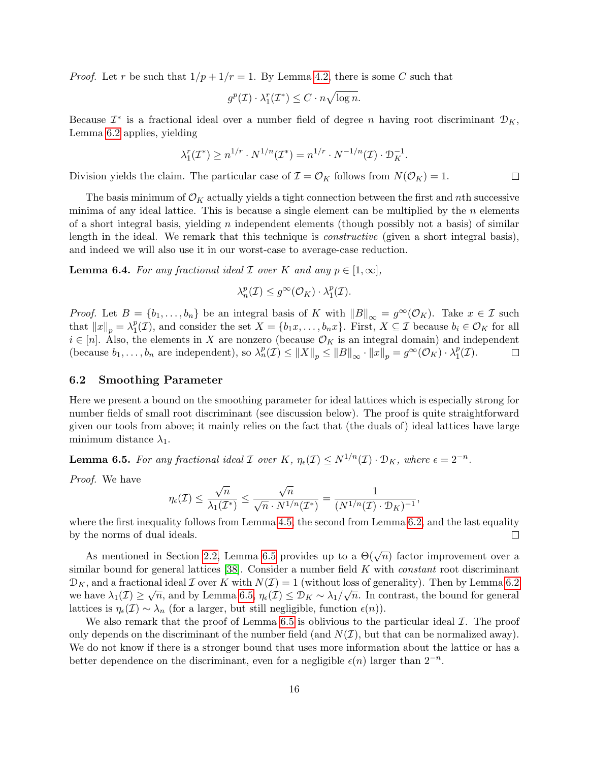*Proof.* Let $r$ be such that $1/p + 1/r = 1$. By Lemma 4.2, there is some $C$ such that

$$g^p(\mathcal{I}) \cdot \lambda_1^r(\mathcal{I}^*) \leq C \cdot n\sqrt{\log n}.$$

Because $\mathcal{I}^*$ is a fractional ideal over a number field of degree $n$ having root discriminant $\mathcal{D}_K$, Lemma 6.2 applies, yielding

$$\lambda_1^r(\mathcal{I}^*) \geq n^{1/r} \cdot N^{1/n}(\mathcal{I}^*) = n^{1/r} \cdot N^{-1/n}(\mathcal{I}) \cdot \mathcal{D}_K^{-1}.$$

Division yields the claim. The particular case of $\mathcal{I} = \mathcal{O}_K$ follows from $N(\mathcal{O}_K) = 1$. ∎

The basis minimum of $\mathcal{O}_K$ actually yields a tight connection between the first and $n$th successive minima of any ideal lattice. This is because a single element can be multiplied by the $n$ elements of a short integral basis, yielding $n$ independent elements (though possibly not a basis) of similar length in the ideal. We remark that this technique is *constructive* (given a short integral basis), and indeed we will also use it in our worst-case to average-case reduction.

**Lemma 6.4.** *For any fractional ideal $\mathcal{I}$ over $K$ and any $p \in [1, \infty]$,*

$$\lambda_n^p(\mathcal{I}) \leq g^\infty(\mathcal{O}_K) \cdot \lambda_1^p(\mathcal{I}).$$

*Proof.* Let $B = \{b_1, \ldots, b_n\}$ be an integral basis of $K$ with $\|B\|_\infty = g^\infty(\mathcal{O}_K)$. Take $x \in \mathcal{I}$ such that $\|x\|_p = \lambda_1^p(\mathcal{I})$, and consider the set $X = \{b_1 x, \ldots, b_n x\}$. First, $X \subseteq \mathcal{I}$ because $b_i \in \mathcal{O}_K$ for all $i \in [n]$. Also, the elements in $X$ are nonzero (because $\mathcal{O}_K$ is an integral domain) and independent (because $b_1, \ldots, b_n$ are independent), so $\lambda_n^p(\mathcal{I}) \leq \|X\|_p \leq \|B\|_\infty \cdot \|x\|_p = g^\infty(\mathcal{O}_K) \cdot \lambda_1^p(\mathcal{I})$. ∎

### 6.2 Smoothing Parameter

Here we present a bound on the smoothing parameter for ideal lattices which is especially strong for number fields of small root discriminant (see discussion below). The proof is quite straightforward given our tools from above; it mainly relies on the fact that (the duals of) ideal lattices have large minimum distance $\lambda_1$.

**Lemma 6.5.** *For any fractional ideal $\mathcal{I}$ over $K$, $\eta_\epsilon(\mathcal{I}) \leq N^{1/n}(\mathcal{I}) \cdot \mathcal{D}_K$, where $\epsilon = 2^{-n}$.*

*Proof.* We have

$$\eta_\epsilon(\mathcal{I}) \leq \frac{\sqrt{n}}{\lambda_1(\mathcal{I}^*)} \leq \frac{\sqrt{n}}{\sqrt{n} \cdot N^{1/n}(\mathcal{I}^*)} = \frac{1}{(N^{1/n}(\mathcal{I}) \cdot \mathcal{D}_K)^{-1}},$$

where the first inequality follows from Lemma 4.5, the second from Lemma 6.2, and the last equality by the norms of dual ideals. ∎

As mentioned in Section 2.2, Lemma 6.5 provides up to a $\Theta(\sqrt{n})$ factor improvement over a similar bound for general lattices [38]. Consider a number field $K$ with *constant* root discriminant $\mathcal{D}_K$, and a fractional ideal $\mathcal{I}$ over $K$ with $N(\mathcal{I}) = 1$ (without loss of generality). Then by Lemma 6.2 we have $\lambda_1(\mathcal{I}) \geq \sqrt{n}$, and by Lemma 6.5, $\eta_\epsilon(\mathcal{I}) \leq \mathcal{D}_K \sim \lambda_1/\sqrt{n}$. In contrast, the bound for general lattices is $\eta_\epsilon(\mathcal{I}) \sim \lambda_n$ (for a larger, but still negligible, function $\epsilon(n)$).

We also remark that the proof of Lemma 6.5 is oblivious to the particular ideal $\mathcal{I}$. The proof only depends on the discriminant of the number field (and $N(\mathcal{I})$, but that can be normalized away). We do not know if there is a stronger bound that uses more information about the lattice or has a better dependence on the discriminant, even for a negligible $\epsilon(n)$ larger than $2^{-n}$.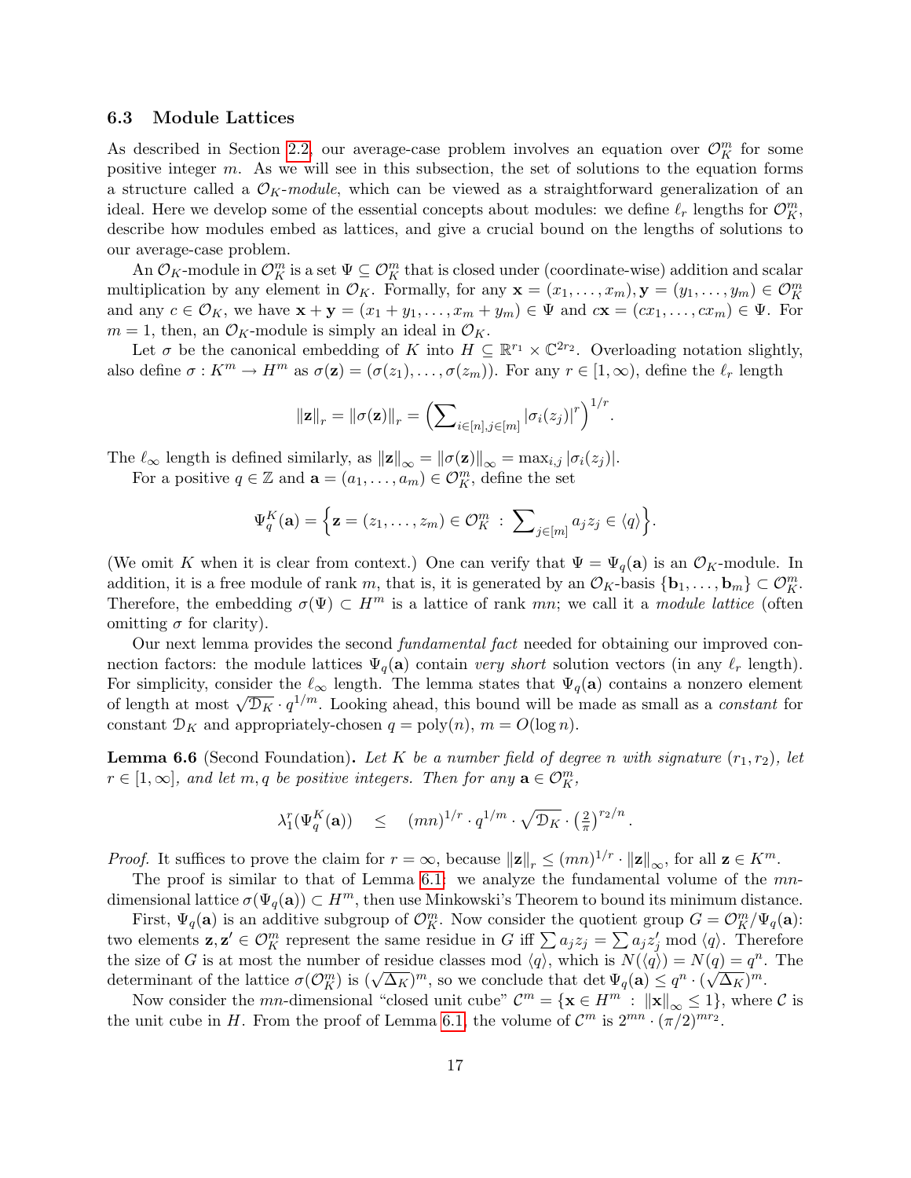### 6.3 Module Lattices

As described in Section 2.2, our average-case problem involves an equation over $\mathcal{O}_K^m$ for some positive integer $m$. As we will see in this subsection, the set of solutions to the equation forms a structure called a $\mathcal{O}_K$-*module*, which can be viewed as a straightforward generalization of an ideal. Here we develop some of the essential concepts about modules: we define $\ell_r$ lengths for $\mathcal{O}_K^m$, describe how modules embed as lattices, and give a crucial bound on the lengths of solutions to our average-case problem.

An $\mathcal{O}_K$-module in $\mathcal{O}_K^m$ is a set $\Psi \subseteq \mathcal{O}_K^m$ that is closed under (coordinate-wise) addition and scalar multiplication by any element in $\mathcal{O}_K$. Formally, for any $\mathbf{x} = (x_1, \ldots, x_m), \mathbf{y} = (y_1, \ldots, y_m) \in \mathcal{O}_K^m$ and any $c \in \mathcal{O}_K$, we have $\mathbf{x} + \mathbf{y} = (x_1 + y_1, \ldots, x_m + y_m) \in \Psi$ and $c\mathbf{x} = (cx_1, \ldots, cx_m) \in \Psi$. For $m = 1$, then, an $\mathcal{O}_K$-module is simply an ideal in $\mathcal{O}_K$.

Let $\sigma$ be the canonical embedding of $K$ into $H \subseteq \mathbb{R}^{r_1} \times \mathbb{C}^{2r_2}$. Overloading notation slightly, also define $\sigma : K^m \to H^m$ as $\sigma(\mathbf{z}) = (\sigma(z_1), \ldots, \sigma(z_m))$. For any $r \in [1, \infty)$, define the $\ell_r$ length

$$\|\mathbf{z}\|_r = \|\sigma(\mathbf{z})\|_r = \Big(\sum\nolimits_{i\in[n], j\in[m]} |\sigma_i(z_j)|^r\Big)^{1/r}.$$

The $\ell_\infty$ length is defined similarly, as $\|\mathbf{z}\|_\infty = \|\sigma(\mathbf{z})\|_\infty = \max_{i,j} |\sigma_i(z_j)|$.

For a positive $q \in \mathbb{Z}$ and $\mathbf{a} = (a_1, \ldots, a_m) \in \mathcal{O}_K^m$, define the set

$$\Psi_q^K(\mathbf{a}) = \Big\{\mathbf{z} = (z_1, \ldots, z_m) \in \mathcal{O}_K^m \ : \ \sum\nolimits_{j\in[m]} a_j z_j \in \langle q \rangle\Big\}.$$

(We omit $K$ when it is clear from context.) One can verify that $\Psi = \Psi_q(\mathbf{a})$ is an $\mathcal{O}_K$-module. In addition, it is a free module of rank $m$, that is, it is generated by an $\mathcal{O}_K$-basis $\{\mathbf{b}_1, \ldots, \mathbf{b}_m\} \subset \mathcal{O}_K^m$. Therefore, the embedding $\sigma(\Psi) \subset H^m$ is a lattice of rank $mn$; we call it a *module lattice* (often omitting $\sigma$ for clarity).

Our next lemma provides the second *fundamental fact* needed for obtaining our improved connection factors: the module lattices $\Psi_q(\mathbf{a})$ contain *very short* solution vectors (in any $\ell_r$ length). For simplicity, consider the $\ell_\infty$ length. The lemma states that $\Psi_q(\mathbf{a})$ contains a nonzero element of length at most $\sqrt{\mathcal{D}_K} \cdot q^{1/m}$. Looking ahead, this bound will be made as small as a *constant* for constant $\mathcal{D}_K$ and appropriately-chosen $q = \text{poly}(n)$, $m = O(\log n)$.

**Lemma 6.6** (Second Foundation)**.** *Let $K$ be a number field of degree $n$ with signature $(r_1, r_2)$, let $r \in [1, \infty]$, and let $m, q$ be positive integers. Then for any $\mathbf{a} \in \mathcal{O}_K^m$,*

$$\lambda_1^r(\Psi_q^K(\mathbf{a})) \quad \leq \quad (mn)^{1/r} \cdot q^{1/m} \cdot \sqrt{\mathcal{D}_K} \cdot \left(\tfrac{2}{\pi}\right)^{r_2/n}.$$

*Proof.* It suffices to prove the claim for $r = \infty$, because $\|\mathbf{z}\|_r \leq (mn)^{1/r} \cdot \|\mathbf{z}\|_\infty$, for all $\mathbf{z} \in K^m$.

The proof is similar to that of Lemma 6.1: we analyze the fundamental volume of the $mn$-dimensional lattice $\sigma(\Psi_q(\mathbf{a})) \subset H^m$, then use Minkowski's Theorem to bound its minimum distance.

First, $\Psi_q(\mathbf{a})$ is an additive subgroup of $\mathcal{O}_K^m$. Now consider the quotient group $G = \mathcal{O}_K^m / \Psi_q(\mathbf{a})$: two elements $\mathbf{z}, \mathbf{z}' \in \mathcal{O}_K^m$ represent the same residue in $G$ iff $\sum a_j z_j = \sum a_j z_j' \bmod \langle q \rangle$. Therefore the size of $G$ is at most the number of residue classes mod $\langle q \rangle$, which is $N(\langle q \rangle) = N(q) = q^n$. The determinant of the lattice $\sigma(\mathcal{O}_K^m)$ is $(\sqrt{\Delta_K})^m$, so we conclude that $\det \Psi_q(\mathbf{a}) \leq q^n \cdot (\sqrt{\Delta_K})^m$.

Now consider the $mn$-dimensional "closed unit cube" $\mathcal{C}^m = \{\mathbf{x} \in H^m \ : \ \|\mathbf{x}\|_\infty \leq 1\}$, where $\mathcal{C}$ is the unit cube in $H$. From the proof of Lemma 6.1, the volume of $\mathcal{C}^m$ is $2^{mn} \cdot (\pi/2)^{mr_2}$.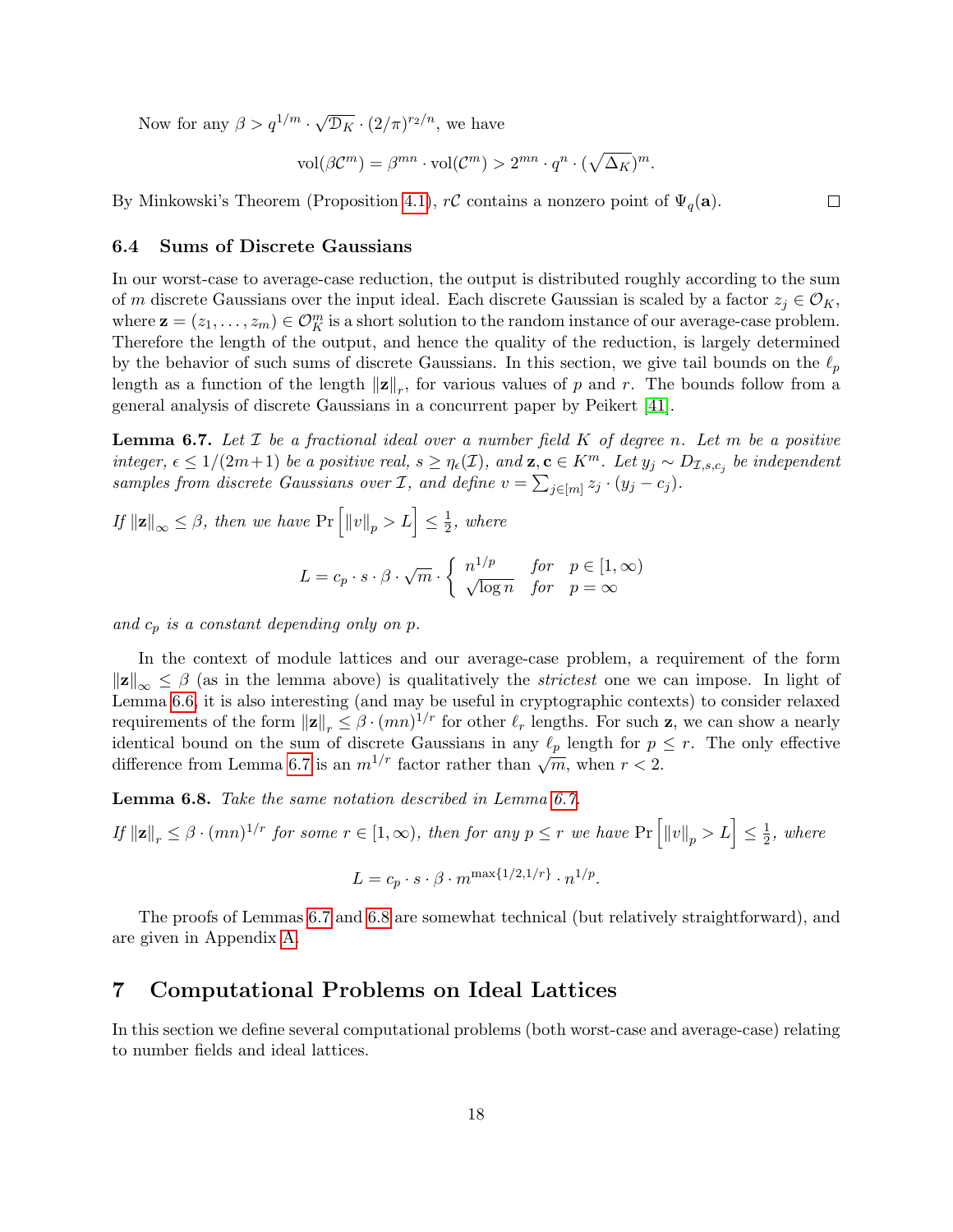Now for any $\beta > q^{1/m} \cdot \sqrt{\mathcal{D}_K} \cdot (2/\pi)^{r_2/n}$, we have

$$\mathrm{vol}(\beta \mathcal{C}^m) = \beta^{mn} \cdot \mathrm{vol}(\mathcal{C}^m) > 2^{mn} \cdot q^n \cdot (\sqrt{\Delta_K})^m.$$

By Minkowski's Theorem (Proposition 4.1), $r\mathcal{C}$ contains a nonzero point of $\Psi_q(\mathbf{a})$. $\square$

### 6.4 Sums of Discrete Gaussians

In our worst-case to average-case reduction, the output is distributed roughly according to the sum of $m$ discrete Gaussians over the input ideal. Each discrete Gaussian is scaled by a factor $z_j \in \mathcal{O}_K$, where $\mathbf{z} = (z_1, \ldots, z_m) \in \mathcal{O}_K^m$ is a short solution to the random instance of our average-case problem. Therefore the length of the output, and hence the quality of the reduction, is largely determined by the behavior of such sums of discrete Gaussians. In this section, we give tail bounds on the $\ell_p$ length as a function of the length $\|\mathbf{z}\|_r$, for various values of $p$ and $r$. The bounds follow from a general analysis of discrete Gaussians in a concurrent paper by Peikert [41].

**Lemma 6.7.** *Let $\mathcal{I}$ be a fractional ideal over a number field $K$ of degree $n$. Let $m$ be a positive integer, $\epsilon \leq 1/(2m+1)$ be a positive real, $s \geq \eta_\epsilon(\mathcal{I})$, and $\mathbf{z}, \mathbf{c} \in K^m$. Let $y_j \sim D_{\mathcal{I},s,c_j}$ be independent samples from discrete Gaussians over $\mathcal{I}$, and define $v = \sum_{j \in [m]} z_j \cdot (y_j - c_j)$.*

*If $\|\mathbf{z}\|_\infty \leq \beta$, then we have $\Pr\left[\|v\|_p > L\right] \leq \frac{1}{2}$, where*

$$L = c_p \cdot s \cdot \beta \cdot \sqrt{m} \cdot \begin{cases} n^{1/p} & \text{for} \quad p \in [1, \infty) \\ \sqrt{\log n} & \text{for} \quad p = \infty \end{cases}$$

*and $c_p$ is a constant depending only on $p$.*

In the context of module lattices and our average-case problem, a requirement of the form $\|\mathbf{z}\|_\infty \leq \beta$ (as in the lemma above) is qualitatively the *strictest* one we can impose. In light of Lemma 6.6, it is also interesting (and may be useful in cryptographic contexts) to consider relaxed requirements of the form $\|\mathbf{z}\|_r \leq \beta \cdot (mn)^{1/r}$ for other $\ell_r$ lengths. For such $\mathbf{z}$, we can show a nearly identical bound on the sum of discrete Gaussians in any $\ell_p$ length for $p \leq r$. The only effective difference from Lemma 6.7 is an $m^{1/r}$ factor rather than $\sqrt{m}$, when $r < 2$.

**Lemma 6.8.** *Take the same notation described in Lemma 6.7.*

*If $\|\mathbf{z}\|_r \leq \beta \cdot (mn)^{1/r}$ for some $r \in [1, \infty)$, then for any $p \leq r$ we have $\Pr\left[\|v\|_p > L\right] \leq \frac{1}{2}$, where*

$$L = c_p \cdot s \cdot \beta \cdot m^{\max\{1/2, 1/r\}} \cdot n^{1/p}.$$

The proofs of Lemmas 6.7 and 6.8 are somewhat technical (but relatively straightforward), and are given in Appendix A.

## 7 Computational Problems on Ideal Lattices

In this section we define several computational problems (both worst-case and average-case) relating to number fields and ideal lattices.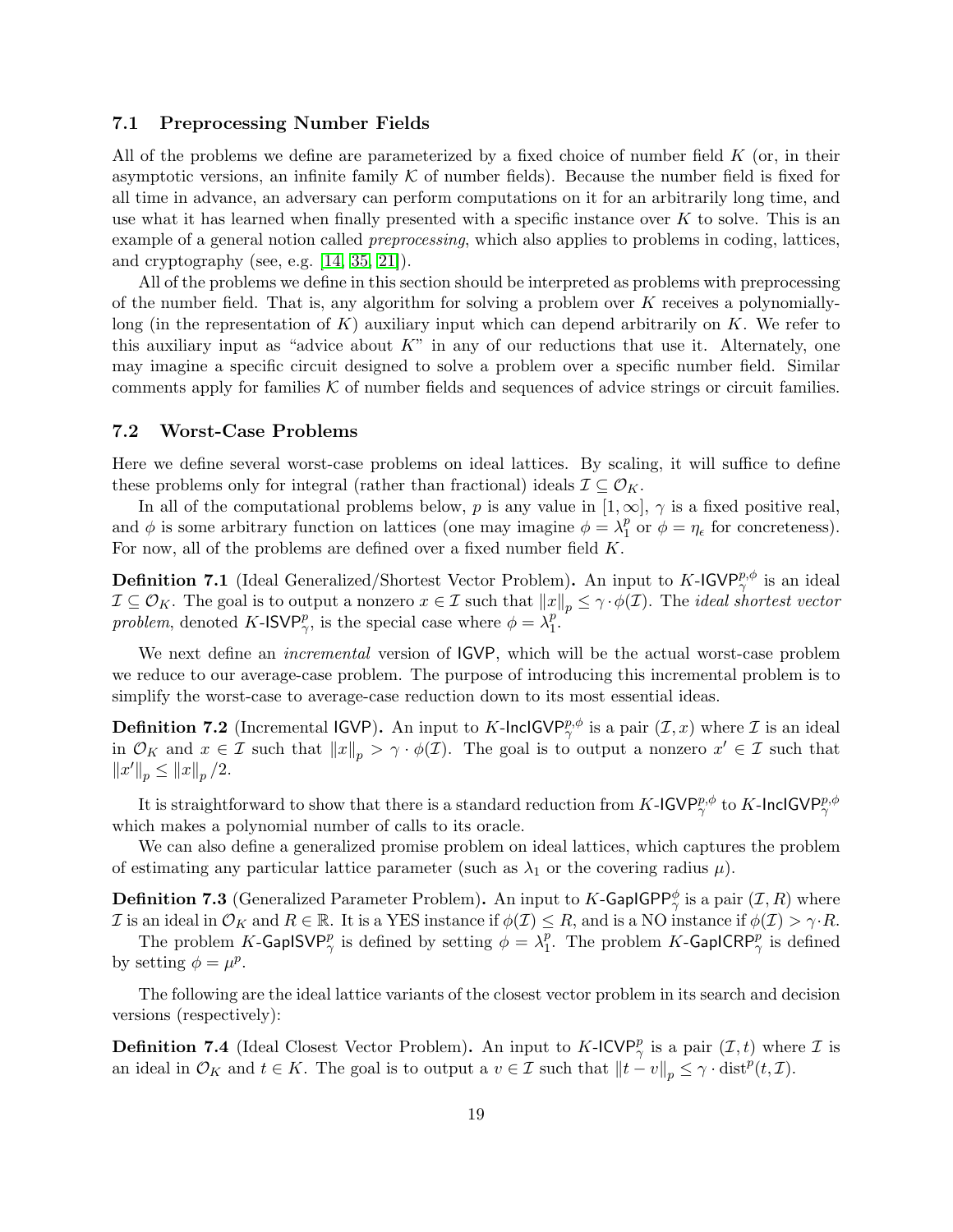### 7.1 Preprocessing Number Fields

All of the problems we define are parameterized by a fixed choice of number field $K$ (or, in their asymptotic versions, an infinite family $\mathcal{K}$ of number fields). Because the number field is fixed for all time in advance, an adversary can perform computations on it for an arbitrarily long time, and use what it has learned when finally presented with a specific instance over $K$ to solve. This is an example of a general notion called *preprocessing*, which also applies to problems in coding, lattices, and cryptography (see, e.g. [14, 35, 21]).

All of the problems we define in this section should be interpreted as problems with preprocessing of the number field. That is, any algorithm for solving a problem over $K$ receives a polynomially-long (in the representation of $K$) auxiliary input which can depend arbitrarily on $K$. We refer to this auxiliary input as "advice about $K$" in any of our reductions that use it. Alternately, one may imagine a specific circuit designed to solve a problem over a specific number field. Similar comments apply for families $\mathcal{K}$ of number fields and sequences of advice strings or circuit families.

### 7.2 Worst-Case Problems

Here we define several worst-case problems on ideal lattices. By scaling, it will suffice to define these problems only for integral (rather than fractional) ideals $\mathcal{I} \subseteq \mathcal{O}_K$.

In all of the computational problems below, $p$ is any value in $[1, \infty]$, $\gamma$ is a fixed positive real, and $\phi$ is some arbitrary function on lattices (one may imagine $\phi = \lambda_1^p$ or $\phi = \eta_\epsilon$ for concreteness). For now, all of the problems are defined over a fixed number field $K$.

**Definition 7.1** (Ideal Generalized/Shortest Vector Problem)**.** An input to $K\text{-}\mathsf{IGVP}_\gamma^{p,\phi}$ is an ideal $\mathcal{I} \subseteq \mathcal{O}_K$. The goal is to output a nonzero $x \in \mathcal{I}$ such that $\|x\|_p \leq \gamma \cdot \phi(\mathcal{I})$. The *ideal shortest vector problem*, denoted $K\text{-}\mathsf{ISVP}_\gamma^p$, is the special case where $\phi = \lambda_1^p$.

We next define an *incremental* version of $\mathsf{IGVP}$, which will be the actual worst-case problem we reduce to our average-case problem. The purpose of introducing this incremental problem is to simplify the worst-case to average-case reduction down to its most essential ideas.

**Definition 7.2** (Incremental $\mathsf{IGVP}$)**.** An input to $K\text{-}\mathsf{IncIGVP}_\gamma^{p,\phi}$ is a pair $(\mathcal{I}, x)$ where $\mathcal{I}$ is an ideal in $\mathcal{O}_K$ and $x \in \mathcal{I}$ such that $\|x\|_p > \gamma \cdot \phi(\mathcal{I})$. The goal is to output a nonzero $x' \in \mathcal{I}$ such that $\|x'\|_p \leq \|x\|_p / 2$.

It is straightforward to show that there is a standard reduction from $K\text{-}\mathsf{IGVP}_\gamma^{p,\phi}$ to $K\text{-}\mathsf{IncIGVP}_\gamma^{p,\phi}$ which makes a polynomial number of calls to its oracle.

We can also define a generalized promise problem on ideal lattices, which captures the problem of estimating any particular lattice parameter (such as $\lambda_1$ or the covering radius $\mu$).

**Definition 7.3** (Generalized Parameter Problem)**.** An input to $K\text{-}\mathsf{GapIGPP}_\gamma^\phi$ is a pair $(\mathcal{I}, R)$ where $\mathcal{I}$ is an ideal in $\mathcal{O}_K$ and $R \in \mathbb{R}$. It is a YES instance if $\phi(\mathcal{I}) \leq R$, and is a NO instance if $\phi(\mathcal{I}) > \gamma \cdot R$.

The problem $K\text{-}\mathsf{GapISVP}_\gamma^p$ is defined by setting $\phi = \lambda_1^p$. The problem $K\text{-}\mathsf{GapICRP}_\gamma^p$ is defined by setting $\phi = \mu^p$.

The following are the ideal lattice variants of the closest vector problem in its search and decision versions (respectively):

**Definition 7.4** (Ideal Closest Vector Problem)**.** An input to $K\text{-}\mathsf{ICVP}_\gamma^p$ is a pair $(\mathcal{I}, t)$ where $\mathcal{I}$ is an ideal in $\mathcal{O}_K$ and $t \in K$. The goal is to output a $v \in \mathcal{I}$ such that $\|t - v\|_p \leq \gamma \cdot \mathrm{dist}^p(t, \mathcal{I})$.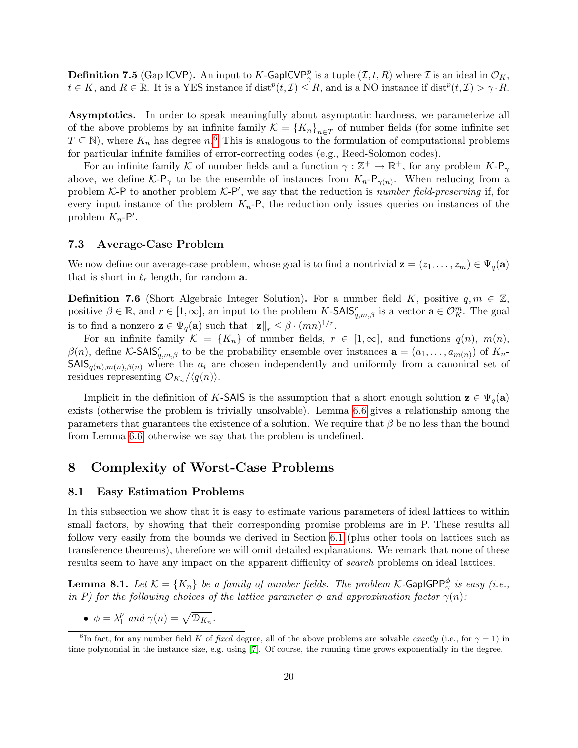**Definition 7.5** (Gap ICVP)**.** An input to $K$-$\mathsf{GapICVP}^p_\gamma$ is a tuple $(\mathcal{I}, t, R)$ where $\mathcal{I}$ is an ideal in $\mathcal{O}_K$, $t \in K$, and $R \in \mathbb{R}$. It is a YES instance if $\text{dist}^p(t, \mathcal{I}) \leq R$, and is a NO instance if $\text{dist}^p(t, \mathcal{I}) > \gamma \cdot R$.

**Asymptotics.** In order to speak meaningfully about asymptotic hardness, we parameterize all of the above problems by an infinite family $\mathcal{K} = \{K_n\}_{n \in T}$ of number fields (for some infinite set $T \subseteq \mathbb{N}$), where $K_n$ has degree $n$.[6] This is analogous to the formulation of computational problems for particular infinite families of error-correcting codes (e.g., Reed-Solomon codes).

For an infinite family $\mathcal{K}$ of number fields and a function $\gamma : \mathbb{Z}^+ \to \mathbb{R}^+$, for any problem $K$-$\mathsf{P}_\gamma$ above, we define $\mathcal{K}$-$\mathsf{P}_\gamma$ to be the ensemble of instances from $K_n$-$\mathsf{P}_{\gamma(n)}$. When reducing from a problem $\mathcal{K}$-$\mathsf{P}$ to another problem $\mathcal{K}$-$\mathsf{P}'$, we say that the reduction is *number field-preserving* if, for every input instance of the problem $K_n$-$\mathsf{P}$, the reduction only issues queries on instances of the problem $K_n$-$\mathsf{P}'$.

### 7.3 Average-Case Problem

We now define our average-case problem, whose goal is to find a nontrivial $\mathbf{z} = (z_1, \ldots, z_m) \in \Psi_q(\mathbf{a})$ that is short in $\ell_r$ length, for random $\mathbf{a}$.

**Definition 7.6** (Short Algebraic Integer Solution)**.** For a number field $K$, positive $q, m \in \mathbb{Z}$, positive $\beta \in \mathbb{R}$, and $r \in [1, \infty]$, an input to the problem $K$-$\mathsf{SAIS}^r_{q,m,\beta}$ is a vector $\mathbf{a} \in \mathcal{O}_K^m$. The goal is to find a nonzero $\mathbf{z} \in \Psi_q(\mathbf{a})$ such that $\|\mathbf{z}\|_r \leq \beta \cdot (mn)^{1/r}$.

For an infinite family $\mathcal{K} = \{K_n\}$ of number fields, $r \in [1, \infty]$, and functions $q(n)$, $m(n)$, $\beta(n)$, define $\mathcal{K}$-$\mathsf{SAIS}^r_{q,m,\beta}$ to be the probability ensemble over instances $\mathbf{a} = (a_1, \ldots, a_{m(n)})$ of $K_n$-$\mathsf{SAIS}_{q(n),m(n),\beta(n)}$ where the $a_i$ are chosen independently and uniformly from a canonical set of residues representing $\mathcal{O}_{K_n}/\langle q(n) \rangle$.

Implicit in the definition of $K$-$\mathsf{SAIS}$ is the assumption that a short enough solution $\mathbf{z} \in \Psi_q(\mathbf{a})$ exists (otherwise the problem is trivially unsolvable). Lemma 6.6 gives a relationship among the parameters that guarantees the existence of a solution. We require that $\beta$ be no less than the bound from Lemma 6.6, otherwise we say that the problem is undefined.

## 8 Complexity of Worst-Case Problems

### 8.1 Easy Estimation Problems

In this subsection we show that it is easy to estimate various parameters of ideal lattices to within small factors, by showing that their corresponding promise problems are in P. These results all follow very easily from the bounds we derived in Section 6.1 (plus other tools on lattices such as transference theorems), therefore we will omit detailed explanations. We remark that none of these results seem to have any impact on the apparent difficulty of *search* problems on ideal lattices.

**Lemma 8.1.** *Let $\mathcal{K} = \{K_n\}$ be a family of number fields. The problem $\mathcal{K}$-$\mathsf{GapIGPP}^\phi_\gamma$ is easy (i.e., in P) for the following choices of the lattice parameter $\phi$ and approximation factor $\gamma(n)$:*

- $\phi = \lambda_1^p$ *and* $\gamma(n) = \sqrt{\mathfrak{D}_{K_n}}$.

[6] In fact, for any number field $K$ of *fixed* degree, all of the above problems are solvable *exactly* (i.e., for $\gamma = 1$) in time polynomial in the instance size, e.g. using [7]. Of course, the running time grows exponentially in the degree.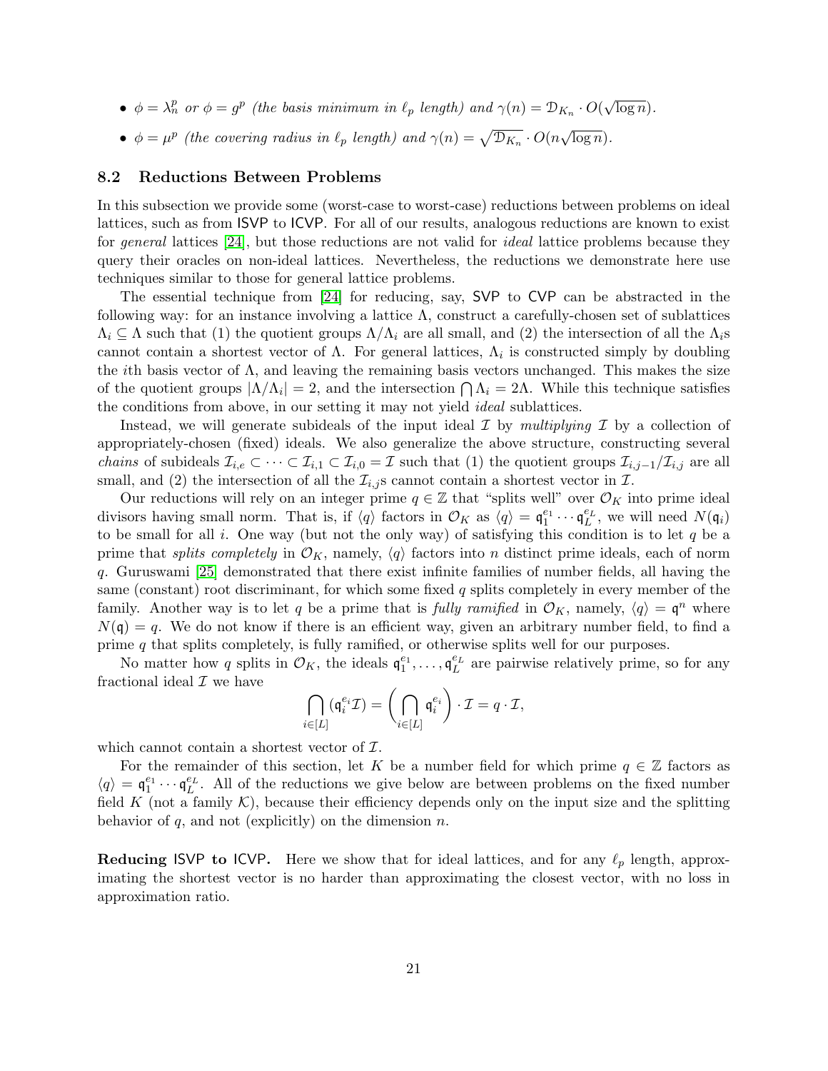- $\phi = \lambda_n^p$ *or* $\phi = g^p$ *(the basis minimum in* $\ell_p$ *length) and* $\gamma(n) = \mathfrak{D}_{K_n} \cdot O(\sqrt{\log n})$.
- $\phi = \mu^p$ *(the covering radius in* $\ell_p$ *length) and* $\gamma(n) = \sqrt{\mathfrak{D}_{K_n}} \cdot O(n\sqrt{\log n})$.

### 8.2 Reductions Between Problems

In this subsection we provide some (worst-case to worst-case) reductions between problems on ideal lattices, such as from ISVP to ICVP. For all of our results, analogous reductions are known to exist for *general* lattices [24], but those reductions are not valid for *ideal* lattice problems because they query their oracles on non-ideal lattices. Nevertheless, the reductions we demonstrate here use techniques similar to those for general lattice problems.

The essential technique from [24] for reducing, say, SVP to CVP can be abstracted in the following way: for an instance involving a lattice $\Lambda$, construct a carefully-chosen set of sublattices $\Lambda_i \subseteq \Lambda$ such that (1) the quotient groups $\Lambda/\Lambda_i$ are all small, and (2) the intersection of all the $\Lambda_i$s cannot contain a shortest vector of $\Lambda$. For general lattices, $\Lambda_i$ is constructed simply by doubling the $i$th basis vector of $\Lambda$, and leaving the remaining basis vectors unchanged. This makes the size of the quotient groups $|\Lambda/\Lambda_i| = 2$, and the intersection $\bigcap \Lambda_i = 2\Lambda$. While this technique satisfies the conditions from above, in our setting it may not yield *ideal* sublattices.

Instead, we will generate subideals of the input ideal $\mathcal{I}$ by *multiplying* $\mathcal{I}$ by a collection of appropriately-chosen (fixed) ideals. We also generalize the above structure, constructing several *chains* of subideals $\mathcal{I}_{i,e} \subset \cdots \subset \mathcal{I}_{i,1} \subset \mathcal{I}_{i,0} = \mathcal{I}$ such that (1) the quotient groups $\mathcal{I}_{i,j-1}/\mathcal{I}_{i,j}$ are all small, and (2) the intersection of all the $\mathcal{I}_{i,j}$s cannot contain a shortest vector in $\mathcal{I}$.

Our reductions will rely on an integer prime $q \in \mathbb{Z}$ that "splits well" over $\mathcal{O}_K$ into prime ideal divisors having small norm. That is, if $\langle q \rangle$ factors in $\mathcal{O}_K$ as $\langle q \rangle = \mathfrak{q}_1^{e_1} \cdots \mathfrak{q}_L^{e_L}$, we will need $N(\mathfrak{q}_i)$ to be small for all $i$. One way (but not the only way) of satisfying this condition is to let $q$ be a prime that *splits completely* in $\mathcal{O}_K$, namely, $\langle q \rangle$ factors into $n$ distinct prime ideals, each of norm $q$. Guruswami [25] demonstrated that there exist infinite families of number fields, all having the same (constant) root discriminant, for which some fixed $q$ splits completely in every member of the family. Another way is to let $q$ be a prime that is *fully ramified* in $\mathcal{O}_K$, namely, $\langle q \rangle = \mathfrak{q}^n$ where $N(\mathfrak{q}) = q$. We do not know if there is an efficient way, given an arbitrary number field, to find a prime $q$ that splits completely, is fully ramified, or otherwise splits well for our purposes.

No matter how $q$ splits in $\mathcal{O}_K$, the ideals $\mathfrak{q}_1^{e_1}, \ldots, \mathfrak{q}_L^{e_L}$ are pairwise relatively prime, so for any fractional ideal $\mathcal{I}$ we have

$$\bigcap_{i \in [L]} (\mathfrak{q}_i^{e_i} \mathcal{I}) = \left( \bigcap_{i \in [L]} \mathfrak{q}_i^{e_i} \right) \cdot \mathcal{I} = q \cdot \mathcal{I},$$

which cannot contain a shortest vector of $\mathcal{I}$.

For the remainder of this section, let $K$ be a number field for which prime $q \in \mathbb{Z}$ factors as $\langle q \rangle = \mathfrak{q}_1^{e_1} \cdots \mathfrak{q}_L^{e_L}$. All of the reductions we give below are between problems on the fixed number field $K$ (not a family $\mathcal{K}$), because their efficiency depends only on the input size and the splitting behavior of $q$, and not (explicitly) on the dimension $n$.

**Reducing ISVP to ICVP.** Here we show that for ideal lattices, and for any $\ell_p$ length, approximating the shortest vector is no harder than approximating the closest vector, with no loss in approximation ratio.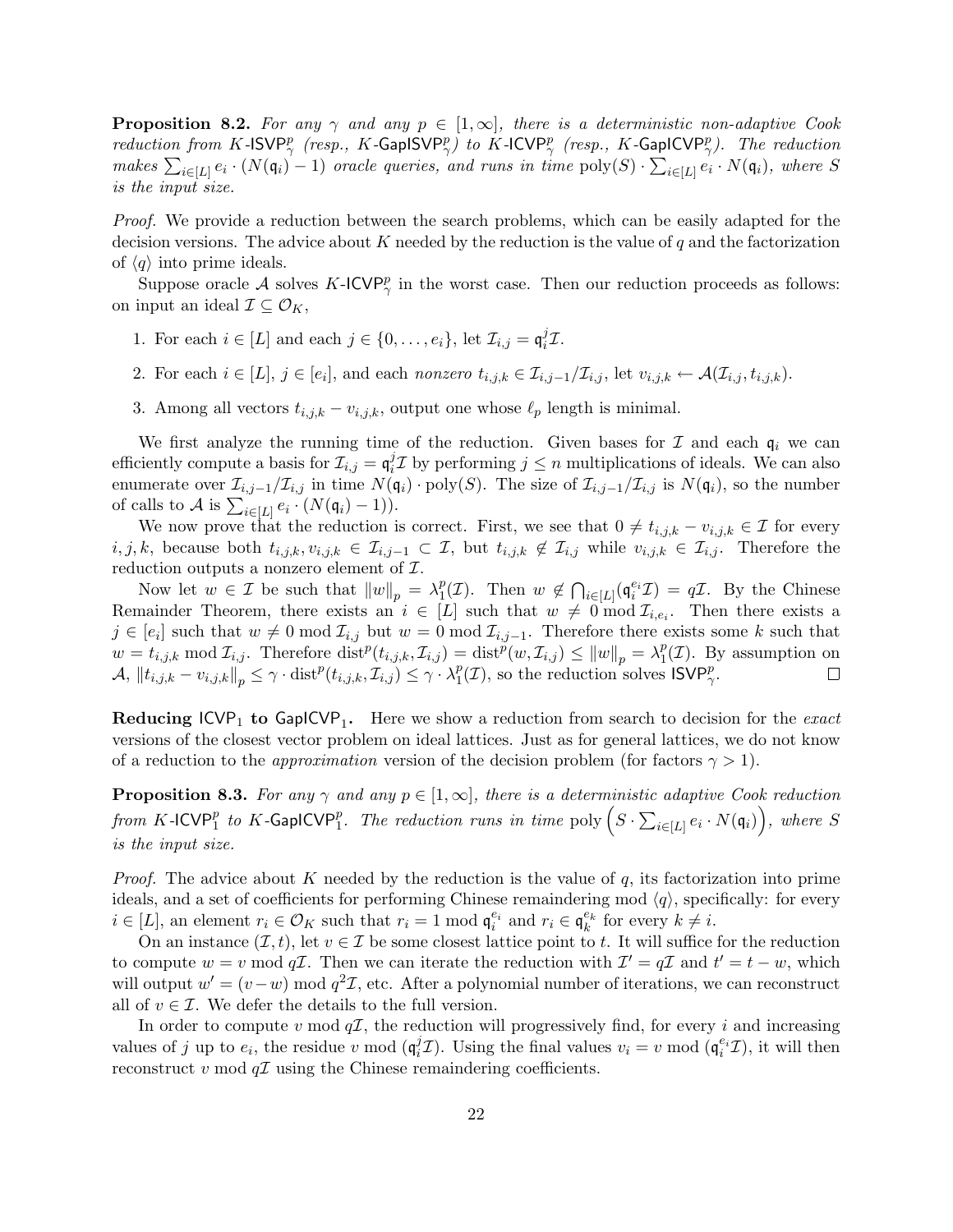**Proposition 8.2.** *For any $\gamma$ and any $p \in [1, \infty]$, there is a deterministic non-adaptive Cook reduction from $K$-$\mathsf{ISVP}^p_\gamma$ (resp., $K$-$\mathsf{GapISVP}^p_\gamma$) to $K$-$\mathsf{ICVP}^p_\gamma$ (resp., $K$-$\mathsf{GapICVP}^p_\gamma$). The reduction makes $\sum_{i\in[L]} e_i \cdot (N(\mathfrak{q}_i) - 1)$ oracle queries, and runs in time $\mathrm{poly}(S) \cdot \sum_{i\in[L]} e_i \cdot N(\mathfrak{q}_i)$, where $S$ is the input size.*

*Proof.* We provide a reduction between the search problems, which can be easily adapted for the decision versions. The advice about $K$ needed by the reduction is the value of $q$ and the factorization of $\langle q \rangle$ into prime ideals.

Suppose oracle $\mathcal{A}$ solves $K$-$\mathsf{ICVP}^p_\gamma$ in the worst case. Then our reduction proceeds as follows: on input an ideal $\mathcal{I} \subseteq \mathcal{O}_K$,

1. For each $i \in [L]$ and each $j \in \{0, \ldots, e_i\}$, let $\mathcal{I}_{i,j} = \mathfrak{q}_i^j \mathcal{I}$.
2. For each $i \in [L]$, $j \in [e_i]$, and each *nonzero* $t_{i,j,k} \in \mathcal{I}_{i,j-1}/\mathcal{I}_{i,j}$, let $v_{i,j,k} \leftarrow \mathcal{A}(\mathcal{I}_{i,j}, t_{i,j,k})$.
3. Among all vectors $t_{i,j,k} - v_{i,j,k}$, output one whose $\ell_p$ length is minimal.

We first analyze the running time of the reduction. Given bases for $\mathcal{I}$ and each $\mathfrak{q}_i$ we can efficiently compute a basis for $\mathcal{I}_{i,j} = \mathfrak{q}_i^j \mathcal{I}$ by performing $j \leq n$ multiplications of ideals. We can also enumerate over $\mathcal{I}_{i,j-1}/\mathcal{I}_{i,j}$ in time $N(\mathfrak{q}_i) \cdot \mathrm{poly}(S)$. The size of $\mathcal{I}_{i,j-1}/\mathcal{I}_{i,j}$ is $N(\mathfrak{q}_i)$, so the number of calls to $\mathcal{A}$ is $\sum_{i\in[L]} e_i \cdot (N(\mathfrak{q}_i) - 1))$.

We now prove that the reduction is correct. First, we see that $0 \neq t_{i,j,k} - v_{i,j,k} \in \mathcal{I}$ for every $i, j, k$, because both $t_{i,j,k}, v_{i,j,k} \in \mathcal{I}_{i,j-1} \subset \mathcal{I}$, but $t_{i,j,k} \notin \mathcal{I}_{i,j}$ while $v_{i,j,k} \in \mathcal{I}_{i,j}$. Therefore the reduction outputs a nonzero element of $\mathcal{I}$.

Now let $w \in \mathcal{I}$ be such that $\|w\|_p = \lambda_1^p(\mathcal{I})$. Then $w \notin \bigcap_{i\in[L]} (\mathfrak{q}_i^{e_i} \mathcal{I}) = q\mathcal{I}$. By the Chinese Remainder Theorem, there exists an $i \in [L]$ such that $w \neq 0 \bmod \mathcal{I}_{i,e_i}$. Then there exists a $j \in [e_i]$ such that $w \neq 0 \bmod \mathcal{I}_{i,j}$ but $w = 0 \bmod \mathcal{I}_{i,j-1}$. Therefore there exists some $k$ such that $w = t_{i,j,k} \bmod \mathcal{I}_{i,j}$. Therefore $\mathrm{dist}^p(t_{i,j,k}, \mathcal{I}_{i,j}) = \mathrm{dist}^p(w, \mathcal{I}_{i,j}) \leq \|w\|_p = \lambda_1^p(\mathcal{I})$. By assumption on $\mathcal{A}$, $\|t_{i,j,k} - v_{i,j,k}\|_p \leq \gamma \cdot \mathrm{dist}^p(t_{i,j,k}, \mathcal{I}_{i,j}) \leq \gamma \cdot \lambda_1^p(\mathcal{I})$, so the reduction solves $\mathsf{ISVP}^p_\gamma$. $\square$

**Reducing $\mathsf{ICVP}_1$ to $\mathsf{GapICVP}_1$.** Here we show a reduction from search to decision for the *exact* versions of the closest vector problem on ideal lattices. Just as for general lattices, we do not know of a reduction to the *approximation* version of the decision problem (for factors $\gamma > 1$).

**Proposition 8.3.** *For any $\gamma$ and any $p \in [1, \infty]$, there is a deterministic adaptive Cook reduction from $K$-$\mathsf{ICVP}^p_1$ to $K$-$\mathsf{GapICVP}^p_1$. The reduction runs in time $\mathrm{poly}\left(S \cdot \sum_{i\in[L]} e_i \cdot N(\mathfrak{q}_i)\right)$, where $S$ is the input size.*

*Proof.* The advice about $K$ needed by the reduction is the value of $q$, its factorization into prime ideals, and a set of coefficients for performing Chinese remaindering mod $\langle q \rangle$, specifically: for every $i \in [L]$, an element $r_i \in \mathcal{O}_K$ such that $r_i = 1 \bmod \mathfrak{q}_i^{e_i}$ and $r_i \in \mathfrak{q}_k^{e_k}$ for every $k \neq i$.

On an instance $(\mathcal{I}, t)$, let $v \in \mathcal{I}$ be some closest lattice point to $t$. It will suffice for the reduction to compute $w = v \bmod q\mathcal{I}$. Then we can iterate the reduction with $\mathcal{I}' = q\mathcal{I}$ and $t' = t - w$, which will output $w' = (v - w) \bmod q^2\mathcal{I}$, etc. After a polynomial number of iterations, we can reconstruct all of $v \in \mathcal{I}$. We defer the details to the full version.

In order to compute $v \bmod q\mathcal{I}$, the reduction will progressively find, for every $i$ and increasing values of $j$ up to $e_i$, the residue $v \bmod (\mathfrak{q}_i^j \mathcal{I})$. Using the final values $v_i = v \bmod (\mathfrak{q}_i^{e_i} \mathcal{I})$, it will then reconstruct $v \bmod q\mathcal{I}$ using the Chinese remaindering coefficients.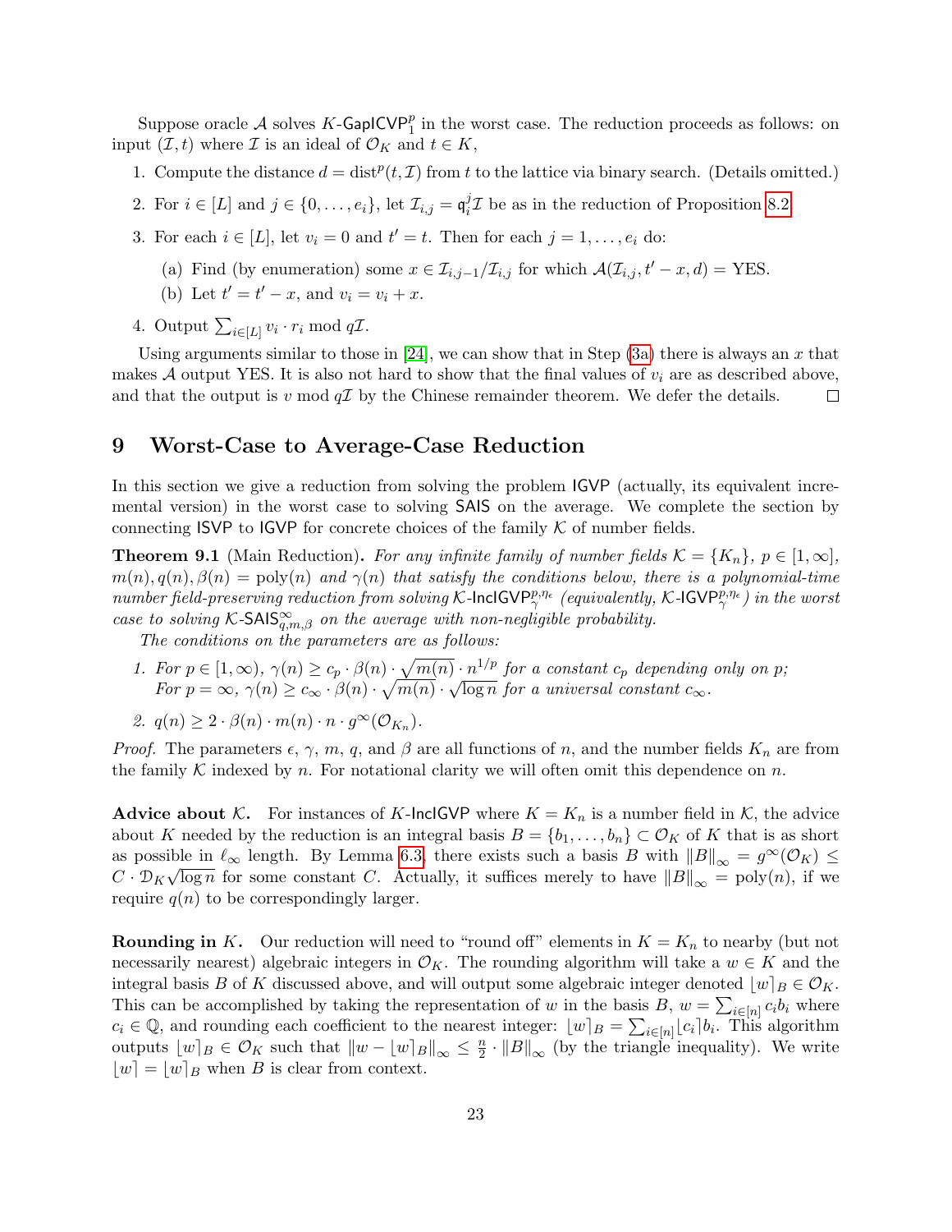Suppose oracle $\mathcal{A}$ solves $K$-$\mathsf{GapICVP}^p_1$ in the worst case. The reduction proceeds as follows: on input $(\mathcal{I}, t)$ where $\mathcal{I}$ is an ideal of $\mathcal{O}_K$ and $t \in K$,

1. Compute the distance $d = \text{dist}^p(t, \mathcal{I})$ from $t$ to the lattice via binary search. (Details omitted.)
2. For $i \in [L]$ and $j \in \{0, \ldots, e_i\}$, let $\mathcal{I}_{i,j} = \mathfrak{q}_i^j \mathcal{I}$ be as in the reduction of Proposition 8.2.
3. For each $i \in [L]$, let $v_i = 0$ and $t' = t$. Then for each $j = 1, \ldots, e_i$ do:
   (a) Find (by enumeration) some $x \in \mathcal{I}_{i,j-1}/\mathcal{I}_{i,j}$ for which $\mathcal{A}(\mathcal{I}_{i,j}, t' - x, d) = \text{YES}$.
   (b) Let $t' = t' - x$, and $v_i = v_i + x$.
4. Output $\sum_{i \in [L]} v_i \cdot r_i \bmod q\mathcal{I}$.

Using arguments similar to those in [24], we can show that in Step (3a) there is always an $x$ that makes $\mathcal{A}$ output YES. It is also not hard to show that the final values of $v_i$ are as described above, and that the output is $v \bmod q\mathcal{I}$ by the Chinese remainder theorem. We defer the details. ☐

# 9 Worst-Case to Average-Case Reduction

In this section we give a reduction from solving the problem $\mathsf{IGVP}$ (actually, its equivalent incremental version) in the worst case to solving $\mathsf{SAIS}$ on the average. We complete the section by connecting $\mathsf{ISVP}$ to $\mathsf{IGVP}$ for concrete choices of the family $\mathcal{K}$ of number fields.

**Theorem 9.1** (Main Reduction). *For any infinite family of number fields $\mathcal{K} = \{K_n\}$, $p \in [1, \infty]$, $m(n), q(n), \beta(n) = \text{poly}(n)$ and $\gamma(n)$ that satisfy the conditions below, there is a polynomial-time number field-preserving reduction from solving $\mathcal{K}$-$\mathsf{IncIGVP}^{p,\eta_\epsilon}_\gamma$ (equivalently, $\mathcal{K}$-$\mathsf{IGVP}^{p,\eta_\epsilon}_\gamma$) in the worst case to solving $\mathcal{K}$-$\mathsf{SAIS}^\infty_{q,m,\beta}$ on the average with non-negligible probability.*

*The conditions on the parameters are as follows:*

1. *For $p \in [1, \infty)$, $\gamma(n) \geq c_p \cdot \beta(n) \cdot \sqrt{m(n)} \cdot n^{1/p}$ for a constant $c_p$ depending only on $p$;*
   *For $p = \infty$, $\gamma(n) \geq c_\infty \cdot \beta(n) \cdot \sqrt{m(n)} \cdot \sqrt{\log n}$ for a universal constant $c_\infty$.*
2. *$q(n) \geq 2 \cdot \beta(n) \cdot m(n) \cdot n \cdot g^\infty(\mathcal{O}_{K_n})$.*

*Proof.* The parameters $\epsilon$, $\gamma$, $m$, $q$, and $\beta$ are all functions of $n$, and the number fields $K_n$ are from the family $\mathcal{K}$ indexed by $n$. For notational clarity we will often omit this dependence on $n$.

**Advice about $\mathcal{K}$.** For instances of $K$-$\mathsf{IncIGVP}$ where $K = K_n$ is a number field in $\mathcal{K}$, the advice about $K$ needed by the reduction is an integral basis $B = \{b_1, \ldots, b_n\} \subset \mathcal{O}_K$ of $K$ that is as short as possible in $\ell_\infty$ length. By Lemma 6.3, there exists such a basis $B$ with $\|B\|_\infty = g^\infty(\mathcal{O}_K) \leq C \cdot \mathfrak{D}_K \sqrt{\log n}$ for some constant $C$. Actually, it suffices merely to have $\|B\|_\infty = \text{poly}(n)$, if we require $q(n)$ to be correspondingly larger.

**Rounding in $K$.** Our reduction will need to "round off" elements in $K = K_n$ to nearby (but not necessarily nearest) algebraic integers in $\mathcal{O}_K$. The rounding algorithm will take a $w \in K$ and the integral basis $B$ of $K$ discussed above, and will output some algebraic integer denoted $\lfloor w \rceil_B \in \mathcal{O}_K$. This can be accomplished by taking the representation of $w$ in the basis $B$, $w = \sum_{i \in [n]} c_i b_i$ where $c_i \in \mathbb{Q}$, and rounding each coefficient to the nearest integer: $\lfloor w \rceil_B = \sum_{i \in [n]} \lfloor c_i \rceil b_i$. This algorithm outputs $\lfloor w \rceil_B \in \mathcal{O}_K$ such that $\|w - \lfloor w \rceil_B\|_\infty \leq \frac{n}{2} \cdot \|B\|_\infty$ (by the triangle inequality). We write $\lfloor w \rceil = \lfloor w \rceil_B$ when $B$ is clear from context.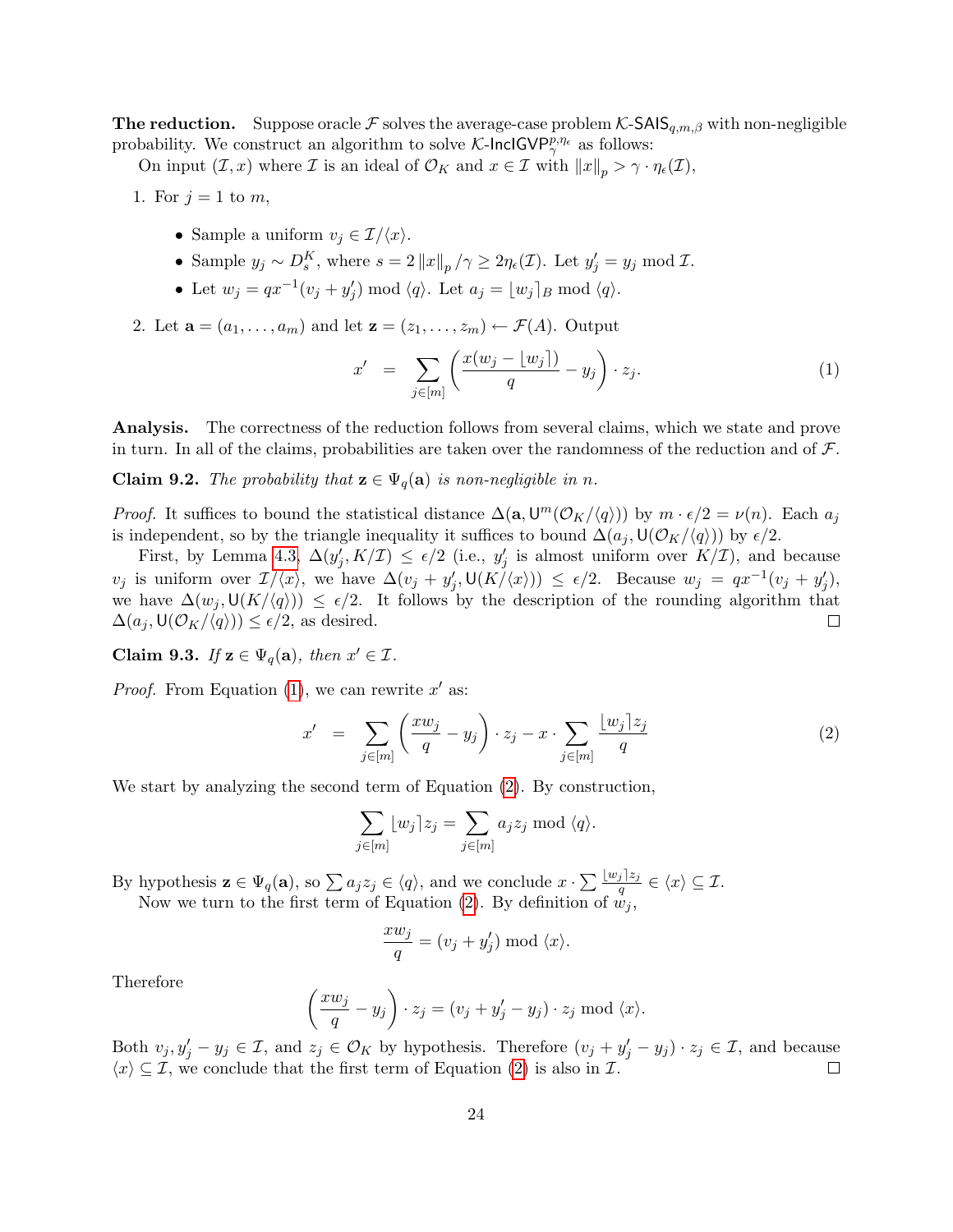**The reduction.** Suppose oracle $\mathcal{F}$ solves the average-case problem $\mathcal{K}\text{-}\mathsf{SAIS}_{q,m,\beta}$ with non-negligible probability. We construct an algorithm to solve $\mathcal{K}\text{-}\mathsf{IncIGVP}_{\gamma}^{p,\eta_\epsilon}$ as follows:

On input $(\mathcal{I}, x)$ where $\mathcal{I}$ is an ideal of $\mathcal{O}_K$ and $x \in \mathcal{I}$ with $\|x\|_p > \gamma \cdot \eta_\epsilon(\mathcal{I})$,

1. For $j = 1$ to $m$,
   - Sample a uniform $v_j \in \mathcal{I}/\langle x \rangle$.
   - Sample $y_j \sim D_s^K$, where $s = 2\|x\|_p/\gamma \geq 2\eta_\epsilon(\mathcal{I})$. Let $y'_j = y_j \bmod \mathcal{I}$.
   - Let $w_j = qx^{-1}(v_j + y'_j) \bmod \langle q \rangle$. Let $a_j = \lfloor w_j \rceil_B \bmod \langle q \rangle$.
2. Let $\mathbf{a} = (a_1, \ldots, a_m)$ and let $\mathbf{z} = (z_1, \ldots, z_m) \leftarrow \mathcal{F}(A)$. Output

$$x' = \sum_{j \in [m]} \left( \frac{x(w_j - \lfloor w_j \rceil)}{q} - y_j \right) \cdot z_j. \tag{1}$$

**Analysis.** The correctness of the reduction follows from several claims, which we state and prove in turn. In all of the claims, probabilities are taken over the randomness of the reduction and of $\mathcal{F}$.

**Claim 9.2.** *The probability that $\mathbf{z} \in \Psi_q(\mathbf{a})$ is non-negligible in $n$.*

*Proof.* It suffices to bound the statistical distance $\Delta(\mathbf{a}, \mathsf{U}^m(\mathcal{O}_K/\langle q \rangle))$ by $m \cdot \epsilon/2 = \nu(n)$. Each $a_j$ is independent, so by the triangle inequality it suffices to bound $\Delta(a_j, \mathsf{U}(\mathcal{O}_K/\langle q \rangle))$ by $\epsilon/2$.

First, by Lemma 4.3, $\Delta(y'_j, K/\mathcal{I}) \leq \epsilon/2$ (i.e., $y'_j$ is almost uniform over $K/\mathcal{I}$), and because $v_j$ is uniform over $\mathcal{I}/\langle x \rangle$, we have $\Delta(v_j + y'_j, \mathsf{U}(K/\langle x \rangle)) \leq \epsilon/2$. Because $w_j = qx^{-1}(v_j + y'_j)$, we have $\Delta(w_j, \mathsf{U}(K/\langle q \rangle)) \leq \epsilon/2$. It follows by the description of the rounding algorithm that $\Delta(a_j, \mathsf{U}(\mathcal{O}_K/\langle q \rangle)) \leq \epsilon/2$, as desired. $\square$

**Claim 9.3.** *If $\mathbf{z} \in \Psi_q(\mathbf{a})$, then $x' \in \mathcal{I}$.*

*Proof.* From Equation (1), we can rewrite $x'$ as:

$$x' = \sum_{j \in [m]} \left( \frac{xw_j}{q} - y_j \right) \cdot z_j - x \cdot \sum_{j \in [m]} \frac{\lfloor w_j \rceil z_j}{q} \tag{2}$$

We start by analyzing the second term of Equation (2). By construction,

$$\sum_{j \in [m]} \lfloor w_j \rceil z_j = \sum_{j \in [m]} a_j z_j \bmod \langle q \rangle.$$

By hypothesis $\mathbf{z} \in \Psi_q(\mathbf{a})$, so $\sum a_j z_j \in \langle q \rangle$, and we conclude $x \cdot \sum \frac{\lfloor w_j \rceil z_j}{q} \in \langle x \rangle \subseteq \mathcal{I}$.

Now we turn to the first term of Equation (2). By definition of $w_j$,

$$\frac{xw_j}{q} = (v_j + y'_j) \bmod \langle x \rangle.$$

Therefore

$$\left( \frac{xw_j}{q} - y_j \right) \cdot z_j = (v_j + y'_j - y_j) \cdot z_j \bmod \langle x \rangle.$$

Both $v_j, y'_j - y_j \in \mathcal{I}$, and $z_j \in \mathcal{O}_K$ by hypothesis. Therefore $(v_j + y'_j - y_j) \cdot z_j \in \mathcal{I}$, and because $\langle x \rangle \subseteq \mathcal{I}$, we conclude that the first term of Equation (2) is also in $\mathcal{I}$. $\square$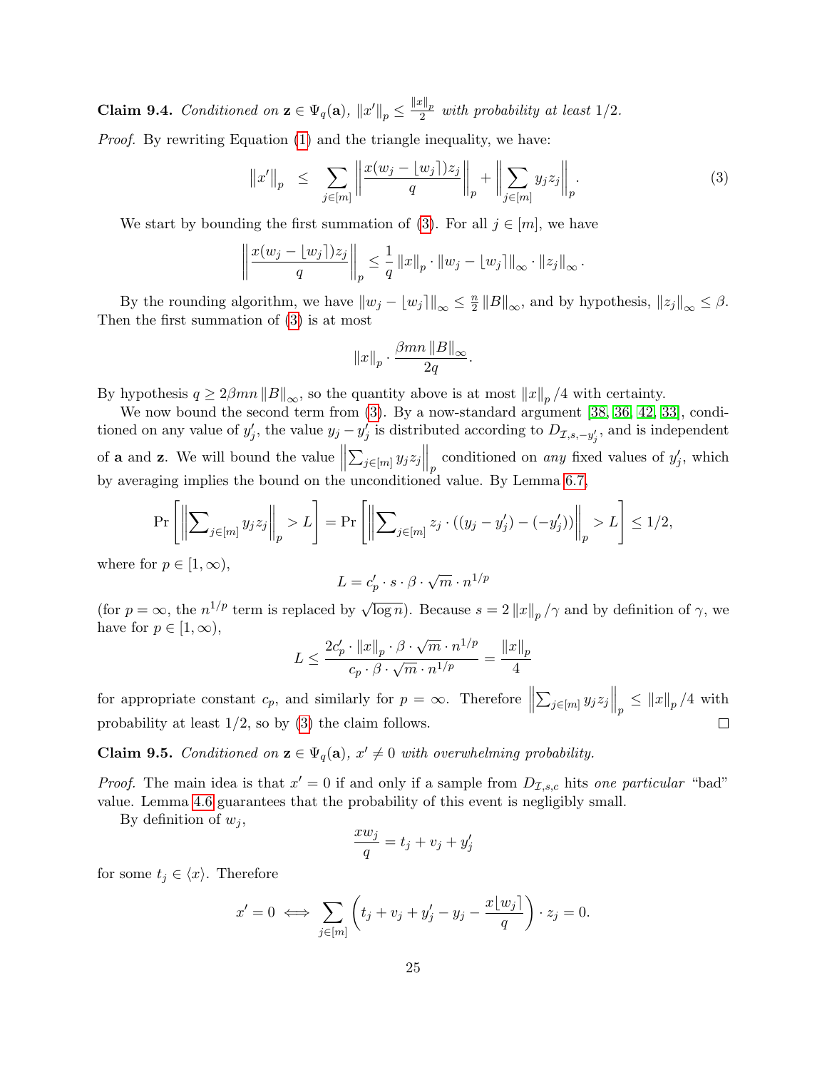**Claim 9.4.** *Conditioned on* $\mathbf{z} \in \Psi_q(\mathbf{a})$*,* $\|x'\|_p \leq \frac{\|x\|_p}{2}$ *with probability at least* $1/2$*.*

*Proof.* By rewriting Equation (1) and the triangle inequality, we have:

$$\|x'\|_p \;\; \leq \;\; \sum_{j\in[m]} \left\| \frac{x(w_j - \lfloor w_j \rceil) z_j}{q} \right\|_p + \left\| \sum_{j\in[m]} y_j z_j \right\|_p . \tag{3}$$

We start by bounding the first summation of (3). For all $j \in [m]$, we have

$$\left\| \frac{x(w_j - \lfloor w_j \rceil) z_j}{q} \right\|_p \leq \frac{1}{q} \|x\|_p \cdot \|w_j - \lfloor w_j \rceil\|_\infty \cdot \|z_j\|_\infty .$$

By the rounding algorithm, we have $\|w_j - \lfloor w_j \rceil\|_\infty \leq \frac{n}{2} \|B\|_\infty$, and by hypothesis, $\|z_j\|_\infty \leq \beta$. Then the first summation of (3) is at most

$$\|x\|_p \cdot \frac{\beta m n \|B\|_\infty}{2q}.$$

By hypothesis $q \geq 2\beta m n \|B\|_\infty$, so the quantity above is at most $\|x\|_p/4$ with certainty.

We now bound the second term from (3). By a now-standard argument [38, 36, 42, 33], conditioned on any value of $y'_j$, the value $y_j - y'_j$ is distributed according to $D_{\mathcal{I},s,-y'_j}$, and is independent of $\mathbf{a}$ and $\mathbf{z}$. We will bound the value $\left\|\sum_{j\in[m]} y_j z_j\right\|_p$ conditioned on *any* fixed values of $y'_j$, which by averaging implies the bound on the unconditioned value. By Lemma 6.7,

$$\Pr\left[\left\|\sum\nolimits_{j\in[m]} y_j z_j\right\|_p > L\right] = \Pr\left[\left\|\sum\nolimits_{j\in[m]} z_j \cdot ((y_j - y'_j) - (-y'_j))\right\|_p > L\right] \leq 1/2,$$

where for $p \in [1, \infty)$,

$$L = c'_p \cdot s \cdot \beta \cdot \sqrt{m} \cdot n^{1/p}$$

(for $p = \infty$, the $n^{1/p}$ term is replaced by $\sqrt{\log n}$). Because $s = 2\|x\|_p/\gamma$ and by definition of $\gamma$, we have for $p \in [1, \infty)$,

$$L \leq \frac{2c'_p \cdot \|x\|_p \cdot \beta \cdot \sqrt{m} \cdot n^{1/p}}{c_p \cdot \beta \cdot \sqrt{m} \cdot n^{1/p}} = \frac{\|x\|_p}{4}$$

for appropriate constant $c_p$, and similarly for $p = \infty$. Therefore $\left\|\sum_{j\in[m]} y_j z_j\right\|_p \leq \|x\|_p/4$ with probability at least $1/2$, so by (3) the claim follows. $\square$

**Claim 9.5.** *Conditioned on* $\mathbf{z} \in \Psi_q(\mathbf{a})$*,* $x' \neq 0$ *with overwhelming probability.*

*Proof.* The main idea is that $x' = 0$ if and only if a sample from $D_{\mathcal{I},s,c}$ hits *one particular* "bad" value. Lemma 4.6 guarantees that the probability of this event is negligibly small.

By definition of $w_j$,

$$\frac{x w_j}{q} = t_j + v_j + y'_j$$

for some $t_j \in \langle x \rangle$. Therefore

$$x' = 0 \iff \sum_{j\in[m]} \left( t_j + v_j + y'_j - y_j - \frac{x\lfloor w_j \rceil}{q} \right) \cdot z_j = 0.$$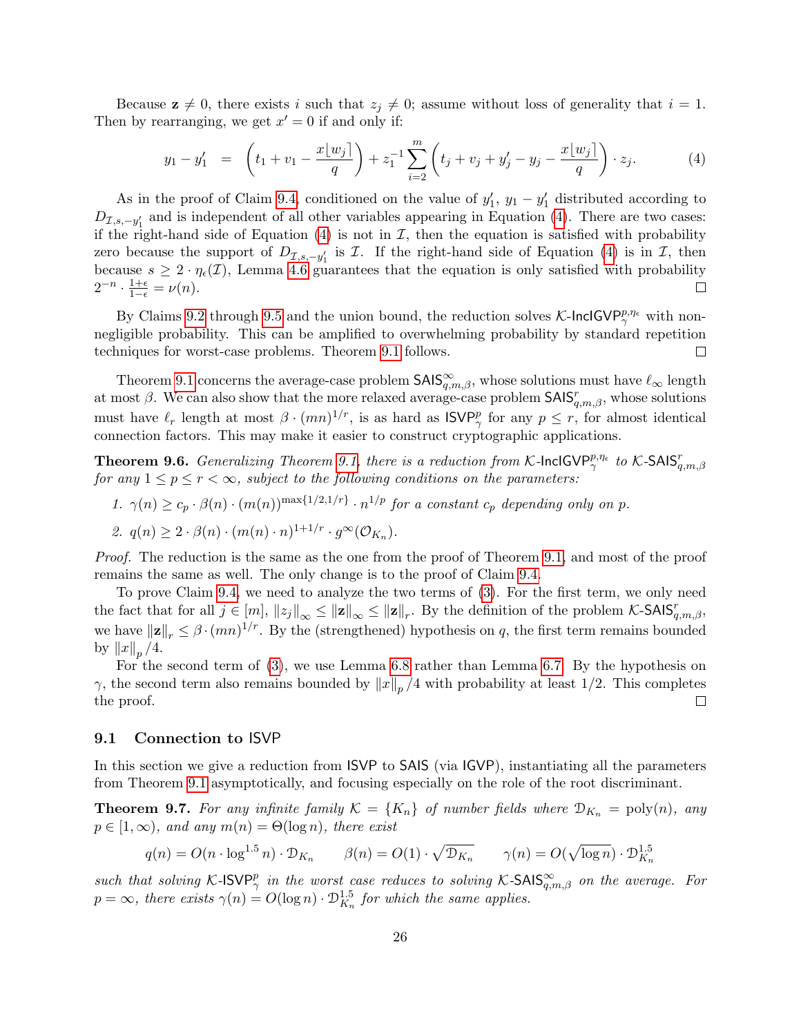Because $\mathbf{z} \neq 0$, there exists $i$ such that $z_j \neq 0$; assume without loss of generality that $i = 1$. Then by rearranging, we get $x' = 0$ if and only if:

$$y_1 - y_1' \;=\; \left(t_1 + v_1 - \frac{x\lfloor w_j \rceil}{q}\right) + z_1^{-1} \sum_{i=2}^{m} \left(t_j + v_j + y_j' - y_j - \frac{x\lfloor w_j \rceil}{q}\right) \cdot z_j. \tag{4}$$

As in the proof of Claim 9.4, conditioned on the value of $y_1'$, $y_1 - y_1'$ distributed according to $D_{\mathcal{I},s,-y_1'}$ and is independent of all other variables appearing in Equation (4). There are two cases: if the right-hand side of Equation (4) is not in $\mathcal{I}$, then the equation is satisfied with probability zero because the support of $D_{\mathcal{I},s,-y_1'}$ is $\mathcal{I}$. If the right-hand side of Equation (4) is in $\mathcal{I}$, then because $s \geq 2 \cdot \eta_\epsilon(\mathcal{I})$, Lemma 4.6 guarantees that the equation is only satisfied with probability $2^{-n} \cdot \frac{1+\epsilon}{1-\epsilon} = \nu(n)$. □

By Claims 9.2 through 9.5 and the union bound, the reduction solves $\mathcal{K}$-$\mathsf{IncIGVP}_\gamma^{p,\eta_\epsilon}$ with non-negligible probability. This can be amplified to overwhelming probability by standard repetition techniques for worst-case problems. Theorem 9.1 follows. □

Theorem 9.1 concerns the average-case problem $\mathsf{SAIS}_{q,m,\beta}^\infty$, whose solutions must have $\ell_\infty$ length at most $\beta$. We can also show that the more relaxed average-case problem $\mathsf{SAIS}_{q,m,\beta}^r$, whose solutions must have $\ell_r$ length at most $\beta \cdot (mn)^{1/r}$, is as hard as $\mathsf{ISVP}_\gamma^p$ for any $p \leq r$, for almost identical connection factors. This may make it easier to construct cryptographic applications.

**Theorem 9.6.** *Generalizing Theorem 9.1, there is a reduction from $\mathcal{K}$-$\mathsf{IncIGVP}_\gamma^{p,\eta_\epsilon}$ to $\mathcal{K}$-$\mathsf{SAIS}_{q,m,\beta}^r$ for any $1 \leq p \leq r < \infty$, subject to the following conditions on the parameters:*

1. *$\gamma(n) \geq c_p \cdot \beta(n) \cdot (m(n))^{\max\{1/2,1/r\}} \cdot n^{1/p}$ for a constant $c_p$ depending only on $p$.*
2. *$q(n) \geq 2 \cdot \beta(n) \cdot (m(n) \cdot n)^{1+1/r} \cdot g^\infty(\mathcal{O}_{K_n})$.*

*Proof.* The reduction is the same as the one from the proof of Theorem 9.1, and most of the proof remains the same as well. The only change is to the proof of Claim 9.4.

To prove Claim 9.4, we need to analyze the two terms of (3). For the first term, we only need the fact that for all $j \in [m]$, $\|z_j\|_\infty \leq \|\mathbf{z}\|_\infty \leq \|\mathbf{z}\|_r$. By the definition of the problem $\mathcal{K}$-$\mathsf{SAIS}_{q,m,\beta}^r$, we have $\|\mathbf{z}\|_r \leq \beta \cdot (mn)^{1/r}$. By the (strengthened) hypothesis on $q$, the first term remains bounded by $\|x\|_p / 4$.

For the second term of (3), we use Lemma 6.8 rather than Lemma 6.7. By the hypothesis on $\gamma$, the second term also remains bounded by $\|x\|_p / 4$ with probability at least $1/2$. This completes the proof. □

### 9.1 Connection to ISVP

In this section we give a reduction from ISVP to SAIS (via IGVP), instantiating all the parameters from Theorem 9.1 asymptotically, and focusing especially on the role of the root discriminant.

**Theorem 9.7.** *For any infinite family $\mathcal{K} = \{K_n\}$ of number fields where $\mathfrak{D}_{K_n} = \mathrm{poly}(n)$, any $p \in [1, \infty)$, and any $m(n) = \Theta(\log n)$, there exist*

$$q(n) = O(n \cdot \log^{1.5} n) \cdot \mathfrak{D}_{K_n} \qquad \beta(n) = O(1) \cdot \sqrt{\mathfrak{D}_{K_n}} \qquad \gamma(n) = O(\sqrt{\log n}) \cdot \mathfrak{D}_{K_n}^{1.5}$$

*such that solving $\mathcal{K}$-$\mathsf{ISVP}_\gamma^p$ in the worst case reduces to solving $\mathcal{K}$-$\mathsf{SAIS}_{q,m,\beta}^\infty$ on the average. For $p = \infty$, there exists $\gamma(n) = O(\log n) \cdot \mathfrak{D}_{K_n}^{1.5}$ for which the same applies.*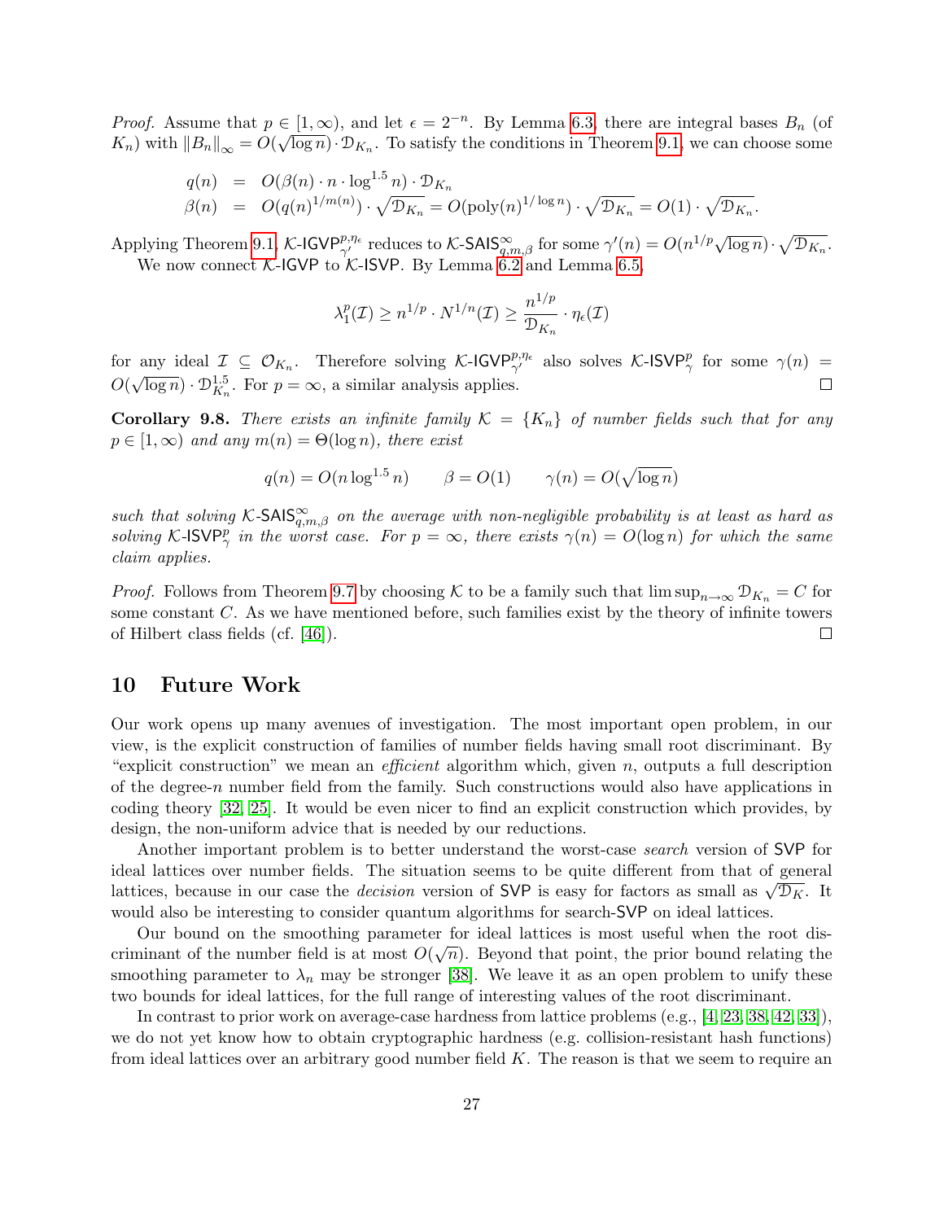*Proof.* Assume that $p \in [1, \infty)$, and let $\epsilon = 2^{-n}$. By Lemma 6.3, there are integral bases $B_n$ (of $K_n$) with $\|B_n\|_\infty = O(\sqrt{\log n}) \cdot \mathcal{D}_{K_n}$. To satisfy the conditions in Theorem 9.1, we can choose some

$$
\begin{aligned}
q(n) &= O(\beta(n) \cdot n \cdot \log^{1.5} n) \cdot \mathcal{D}_{K_n} \\
\beta(n) &= O(q(n)^{1/m(n)}) \cdot \sqrt{\mathcal{D}_{K_n}} = O(\text{poly}(n)^{1/\log n}) \cdot \sqrt{\mathcal{D}_{K_n}} = O(1) \cdot \sqrt{\mathcal{D}_{K_n}}.
\end{aligned}
$$

Applying Theorem 9.1, $\mathcal{K}$-$\mathsf{IGVP}^{p,\eta_\epsilon}_{\gamma'}$ reduces to $\mathcal{K}$-$\mathsf{SAIS}^{\infty}_{q,m,\beta}$ for some $\gamma'(n) = O(n^{1/p}\sqrt{\log n}) \cdot \sqrt{\mathcal{D}_{K_n}}$.

We now connect $\mathcal{K}$-$\mathsf{IGVP}$ to $\mathcal{K}$-$\mathsf{ISVP}$. By Lemma 6.2 and Lemma 6.5,

$$
\lambda_1^p(\mathcal{I}) \geq n^{1/p} \cdot N^{1/n}(\mathcal{I}) \geq \frac{n^{1/p}}{\mathcal{D}_{K_n}} \cdot \eta_\epsilon(\mathcal{I})
$$

for any ideal $\mathcal{I} \subseteq \mathcal{O}_{K_n}$. Therefore solving $\mathcal{K}$-$\mathsf{IGVP}^{p,\eta_\epsilon}_{\gamma'}$ also solves $\mathcal{K}$-$\mathsf{ISVP}^p_\gamma$ for some $\gamma(n) = O(\sqrt{\log n}) \cdot \mathcal{D}^{1.5}_{K_n}$. For $p = \infty$, a similar analysis applies. ◻

**Corollary 9.8.** *There exists an infinite family $\mathcal{K} = \{K_n\}$ of number fields such that for any $p \in [1, \infty)$ and any $m(n) = \Theta(\log n)$, there exist*

$$
q(n) = O(n \log^{1.5} n) \qquad \beta = O(1) \qquad \gamma(n) = O(\sqrt{\log n})
$$

*such that solving $\mathcal{K}$-$\mathsf{SAIS}^{\infty}_{q,m,\beta}$ on the average with non-negligible probability is at least as hard as solving $\mathcal{K}$-$\mathsf{ISVP}^p_\gamma$ in the worst case. For $p = \infty$, there exists $\gamma(n) = O(\log n)$ for which the same claim applies.*

*Proof.* Follows from Theorem 9.7 by choosing $\mathcal{K}$ to be a family such that $\limsup_{n\to\infty} \mathcal{D}_{K_n} = C$ for some constant $C$. As we have mentioned before, such families exist by the theory of infinite towers of Hilbert class fields (cf. [46]). ◻

## 10 Future Work

Our work opens up many avenues of investigation. The most important open problem, in our view, is the explicit construction of families of number fields having small root discriminant. By "explicit construction" we mean an *efficient* algorithm which, given $n$, outputs a full description of the degree-$n$ number field from the family. Such constructions would also have applications in coding theory [32, 25]. It would be even nicer to find an explicit construction which provides, by design, the non-uniform advice that is needed by our reductions.

Another important problem is to better understand the worst-case *search* version of $\mathsf{SVP}$ for ideal lattices over number fields. The situation seems to be quite different from that of general lattices, because in our case the *decision* version of $\mathsf{SVP}$ is easy for factors as small as $\sqrt{\mathcal{D}_K}$. It would also be interesting to consider quantum algorithms for search-$\mathsf{SVP}$ on ideal lattices.

Our bound on the smoothing parameter for ideal lattices is most useful when the root discriminant of the number field is at most $O(\sqrt{n})$. Beyond that point, the prior bound relating the smoothing parameter to $\lambda_n$ may be stronger [38]. We leave it as an open problem to unify these two bounds for ideal lattices, for the full range of interesting values of the root discriminant.

In contrast to prior work on average-case hardness from lattice problems (e.g., [4, 23, 38, 42, 33]), we do not yet know how to obtain cryptographic hardness (e.g. collision-resistant hash functions) from ideal lattices over an arbitrary good number field $K$. The reason is that we seem to require an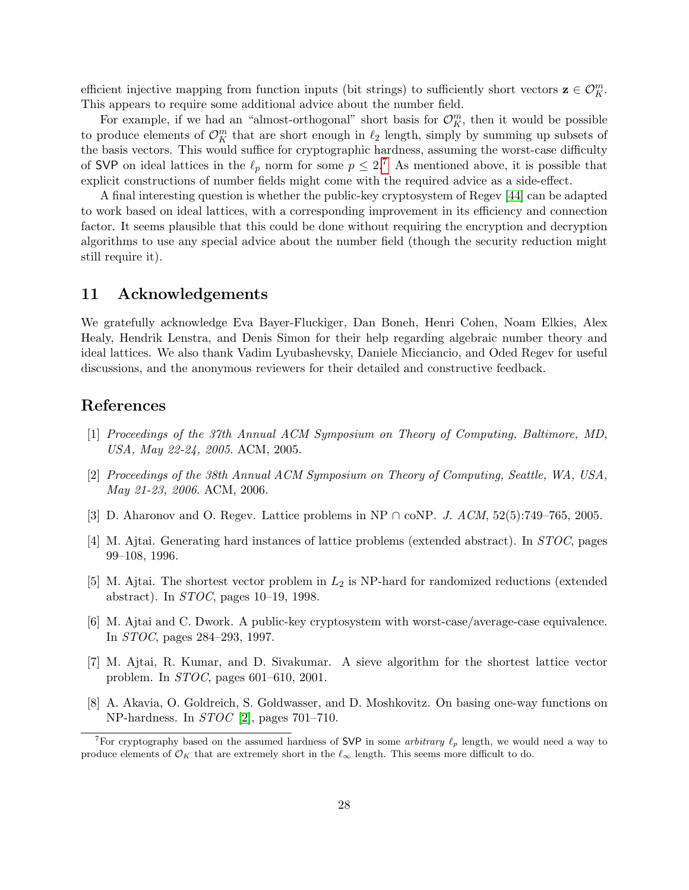efficient injective mapping from function inputs (bit strings) to sufficiently short vectors $\mathbf{z} \in \mathcal{O}_K^m$. This appears to require some additional advice about the number field.

For example, if we had an "almost-orthogonal" short basis for $\mathcal{O}_K^m$, then it would be possible to produce elements of $\mathcal{O}_K^m$ that are short enough in $\ell_2$ length, simply by summing up subsets of the basis vectors. This would suffice for cryptographic hardness, assuming the worst-case difficulty of SVP on ideal lattices in the $\ell_p$ norm for some $p \leq 2$.[7] As mentioned above, it is possible that explicit constructions of number fields might come with the required advice as a side-effect.

A final interesting question is whether the public-key cryptosystem of Regev [44] can be adapted to work based on ideal lattices, with a corresponding improvement in its efficiency and connection factor. It seems plausible that this could be done without requiring the encryption and decryption algorithms to use any special advice about the number field (though the security reduction might still require it).

## 11 Acknowledgements

We gratefully acknowledge Eva Bayer-Fluckiger, Dan Boneh, Henri Cohen, Noam Elkies, Alex Healy, Hendrik Lenstra, and Denis Simon for their help regarding algebraic number theory and ideal lattices. We also thank Vadim Lyubashevsky, Daniele Micciancio, and Oded Regev for useful discussions, and the anonymous reviewers for their detailed and constructive feedback.

## References

[1] *Proceedings of the 37th Annual ACM Symposium on Theory of Computing, Baltimore, MD, USA, May 22-24, 2005*. ACM, 2005.

[2] *Proceedings of the 38th Annual ACM Symposium on Theory of Computing, Seattle, WA, USA, May 21-23, 2006*. ACM, 2006.

[3] D. Aharonov and O. Regev. Lattice problems in NP $\cap$ coNP. *J. ACM*, 52(5):749–765, 2005.

[4] M. Ajtai. Generating hard instances of lattice problems (extended abstract). In *STOC*, pages 99–108, 1996.

[5] M. Ajtai. The shortest vector problem in $L_2$ is NP-hard for randomized reductions (extended abstract). In *STOC*, pages 10–19, 1998.

[6] M. Ajtai and C. Dwork. A public-key cryptosystem with worst-case/average-case equivalence. In *STOC*, pages 284–293, 1997.

[7] M. Ajtai, R. Kumar, and D. Sivakumar. A sieve algorithm for the shortest lattice vector problem. In *STOC*, pages 601–610, 2001.

[8] A. Akavia, O. Goldreich, S. Goldwasser, and D. Moshkovitz. On basing one-way functions on NP-hardness. In *STOC* [2], pages 701–710.

[7] For cryptography based on the assumed hardness of SVP in some *arbitrary* $\ell_p$ length, we would need a way to produce elements of $\mathcal{O}_K$ that are extremely short in the $\ell_\infty$ length. This seems more difficult to do.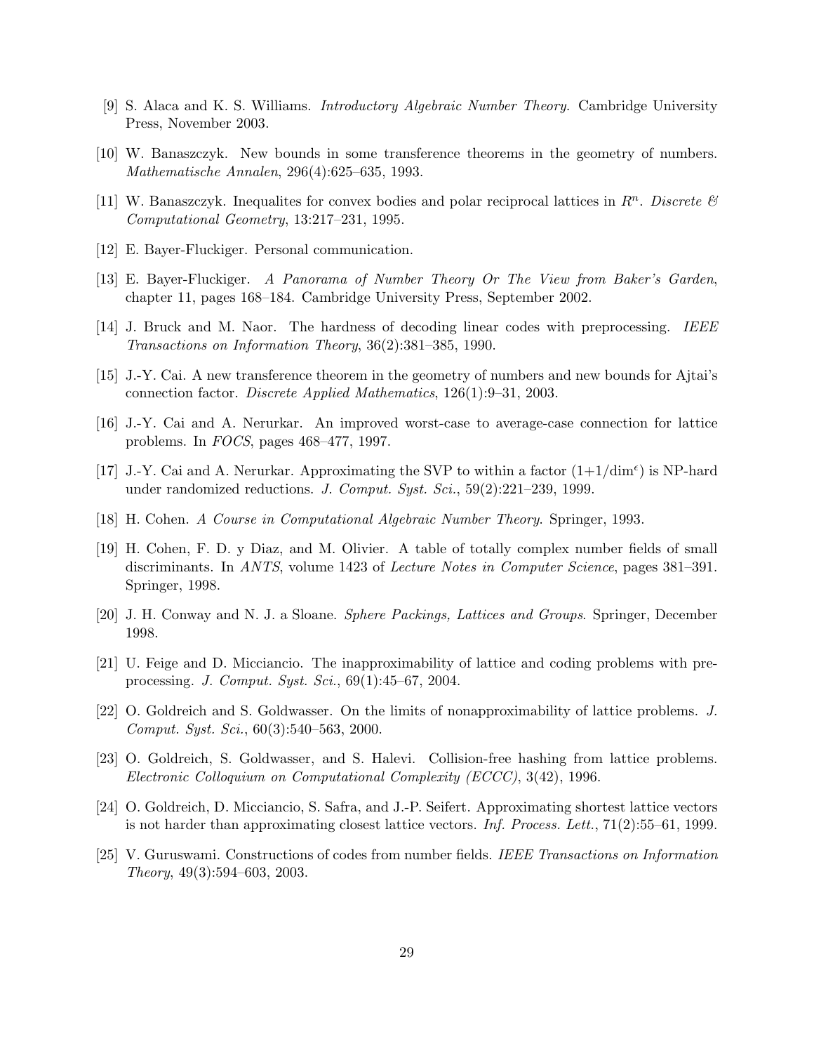[9] S. Alaca and K. S. Williams. *Introductory Algebraic Number Theory*. Cambridge University Press, November 2003.

[10] W. Banaszczyk. New bounds in some transference theorems in the geometry of numbers. *Mathematische Annalen*, 296(4):625–635, 1993.

[11] W. Banaszczyk. Inequalites for convex bodies and polar reciprocal lattices in $R^n$. *Discrete & Computational Geometry*, 13:217–231, 1995.

[12] E. Bayer-Fluckiger. Personal communication.

[13] E. Bayer-Fluckiger. *A Panorama of Number Theory Or The View from Baker's Garden*, chapter 11, pages 168–184. Cambridge University Press, September 2002.

[14] J. Bruck and M. Naor. The hardness of decoding linear codes with preprocessing. *IEEE Transactions on Information Theory*, 36(2):381–385, 1990.

[15] J.-Y. Cai. A new transference theorem in the geometry of numbers and new bounds for Ajtai's connection factor. *Discrete Applied Mathematics*, 126(1):9–31, 2003.

[16] J.-Y. Cai and A. Nerurkar. An improved worst-case to average-case connection for lattice problems. In *FOCS*, pages 468–477, 1997.

[17] J.-Y. Cai and A. Nerurkar. Approximating the SVP to within a factor $(1+1/\dim^\epsilon)$ is NP-hard under randomized reductions. *J. Comput. Syst. Sci.*, 59(2):221–239, 1999.

[18] H. Cohen. *A Course in Computational Algebraic Number Theory*. Springer, 1993.

[19] H. Cohen, F. D. y Diaz, and M. Olivier. A table of totally complex number fields of small discriminants. In *ANTS*, volume 1423 of *Lecture Notes in Computer Science*, pages 381–391. Springer, 1998.

[20] J. H. Conway and N. J. a Sloane. *Sphere Packings, Lattices and Groups*. Springer, December 1998.

[21] U. Feige and D. Micciancio. The inapproximability of lattice and coding problems with preprocessing. *J. Comput. Syst. Sci.*, 69(1):45–67, 2004.

[22] O. Goldreich and S. Goldwasser. On the limits of nonapproximability of lattice problems. *J. Comput. Syst. Sci.*, 60(3):540–563, 2000.

[23] O. Goldreich, S. Goldwasser, and S. Halevi. Collision-free hashing from lattice problems. *Electronic Colloquium on Computational Complexity (ECCC)*, 3(42), 1996.

[24] O. Goldreich, D. Micciancio, S. Safra, and J.-P. Seifert. Approximating shortest lattice vectors is not harder than approximating closest lattice vectors. *Inf. Process. Lett.*, 71(2):55–61, 1999.

[25] V. Guruswami. Constructions of codes from number fields. *IEEE Transactions on Information Theory*, 49(3):594–603, 2003.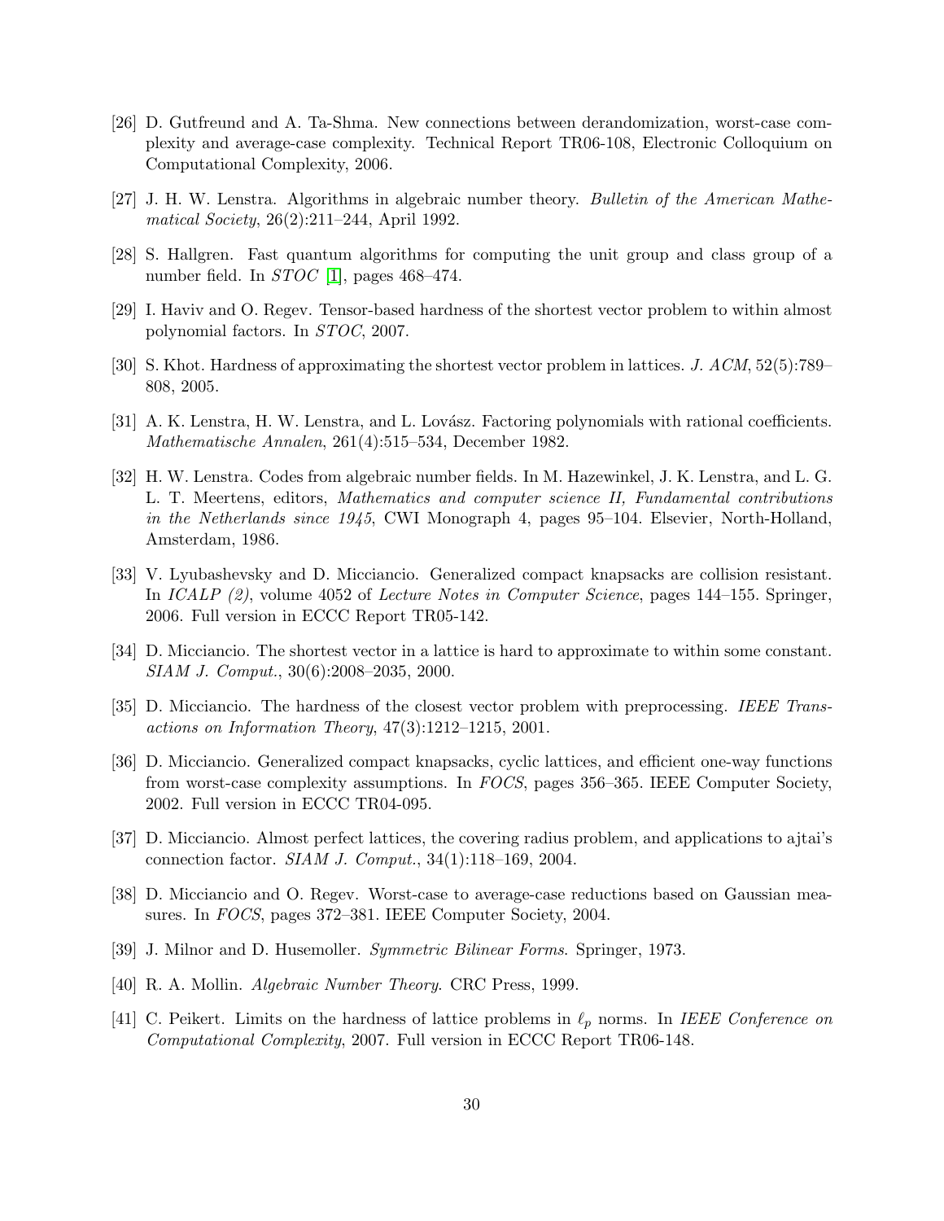[26] D. Gutfreund and A. Ta-Shma. New connections between derandomization, worst-case complexity and average-case complexity. Technical Report TR06-108, Electronic Colloquium on Computational Complexity, 2006.

[27] J. H. W. Lenstra. Algorithms in algebraic number theory. *Bulletin of the American Mathematical Society*, 26(2):211–244, April 1992.

[28] S. Hallgren. Fast quantum algorithms for computing the unit group and class group of a number field. In *STOC* [1], pages 468–474.

[29] I. Haviv and O. Regev. Tensor-based hardness of the shortest vector problem to within almost polynomial factors. In *STOC*, 2007.

[30] S. Khot. Hardness of approximating the shortest vector problem in lattices. *J. ACM*, 52(5):789–808, 2005.

[31] A. K. Lenstra, H. W. Lenstra, and L. Lovász. Factoring polynomials with rational coefficients. *Mathematische Annalen*, 261(4):515–534, December 1982.

[32] H. W. Lenstra. Codes from algebraic number fields. In M. Hazewinkel, J. K. Lenstra, and L. G. L. T. Meertens, editors, *Mathematics and computer science II, Fundamental contributions in the Netherlands since 1945*, CWI Monograph 4, pages 95–104. Elsevier, North-Holland, Amsterdam, 1986.

[33] V. Lyubashevsky and D. Micciancio. Generalized compact knapsacks are collision resistant. In *ICALP (2)*, volume 4052 of *Lecture Notes in Computer Science*, pages 144–155. Springer, 2006. Full version in ECCC Report TR05-142.

[34] D. Micciancio. The shortest vector in a lattice is hard to approximate to within some constant. *SIAM J. Comput.*, 30(6):2008–2035, 2000.

[35] D. Micciancio. The hardness of the closest vector problem with preprocessing. *IEEE Transactions on Information Theory*, 47(3):1212–1215, 2001.

[36] D. Micciancio. Generalized compact knapsacks, cyclic lattices, and efficient one-way functions from worst-case complexity assumptions. In *FOCS*, pages 356–365. IEEE Computer Society, 2002. Full version in ECCC TR04-095.

[37] D. Micciancio. Almost perfect lattices, the covering radius problem, and applications to ajtai's connection factor. *SIAM J. Comput.*, 34(1):118–169, 2004.

[38] D. Micciancio and O. Regev. Worst-case to average-case reductions based on Gaussian measures. In *FOCS*, pages 372–381. IEEE Computer Society, 2004.

[39] J. Milnor and D. Husemoller. *Symmetric Bilinear Forms.* Springer, 1973.

[40] R. A. Mollin. *Algebraic Number Theory.* CRC Press, 1999.

[41] C. Peikert. Limits on the hardness of lattice problems in $\ell_p$ norms. In *IEEE Conference on Computational Complexity*, 2007. Full version in ECCC Report TR06-148.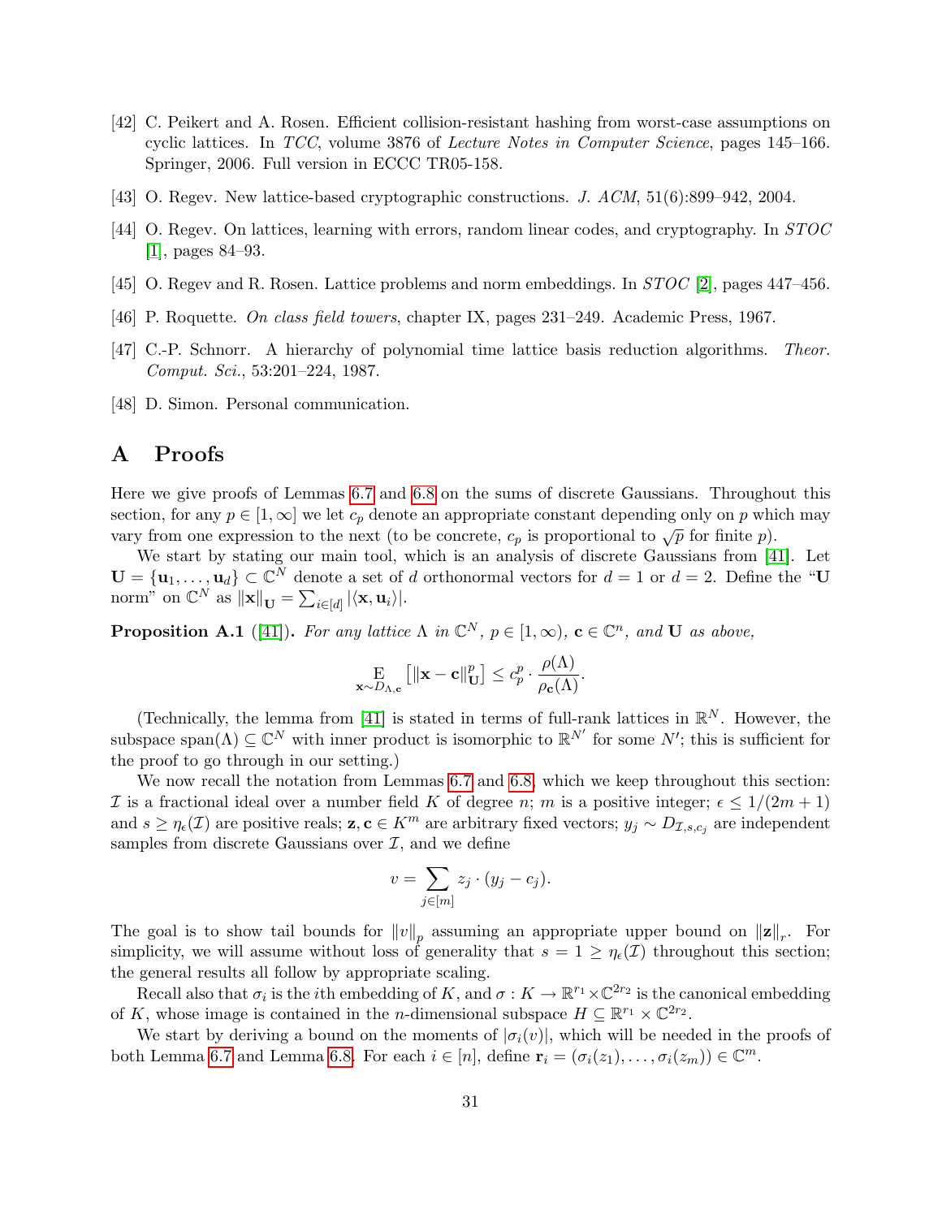[42] C. Peikert and A. Rosen. Efficient collision-resistant hashing from worst-case assumptions on cyclic lattices. In *TCC*, volume 3876 of *Lecture Notes in Computer Science*, pages 145–166. Springer, 2006. Full version in ECCC TR05-158.

[43] O. Regev. New lattice-based cryptographic constructions. *J. ACM*, 51(6):899–942, 2004.

[44] O. Regev. On lattices, learning with errors, random linear codes, and cryptography. In *STOC* [1], pages 84–93.

[45] O. Regev and R. Rosen. Lattice problems and norm embeddings. In *STOC* [2], pages 447–456.

[46] P. Roquette. *On class field towers*, chapter IX, pages 231–249. Academic Press, 1967.

[47] C.-P. Schnorr. A hierarchy of polynomial time lattice basis reduction algorithms. *Theor. Comput. Sci.*, 53:201–224, 1987.

[48] D. Simon. Personal communication.

# A Proofs

Here we give proofs of Lemmas 6.7 and 6.8 on the sums of discrete Gaussians. Throughout this section, for any $p \in [1, \infty]$ we let $c_p$ denote an appropriate constant depending only on $p$ which may vary from one expression to the next (to be concrete, $c_p$ is proportional to $\sqrt{p}$ for finite $p$).

We start by stating our main tool, which is an analysis of discrete Gaussians from [41]. Let $\mathbf{U} = \{\mathbf{u}_1, \ldots, \mathbf{u}_d\} \subset \mathbb{C}^N$ denote a set of $d$ orthonormal vectors for $d = 1$ or $d = 2$. Define the "$\mathbf{U}$ norm" on $\mathbb{C}^N$ as $\|\mathbf{x}\|_{\mathbf{U}} = \sum_{i \in [d]} |\langle \mathbf{x}, \mathbf{u}_i \rangle|$.

**Proposition A.1** ([41])**.** *For any lattice $\Lambda$ in $\mathbb{C}^N$, $p \in [1, \infty)$, $\mathbf{c} \in \mathbb{C}^n$, and $\mathbf{U}$ as above,*

$$\mathop{\mathrm{E}}_{\mathbf{x} \sim D_{\Lambda,\mathbf{c}}} \left[ \|\mathbf{x} - \mathbf{c}\|_{\mathbf{U}}^p \right] \leq c_p^p \cdot \frac{\rho(\Lambda)}{\rho_{\mathbf{c}}(\Lambda)}.$$

(Technically, the lemma from [41] is stated in terms of full-rank lattices in $\mathbb{R}^N$. However, the subspace $\mathrm{span}(\Lambda) \subseteq \mathbb{C}^N$ with inner product is isomorphic to $\mathbb{R}^{N'}$ for some $N'$; this is sufficient for the proof to go through in our setting.)

We now recall the notation from Lemmas 6.7 and 6.8, which we keep throughout this section: $\mathcal{I}$ is a fractional ideal over a number field $K$ of degree $n$; $m$ is a positive integer; $\epsilon \leq 1/(2m+1)$ and $s \geq \eta_\epsilon(\mathcal{I})$ are positive reals; $\mathbf{z}, \mathbf{c} \in K^m$ are arbitrary fixed vectors; $y_j \sim D_{\mathcal{I},s,c_j}$ are independent samples from discrete Gaussians over $\mathcal{I}$, and we define

$$v = \sum_{j \in [m]} z_j \cdot (y_j - c_j).$$

The goal is to show tail bounds for $\|v\|_p$ assuming an appropriate upper bound on $\|\mathbf{z}\|_r$. For simplicity, we will assume without loss of generality that $s = 1 \geq \eta_\epsilon(\mathcal{I})$ throughout this section; the general results all follow by appropriate scaling.

Recall also that $\sigma_i$ is the $i$th embedding of $K$, and $\sigma : K \to \mathbb{R}^{r_1} \times \mathbb{C}^{2r_2}$ is the canonical embedding of $K$, whose image is contained in the $n$-dimensional subspace $H \subseteq \mathbb{R}^{r_1} \times \mathbb{C}^{2r_2}$.

We start by deriving a bound on the moments of $|\sigma_i(v)|$, which will be needed in the proofs of both Lemma 6.7 and Lemma 6.8. For each $i \in [n]$, define $\mathbf{r}_i = (\sigma_i(z_1), \ldots, \sigma_i(z_m)) \in \mathbb{C}^m$.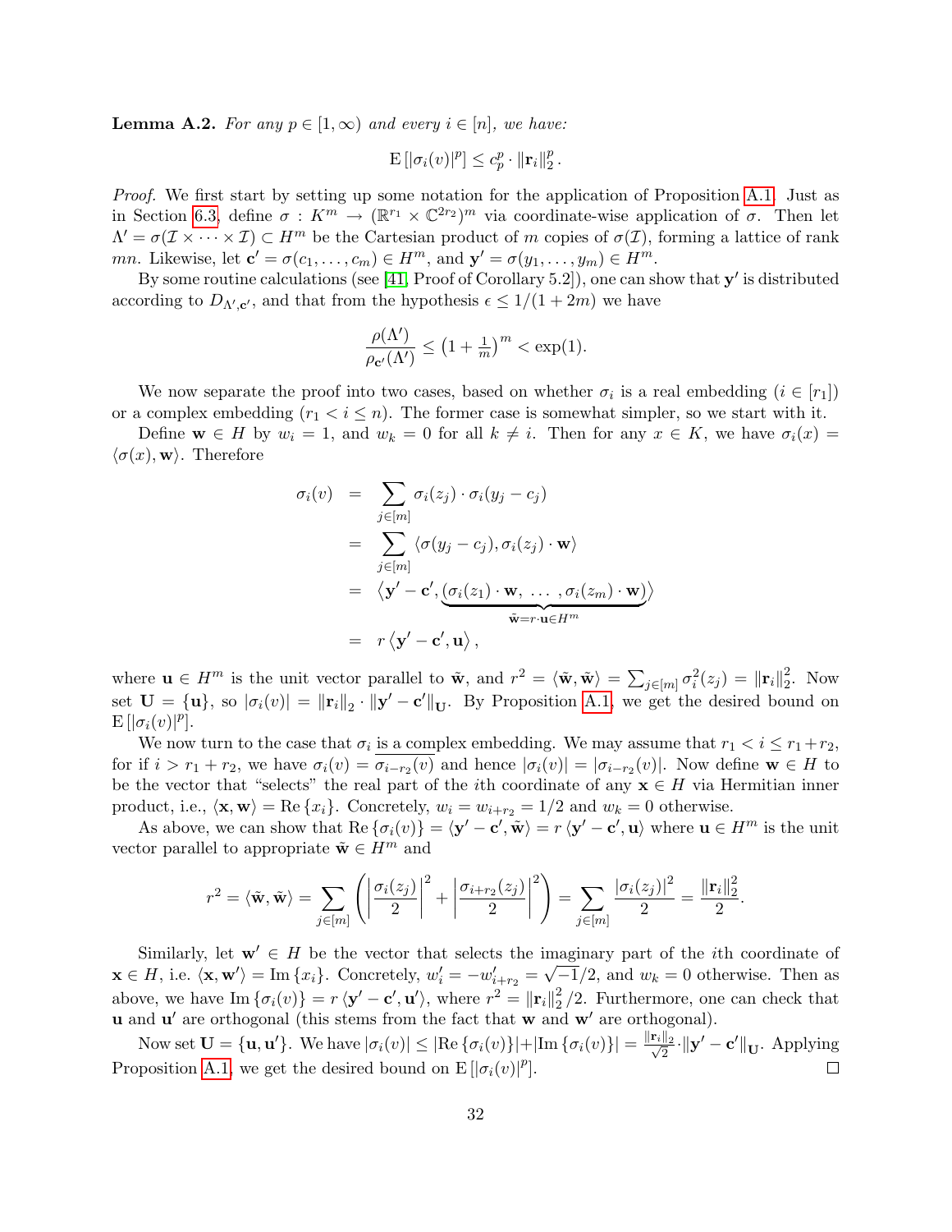**Lemma A.2.** *For any $p \in [1, \infty)$ and every $i \in [n]$, we have:*

$$\mathrm{E}\left[|\sigma_i(v)|^p\right] \le c_p^p \cdot \|\mathbf{r}_i\|_2^p .$$

*Proof.* We first start by setting up some notation for the application of Proposition A.1. Just as in Section 6.3, define $\sigma : K^m \to (\mathbb{R}^{r_1} \times \mathbb{C}^{2r_2})^m$ via coordinate-wise application of $\sigma$. Then let $\Lambda' = \sigma(\mathcal{I} \times \cdots \times \mathcal{I}) \subset H^m$ be the Cartesian product of $m$ copies of $\sigma(\mathcal{I})$, forming a lattice of rank $mn$. Likewise, let $\mathbf{c}' = \sigma(c_1, \ldots, c_m) \in H^m$, and $\mathbf{y}' = \sigma(y_1, \ldots, y_m) \in H^m$.

By some routine calculations (see [41, Proof of Corollary 5.2]), one can show that $\mathbf{y}'$ is distributed according to $D_{\Lambda', \mathbf{c}'}$, and that from the hypothesis $\epsilon \le 1/(1 + 2m)$ we have

$$\frac{\rho(\Lambda')}{\rho_{\mathbf{c}'}(\Lambda')} \le \left(1 + \tfrac{1}{m}\right)^m < \exp(1).$$

We now separate the proof into two cases, based on whether $\sigma_i$ is a real embedding ($i \in [r_1]$) or a complex embedding ($r_1 < i \le n$). The former case is somewhat simpler, so we start with it.

Define $\mathbf{w} \in H$ by $w_i = 1$, and $w_k = 0$ for all $k \ne i$. Then for any $x \in K$, we have $\sigma_i(x) = \langle \sigma(x), \mathbf{w} \rangle$. Therefore

$$\begin{aligned}
\sigma_i(v) &= \sum_{j \in [m]} \sigma_i(z_j) \cdot \sigma_i(y_j - c_j) \\
&= \sum_{j \in [m]} \langle \sigma(y_j - c_j), \sigma_i(z_j) \cdot \mathbf{w} \rangle \\
&= \Big\langle \mathbf{y}' - \mathbf{c}', \underbrace{(\sigma_i(z_1) \cdot \mathbf{w}, \ \ldots \ , \sigma_i(z_m) \cdot \mathbf{w})}_{\tilde{\mathbf{w}} = r \cdot \mathbf{u} \in H^m} \Big\rangle \\
&= r \left\langle \mathbf{y}' - \mathbf{c}', \mathbf{u} \right\rangle,
\end{aligned}$$

where $\mathbf{u} \in H^m$ is the unit vector parallel to $\tilde{\mathbf{w}}$, and $r^2 = \langle \tilde{\mathbf{w}}, \tilde{\mathbf{w}} \rangle = \sum_{j \in [m]} \sigma_i^2(z_j) = \|\mathbf{r}_i\|_2^2$. Now set $\mathbf{U} = \{\mathbf{u}\}$, so $|\sigma_i(v)| = \|\mathbf{r}_i\|_2 \cdot \|\mathbf{y}' - \mathbf{c}'\|_{\mathbf{U}}$. By Proposition A.1, we get the desired bound on $\mathrm{E}\left[|\sigma_i(v)|^p\right]$.

We now turn to the case that $\sigma_i$ is a complex embedding. We may assume that $r_1 < i \le r_1 + r_2$, for if $i > r_1 + r_2$, we have $\sigma_i(v) = \overline{\sigma_{i - r_2}(v)}$ and hence $|\sigma_i(v)| = |\sigma_{i-r_2}(v)|$. Now define $\mathbf{w} \in H$ to be the vector that "selects" the real part of the $i$th coordinate of any $\mathbf{x} \in H$ via Hermitian inner product, i.e., $\langle \mathbf{x}, \mathbf{w} \rangle = \mathrm{Re}\{x_i\}$. Concretely, $w_i = w_{i+r_2} = 1/2$ and $w_k = 0$ otherwise.

As above, we can show that $\mathrm{Re}\{\sigma_i(v)\} = \langle \mathbf{y}' - \mathbf{c}', \tilde{\mathbf{w}} \rangle = r \langle \mathbf{y}' - \mathbf{c}', \mathbf{u} \rangle$ where $\mathbf{u} \in H^m$ is the unit vector parallel to appropriate $\tilde{\mathbf{w}} \in H^m$ and

$$r^2 = \langle \tilde{\mathbf{w}}, \tilde{\mathbf{w}} \rangle = \sum_{j \in [m]} \left( \left| \frac{\sigma_i(z_j)}{2} \right|^2 + \left| \frac{\sigma_{i+r_2}(z_j)}{2} \right|^2 \right) = \sum_{j \in [m]} \frac{|\sigma_i(z_j)|^2}{2} = \frac{\|\mathbf{r}_i\|_2^2}{2}.$$

Similarly, let $\mathbf{w}' \in H$ be the vector that selects the imaginary part of the $i$th coordinate of $\mathbf{x} \in H$, i.e. $\langle \mathbf{x}, \mathbf{w}' \rangle = \mathrm{Im}\{x_i\}$. Concretely, $w'_i = -w'_{i+r_2} = \sqrt{-1}/2$, and $w_k = 0$ otherwise. Then as above, we have $\mathrm{Im}\{\sigma_i(v)\} = r \langle \mathbf{y}' - \mathbf{c}', \mathbf{u}' \rangle$, where $r^2 = \|\mathbf{r}_i\|_2^2 / 2$. Furthermore, one can check that $\mathbf{u}$ and $\mathbf{u}'$ are orthogonal (this stems from the fact that $\mathbf{w}$ and $\mathbf{w}'$ are orthogonal).

Now set $\mathbf{U} = \{\mathbf{u}, \mathbf{u}'\}$. We have $|\sigma_i(v)| \le |\mathrm{Re}\{\sigma_i(v)\}| + |\mathrm{Im}\{\sigma_i(v)\}| = \frac{\|\mathbf{r}_i\|_2}{\sqrt{2}} \cdot \|\mathbf{y}' - \mathbf{c}'\|_{\mathbf{U}}$. Applying Proposition A.1, we get the desired bound on $\mathrm{E}\left[|\sigma_i(v)|^p\right]$. ☐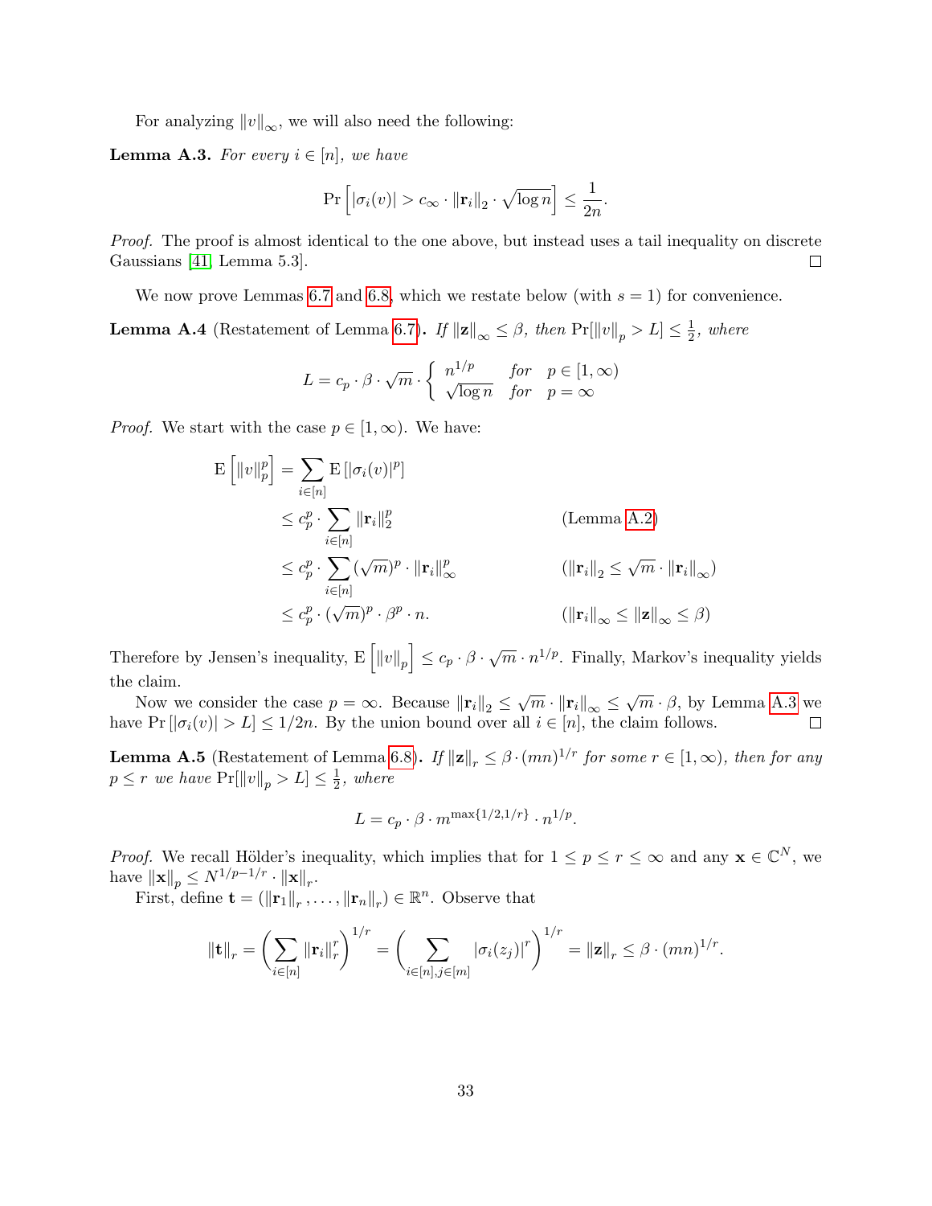For analyzing $\|v\|_\infty$, we will also need the following:

**Lemma A.3.** *For every $i \in [n]$, we have*

$$\Pr\left[|\sigma_i(v)| > c_\infty \cdot \|\mathbf{r}_i\|_2 \cdot \sqrt{\log n}\right] \leq \frac{1}{2n}.$$

*Proof.* The proof is almost identical to the one above, but instead uses a tail inequality on discrete Gaussians [41, Lemma 5.3]. □

We now prove Lemmas 6.7 and 6.8, which we restate below (with $s = 1$) for convenience.

**Lemma A.4** (Restatement of Lemma 6.7)**.** *If $\|\mathbf{z}\|_\infty \leq \beta$, then $\Pr[\|v\|_p > L] \leq \frac{1}{2}$, where*

$$L = c_p \cdot \beta \cdot \sqrt{m} \cdot \begin{cases} n^{1/p} & \text{for} \quad p \in [1, \infty) \\ \sqrt{\log n} & \text{for} \quad p = \infty \end{cases}$$

*Proof.* We start with the case $p \in [1, \infty)$. We have:

$$\begin{aligned}
\mathrm{E}\left[\|v\|_p^p\right] &= \sum_{i \in [n]} \mathrm{E}\left[|\sigma_i(v)|^p\right] \\
&\leq c_p^p \cdot \sum_{i \in [n]} \|\mathbf{r}_i\|_2^p && \text{(Lemma A.2)} \\
&\leq c_p^p \cdot \sum_{i \in [n]} (\sqrt{m})^p \cdot \|\mathbf{r}_i\|_\infty^p && (\|\mathbf{r}_i\|_2 \leq \sqrt{m} \cdot \|\mathbf{r}_i\|_\infty) \\
&\leq c_p^p \cdot (\sqrt{m})^p \cdot \beta^p \cdot n. && (\|\mathbf{r}_i\|_\infty \leq \|\mathbf{z}\|_\infty \leq \beta)
\end{aligned}$$

Therefore by Jensen's inequality, $\mathrm{E}\left[\|v\|_p\right] \leq c_p \cdot \beta \cdot \sqrt{m} \cdot n^{1/p}$. Finally, Markov's inequality yields the claim.

Now we consider the case $p = \infty$. Because $\|\mathbf{r}_i\|_2 \leq \sqrt{m} \cdot \|\mathbf{r}_i\|_\infty \leq \sqrt{m} \cdot \beta$, by Lemma A.3 we have $\Pr\left[|\sigma_i(v)| > L\right] \leq 1/2n$. By the union bound over all $i \in [n]$, the claim follows. □

**Lemma A.5** (Restatement of Lemma 6.8)**.** *If $\|\mathbf{z}\|_r \leq \beta \cdot (mn)^{1/r}$ for some $r \in [1, \infty)$, then for any $p \leq r$ we have $\Pr[\|v\|_p > L] \leq \frac{1}{2}$, where*

$$L = c_p \cdot \beta \cdot m^{\max\{1/2, 1/r\}} \cdot n^{1/p}.$$

*Proof.* We recall Hölder's inequality, which implies that for $1 \leq p \leq r \leq \infty$ and any $\mathbf{x} \in \mathbb{C}^N$, we have $\|\mathbf{x}\|_p \leq N^{1/p - 1/r} \cdot \|\mathbf{x}\|_r$.

First, define $\mathbf{t} = (\|\mathbf{r}_1\|_r, \ldots, \|\mathbf{r}_n\|_r) \in \mathbb{R}^n$. Observe that

$$\|\mathbf{t}\|_r = \left(\sum_{i \in [n]} \|\mathbf{r}_i\|_r^r\right)^{1/r} = \left(\sum_{i \in [n], j \in [m]} |\sigma_i(z_j)|^r\right)^{1/r} = \|\mathbf{z}\|_r \leq \beta \cdot (mn)^{1/r}.$$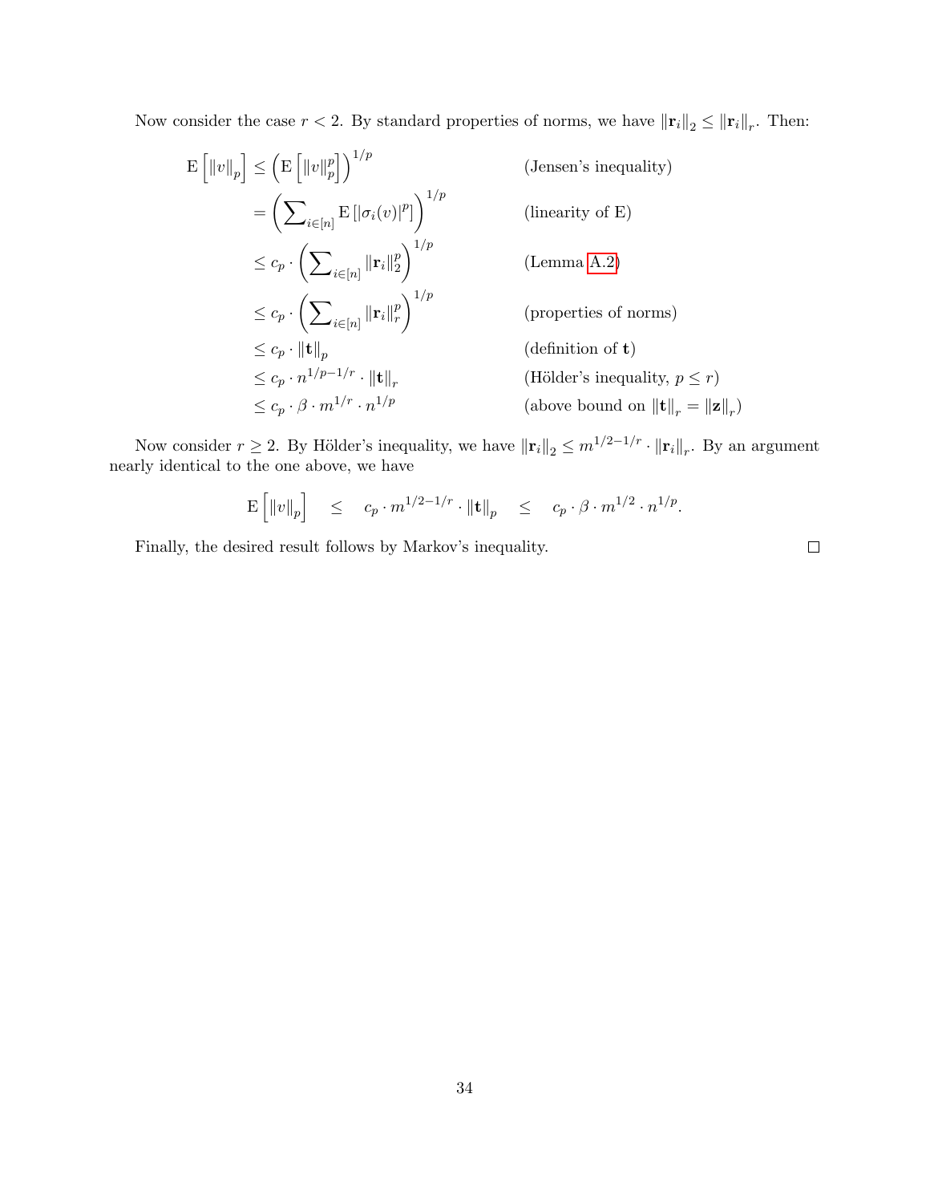Now consider the case $r < 2$. By standard properties of norms, we have $\|\mathbf{r}_i\|_2 \le \|\mathbf{r}_i\|_r$. Then:

$$
\begin{aligned}
\mathrm{E}\left[\|v\|_p\right] &\le \left(\mathrm{E}\left[\|v\|_p^p\right]\right)^{1/p} && \text{(Jensen's inequality)} \\
&= \left(\sum\nolimits_{i\in[n]} \mathrm{E}\left[|\sigma_i(v)|^p\right]\right)^{1/p} && \text{(linearity of E)} \\
&\le c_p \cdot \left(\sum\nolimits_{i\in[n]} \|\mathbf{r}_i\|_2^p\right)^{1/p} && \text{(Lemma A.2)} \\
&\le c_p \cdot \left(\sum\nolimits_{i\in[n]} \|\mathbf{r}_i\|_r^p\right)^{1/p} && \text{(properties of norms)} \\
&\le c_p \cdot \|\mathbf{t}\|_p && \text{(definition of } \mathbf{t}\text{)} \\
&\le c_p \cdot n^{1/p-1/r} \cdot \|\mathbf{t}\|_r && \text{(Hölder's inequality, } p \le r\text{)} \\
&\le c_p \cdot \beta \cdot m^{1/r} \cdot n^{1/p} && \text{(above bound on } \|\mathbf{t}\|_r = \|\mathbf{z}\|_r\text{)}
\end{aligned}
$$

Now consider $r \ge 2$. By Hölder's inequality, we have $\|\mathbf{r}_i\|_2 \le m^{1/2-1/r} \cdot \|\mathbf{r}_i\|_r$. By an argument nearly identical to the one above, we have

$$
\mathrm{E}\left[\|v\|_p\right] \quad \le \quad c_p \cdot m^{1/2-1/r} \cdot \|\mathbf{t}\|_p \quad \le \quad c_p \cdot \beta \cdot m^{1/2} \cdot n^{1/p}.
$$

Finally, the desired result follows by Markov's inequality. ☐